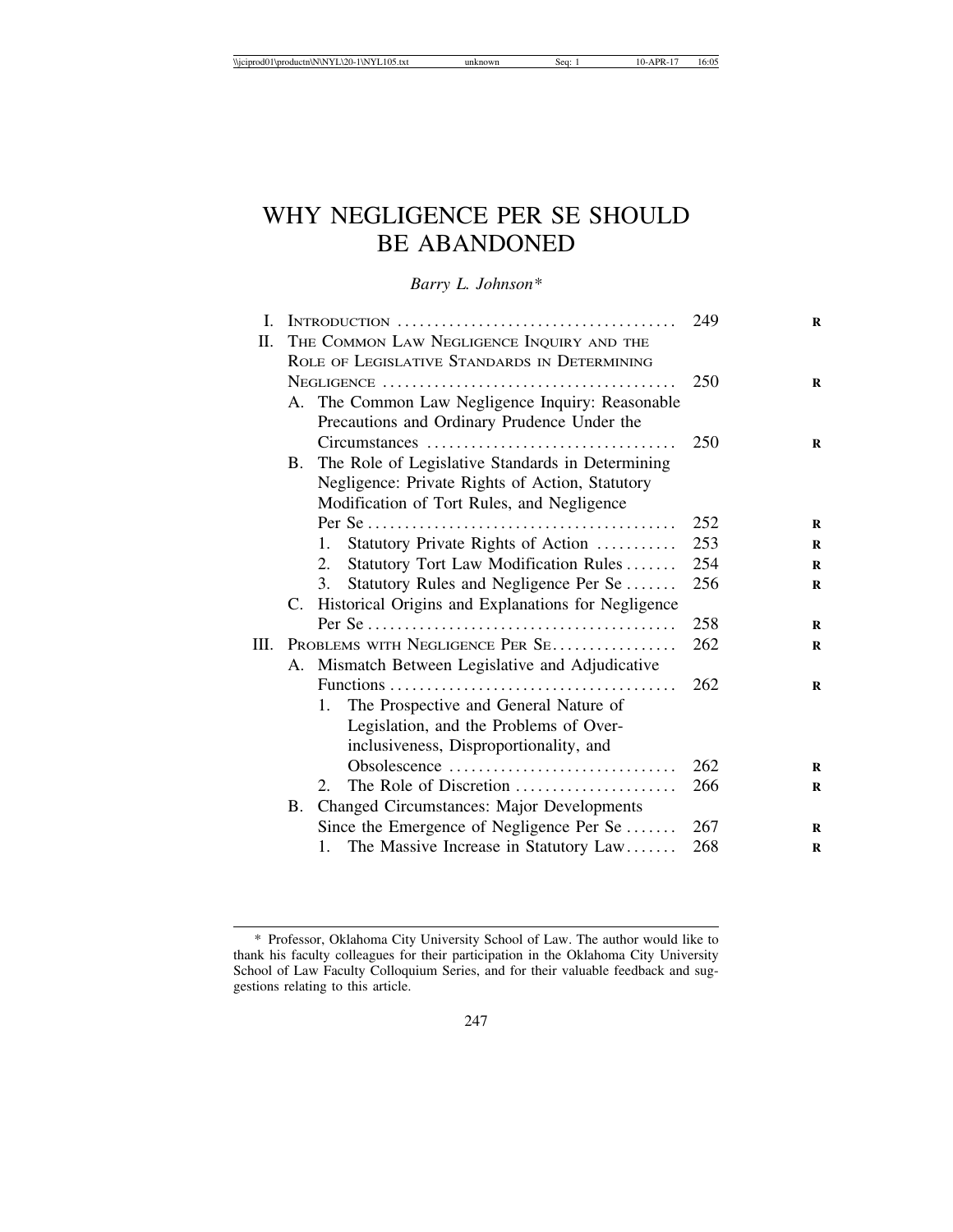# WHY NEGLIGENCE PER SE SHOULD BE ABANDONED

*Barry L. Johnson\**

I. Introduction ..................................... 249

II. The Common Law Negligence Inquiry and the Role of Legislative Standards in Determining Negligence ....................................... 250

- A. The Common Law Negligence Inquiry: Reasonable Precautions and Ordinary Prudence Under the Circumstances ................................. 250
- B. The Role of Legislative Standards in Determining Negligence: Private Rights of Action, Statutory Modification of Tort Rules, and Negligence Per Se ......................................... 252
  1. Statutory Private Rights of Action ........... 253
  2. Statutory Tort Law Modification Rules ....... 254
  3. Statutory Rules and Negligence Per Se ....... 256
- C. Historical Origins and Explanations for Negligence Per Se ......................................... 258

III. Problems with Negligence Per Se................. 262

- A. Mismatch Between Legislative and Adjudicative Functions ...................................... 262
  1. The Prospective and General Nature of Legislation, and the Problems of Over-inclusiveness, Disproportionality, and Obsolescence .............................. 262
  2. The Role of Discretion ..................... 266
- B. Changed Circumstances: Major Developments Since the Emergence of Negligence Per Se ....... 267
  1. The Massive Increase in Statutory Law....... 268

\* Professor, Oklahoma City University School of Law. The author would like to thank his faculty colleagues for their participation in the Oklahoma City University School of Law Faculty Colloquium Series, and for their valuable feedback and suggestions relating to this article.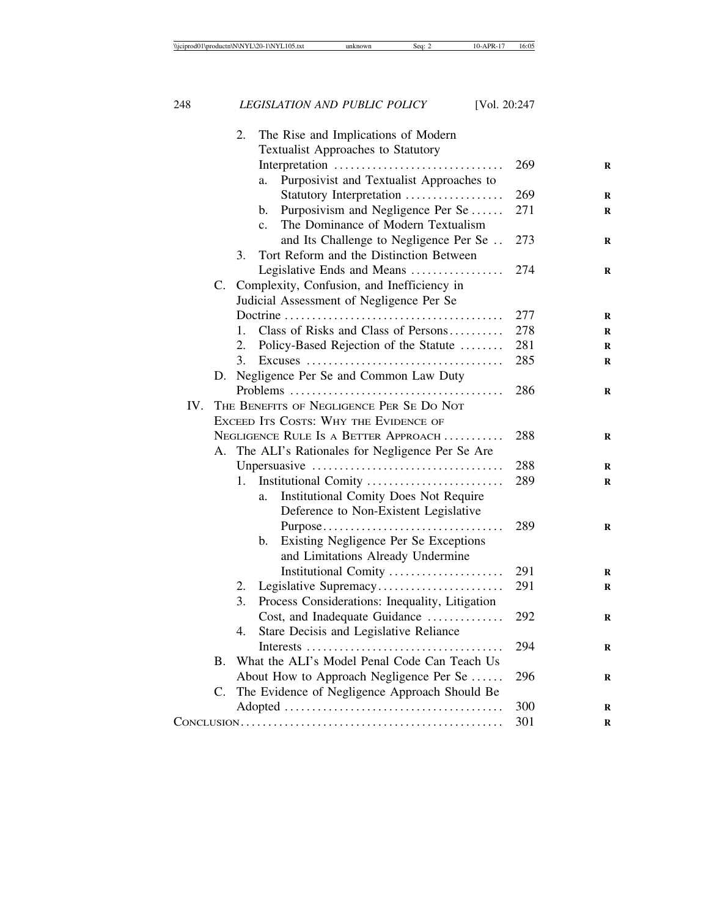2. The Rise and Implications of Modern Textualist Approaches to Statutory Interpretation ..... 269
   - a. Purposivist and Textualist Approaches to Statutory Interpretation ..... 269
   - b. Purposivism and Negligence Per Se ..... 271
   - c. The Dominance of Modern Textualism and Its Challenge to Negligence Per Se ..... 273

3. Tort Reform and the Distinction Between Legislative Ends and Means ..... 274

C. Complexity, Confusion, and Inefficiency in Judicial Assessment of Negligence Per Se Doctrine ..... 277
   1. Class of Risks and Class of Persons ..... 278
   2. Policy-Based Rejection of the Statute ..... 281
   3. Excuses ..... 285

D. Negligence Per Se and Common Law Duty Problems ..... 286

IV. THE BENEFITS OF NEGLIGENCE PER SE DO NOT EXCEED ITS COSTS: WHY THE EVIDENCE OF NEGLIGENCE RULE IS A BETTER APPROACH ..... 288

A. The ALI's Rationales for Negligence Per Se Are Unpersuasive ..... 288
   1. Institutional Comity ..... 289
      - a. Institutional Comity Does Not Require Deference to Non-Existent Legislative Purpose ..... 289
      - b. Existing Negligence Per Se Exceptions and Limitations Already Undermine Institutional Comity ..... 291
   2. Legislative Supremacy ..... 291
   3. Process Considerations: Inequality, Litigation Cost, and Inadequate Guidance ..... 292
   4. Stare Decisis and Legislative Reliance Interests ..... 294

B. What the ALI's Model Penal Code Can Teach Us About How to Approach Negligence Per Se ..... 296

C. The Evidence of Negligence Approach Should Be Adopted ..... 300

CONCLUSION ..... 301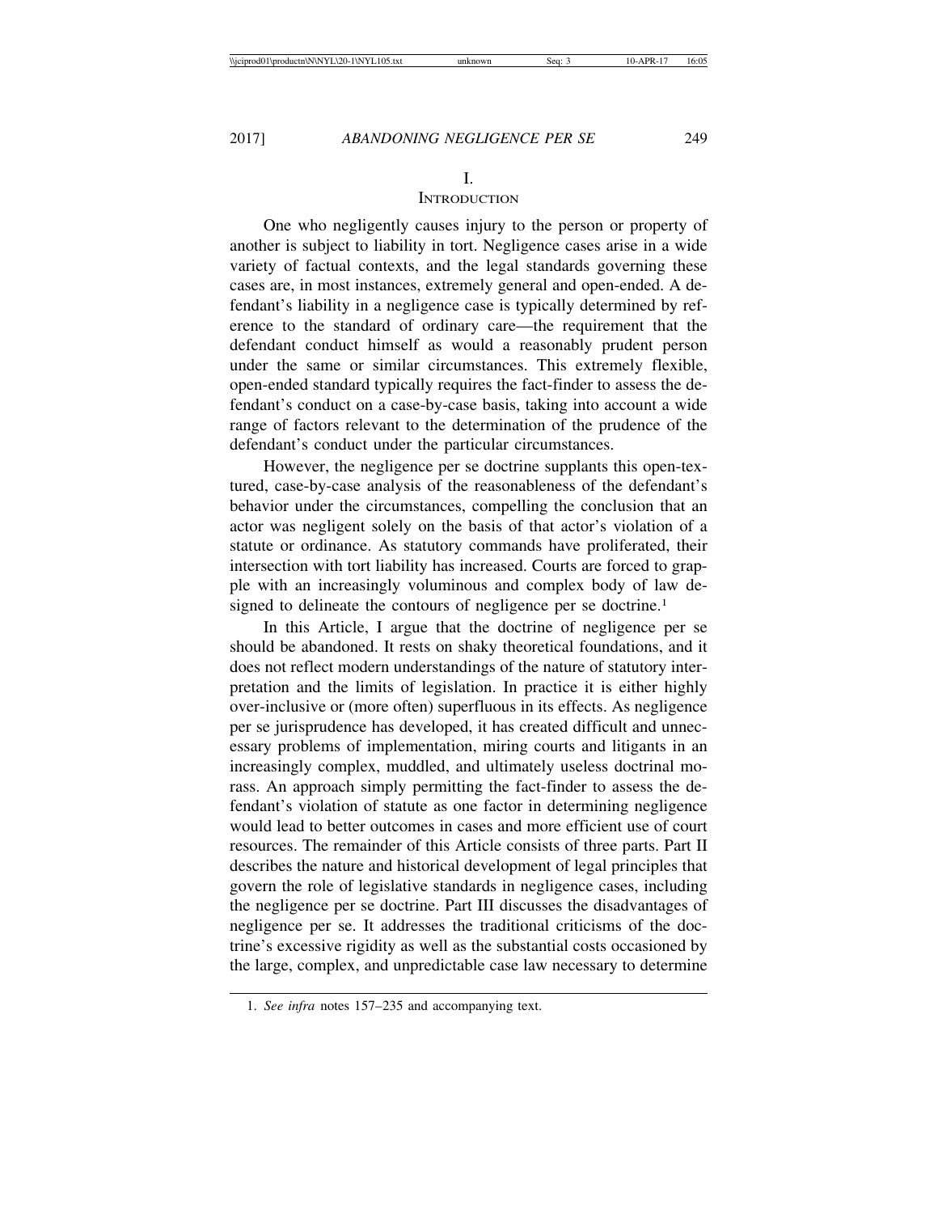# I.
# INTRODUCTION

One who negligently causes injury to the person or property of another is subject to liability in tort. Negligence cases arise in a wide variety of factual contexts, and the legal standards governing these cases are, in most instances, extremely general and open-ended. A defendant's liability in a negligence case is typically determined by reference to the standard of ordinary care—the requirement that the defendant conduct himself as would a reasonably prudent person under the same or similar circumstances. This extremely flexible, open-ended standard typically requires the fact-finder to assess the defendant's conduct on a case-by-case basis, taking into account a wide range of factors relevant to the determination of the prudence of the defendant's conduct under the particular circumstances.

However, the negligence per se doctrine supplants this open-textured, case-by-case analysis of the reasonableness of the defendant's behavior under the circumstances, compelling the conclusion that an actor was negligent solely on the basis of that actor's violation of a statute or ordinance. As statutory commands have proliferated, their intersection with tort liability has increased. Courts are forced to grapple with an increasingly voluminous and complex body of law designed to delineate the contours of negligence per se doctrine.[1]

In this Article, I argue that the doctrine of negligence per se should be abandoned. It rests on shaky theoretical foundations, and it does not reflect modern understandings of the nature of statutory interpretation and the limits of legislation. In practice it is either highly over-inclusive or (more often) superfluous in its effects. As negligence per se jurisprudence has developed, it has created difficult and unnecessary problems of implementation, miring courts and litigants in an increasingly complex, muddled, and ultimately useless doctrinal morass. An approach simply permitting the fact-finder to assess the defendant's violation of statute as one factor in determining negligence would lead to better outcomes in cases and more efficient use of court resources. The remainder of this Article consists of three parts. Part II describes the nature and historical development of legal principles that govern the role of legislative standards in negligence cases, including the negligence per se doctrine. Part III discusses the disadvantages of negligence per se. It addresses the traditional criticisms of the doctrine's excessive rigidity as well as the substantial costs occasioned by the large, complex, and unpredictable case law necessary to determine

1. *See infra* notes 157–235 and accompanying text.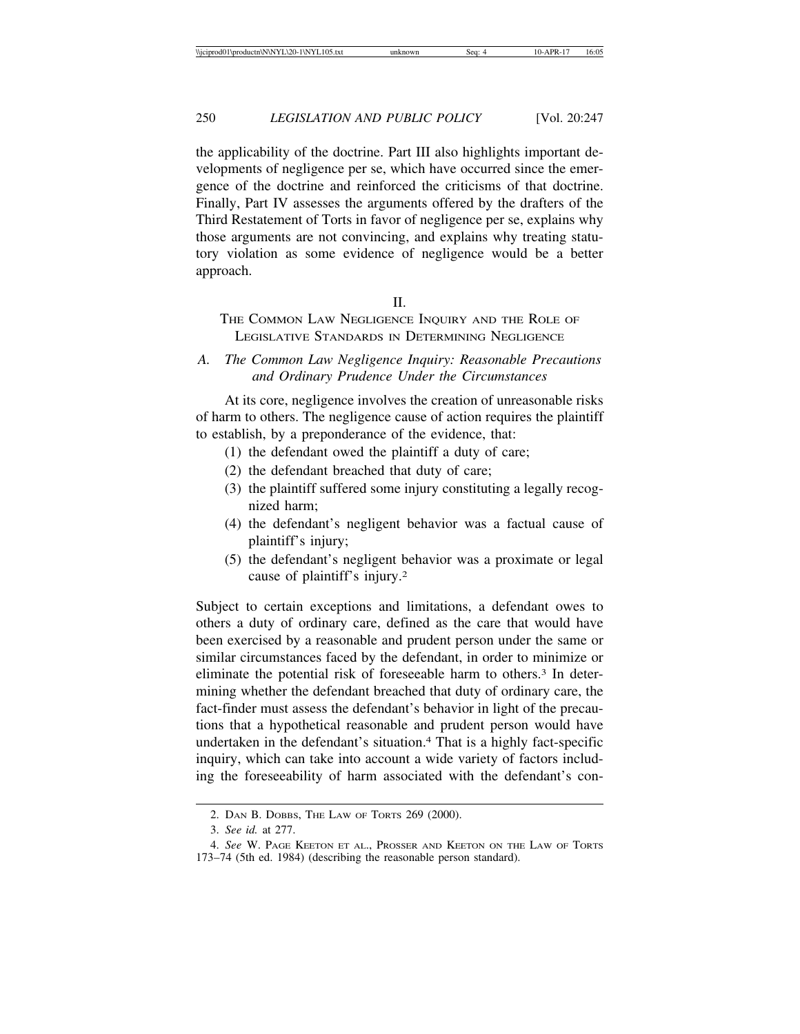the applicability of the doctrine. Part III also highlights important developments of negligence per se, which have occurred since the emergence of the doctrine and reinforced the criticisms of that doctrine. Finally, Part IV assesses the arguments offered by the drafters of the Third Restatement of Torts in favor of negligence per se, explains why those arguments are not convincing, and explains why treating statutory violation as some evidence of negligence would be a better approach.

## II. THE COMMON LAW NEGLIGENCE INQUIRY AND THE ROLE OF LEGISLATIVE STANDARDS IN DETERMINING NEGLIGENCE

### A. *The Common Law Negligence Inquiry: Reasonable Precautions and Ordinary Prudence Under the Circumstances*

At its core, negligence involves the creation of unreasonable risks of harm to others. The negligence cause of action requires the plaintiff to establish, by a preponderance of the evidence, that:

(1) the defendant owed the plaintiff a duty of care;
(2) the defendant breached that duty of care;
(3) the plaintiff suffered some injury constituting a legally recognized harm;
(4) the defendant's negligent behavior was a factual cause of plaintiff's injury;
(5) the defendant's negligent behavior was a proximate or legal cause of plaintiff's injury.[2]

Subject to certain exceptions and limitations, a defendant owes to others a duty of ordinary care, defined as the care that would have been exercised by a reasonable and prudent person under the same or similar circumstances faced by the defendant, in order to minimize or eliminate the potential risk of foreseeable harm to others.[3] In determining whether the defendant breached that duty of ordinary care, the fact-finder must assess the defendant's behavior in light of the precautions that a hypothetical reasonable and prudent person would have undertaken in the defendant's situation.[4] That is a highly fact-specific inquiry, which can take into account a wide variety of factors including the foreseeability of harm associated with the defendant's con-

2. DAN B. DOBBS, THE LAW OF TORTS 269 (2000).

3. *See id.* at 277.

4. *See* W. PAGE KEETON ET AL., PROSSER AND KEETON ON THE LAW OF TORTS 173–74 (5th ed. 1984) (describing the reasonable person standard).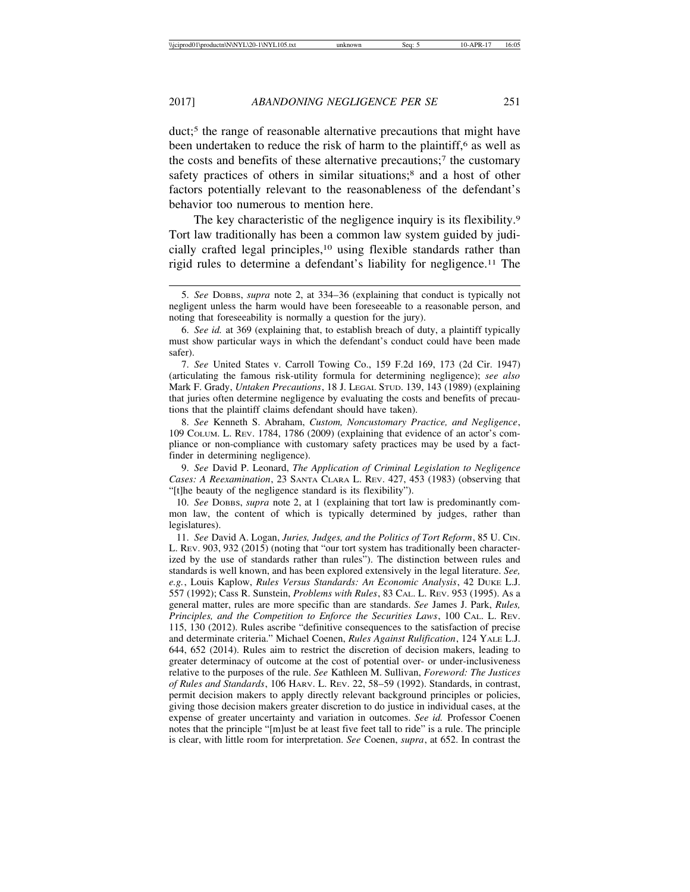duct;[5] the range of reasonable alternative precautions that might have been undertaken to reduce the risk of harm to the plaintiff,[6] as well as the costs and benefits of these alternative precautions;[7] the customary safety practices of others in similar situations;[8] and a host of other factors potentially relevant to the reasonableness of the defendant's behavior too numerous to mention here.

The key characteristic of the negligence inquiry is its flexibility.[9] Tort law traditionally has been a common law system guided by judicially crafted legal principles,[10] using flexible standards rather than rigid rules to determine a defendant's liability for negligence.[11] The

---

5. *See* DOBBS, *supra* note 2, at 334–36 (explaining that conduct is typically not negligent unless the harm would have been foreseeable to a reasonable person, and noting that foreseeability is normally a question for the jury).

6. *See id.* at 369 (explaining that, to establish breach of duty, a plaintiff typically must show particular ways in which the defendant's conduct could have been made safer).

7. *See* United States v. Carroll Towing Co., 159 F.2d 169, 173 (2d Cir. 1947) (articulating the famous risk-utility formula for determining negligence); *see also* Mark F. Grady, *Untaken Precautions*, 18 J. LEGAL STUD. 139, 143 (1989) (explaining that juries often determine negligence by evaluating the costs and benefits of precautions that the plaintiff claims defendant should have taken).

8. *See* Kenneth S. Abraham, *Custom, Noncustomary Practice, and Negligence*, 109 COLUM. L. REV. 1784, 1786 (2009) (explaining that evidence of an actor's compliance or non-compliance with customary safety practices may be used by a fact-finder in determining negligence).

9. *See* David P. Leonard, *The Application of Criminal Legislation to Negligence Cases: A Reexamination*, 23 SANTA CLARA L. REV. 427, 453 (1983) (observing that "[t]he beauty of the negligence standard is its flexibility").

10. *See* DOBBS, *supra* note 2, at 1 (explaining that tort law is predominantly common law, the content of which is typically determined by judges, rather than legislatures).

11. *See* David A. Logan, *Juries, Judges, and the Politics of Tort Reform*, 85 U. CIN. L. REV. 903, 932 (2015) (noting that "our tort system has traditionally been characterized by the use of standards rather than rules"). The distinction between rules and standards is well known, and has been explored extensively in the legal literature. *See, e.g.*, Louis Kaplow, *Rules Versus Standards: An Economic Analysis*, 42 DUKE L.J. 557 (1992); Cass R. Sunstein, *Problems with Rules*, 83 CAL. L. REV. 953 (1995). As a general matter, rules are more specific than are standards. *See* James J. Park, *Rules, Principles, and the Competition to Enforce the Securities Laws*, 100 CAL. L. REV. 115, 130 (2012). Rules ascribe "definitive consequences to the satisfaction of precise and determinate criteria." Michael Coenen, *Rules Against Rulification*, 124 YALE L.J. 644, 652 (2014). Rules aim to restrict the discretion of decision makers, leading to greater determinacy of outcome at the cost of potential over- or under-inclusiveness relative to the purposes of the rule. *See* Kathleen M. Sullivan, *Foreword: The Justices of Rules and Standards*, 106 HARV. L. REV. 22, 58–59 (1992). Standards, in contrast, permit decision makers to apply directly relevant background principles or policies, giving those decision makers greater discretion to do justice in individual cases, at the expense of greater uncertainty and variation in outcomes. *See id.* Professor Coenen notes that the principle "[m]ust be at least five feet tall to ride" is a rule. The principle is clear, with little room for interpretation. *See* Coenen, *supra*, at 652. In contrast the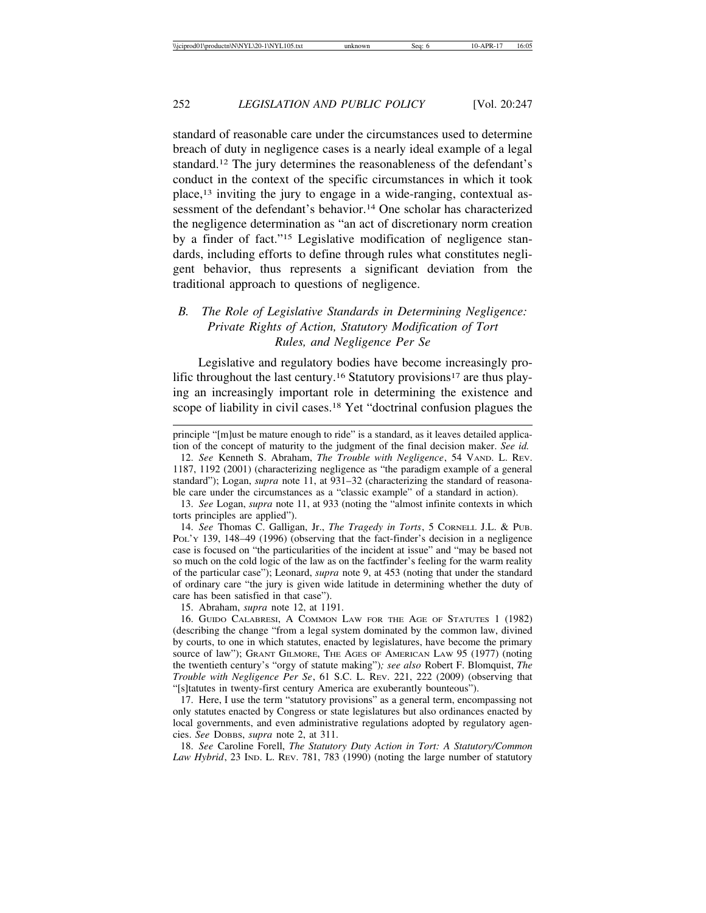standard of reasonable care under the circumstances used to determine breach of duty in negligence cases is a nearly ideal example of a legal standard.[12] The jury determines the reasonableness of the defendant's conduct in the context of the specific circumstances in which it took place,[13] inviting the jury to engage in a wide-ranging, contextual assessment of the defendant's behavior.[14] One scholar has characterized the negligence determination as "an act of discretionary norm creation by a finder of fact."[15] Legislative modification of negligence standards, including efforts to define through rules what constitutes negligent behavior, thus represents a significant deviation from the traditional approach to questions of negligence.

### *B. The Role of Legislative Standards in Determining Negligence: Private Rights of Action, Statutory Modification of Tort Rules, and Negligence Per Se*

Legislative and regulatory bodies have become increasingly prolific throughout the last century.[16] Statutory provisions[17] are thus playing an increasingly important role in determining the existence and scope of liability in civil cases.[18] Yet "doctrinal confusion plagues the

---

principle "[m]ust be mature enough to ride" is a standard, as it leaves detailed application of the concept of maturity to the judgment of the final decision maker. *See id.*

12. *See* Kenneth S. Abraham, *The Trouble with Negligence*, 54 VAND. L. REV. 1187, 1192 (2001) (characterizing negligence as "the paradigm example of a general standard"); Logan, *supra* note 11, at 931–32 (characterizing the standard of reasonable care under the circumstances as a "classic example" of a standard in action).

13. *See* Logan, *supra* note 11, at 933 (noting the "almost infinite contexts in which torts principles are applied").

14. *See* Thomas C. Galligan, Jr., *The Tragedy in Torts*, 5 CORNELL J.L. & PUB. POL'Y 139, 148–49 (1996) (observing that the fact-finder's decision in a negligence case is focused on "the particularities of the incident at issue" and "may be based not so much on the cold logic of the law as on the factfinder's feeling for the warm reality of the particular case"); Leonard, *supra* note 9, at 453 (noting that under the standard of ordinary care "the jury is given wide latitude in determining whether the duty of care has been satisfied in that case").

15. Abraham, *supra* note 12, at 1191.

16. GUIDO CALABRESI, A COMMON LAW FOR THE AGE OF STATUTES 1 (1982) (describing the change "from a legal system dominated by the common law, divined by courts, to one in which statutes, enacted by legislatures, have become the primary source of law"); GRANT GILMORE, THE AGES OF AMERICAN LAW 95 (1977) (noting the twentieth century's "orgy of statute making")*; see also* Robert F. Blomquist, *The Trouble with Negligence Per Se*, 61 S.C. L. REV. 221, 222 (2009) (observing that "[s]tatutes in twenty-first century America are exuberantly bounteous").

17. Here, I use the term "statutory provisions" as a general term, encompassing not only statutes enacted by Congress or state legislatures but also ordinances enacted by local governments, and even administrative regulations adopted by regulatory agencies. *See* DOBBS, *supra* note 2, at 311.

18. *See* Caroline Forell, *The Statutory Duty Action in Tort: A Statutory/Common Law Hybrid*, 23 IND. L. REV. 781, 783 (1990) (noting the large number of statutory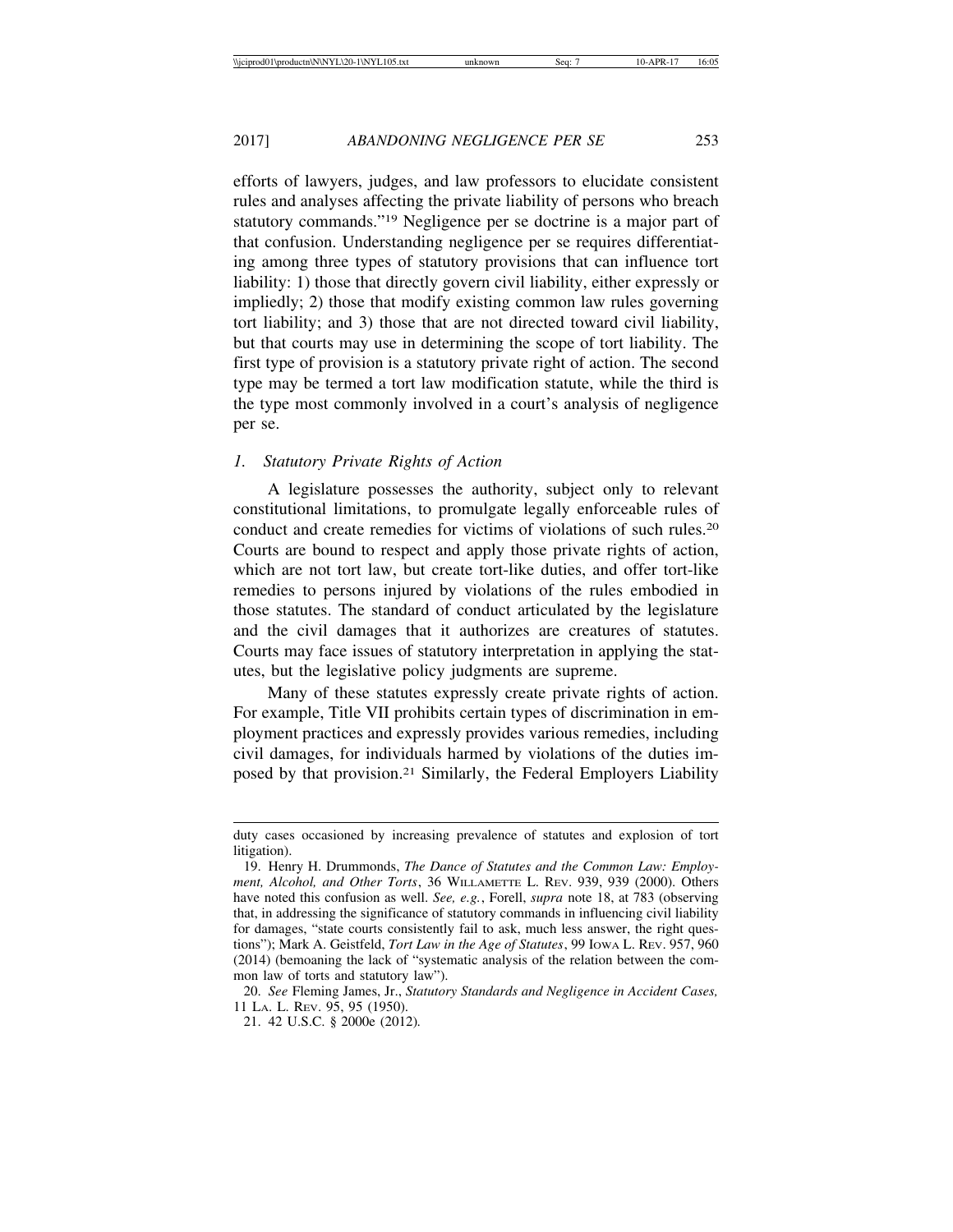efforts of lawyers, judges, and law professors to elucidate consistent rules and analyses affecting the private liability of persons who breach statutory commands."[19] Negligence per se doctrine is a major part of that confusion. Understanding negligence per se requires differentiating among three types of statutory provisions that can influence tort liability: 1) those that directly govern civil liability, either expressly or impliedly; 2) those that modify existing common law rules governing tort liability; and 3) those that are not directed toward civil liability, but that courts may use in determining the scope of tort liability. The first type of provision is a statutory private right of action. The second type may be termed a tort law modification statute, while the third is the type most commonly involved in a court's analysis of negligence per se.

### *1. Statutory Private Rights of Action*

A legislature possesses the authority, subject only to relevant constitutional limitations, to promulgate legally enforceable rules of conduct and create remedies for victims of violations of such rules.[20] Courts are bound to respect and apply those private rights of action, which are not tort law, but create tort-like duties, and offer tort-like remedies to persons injured by violations of the rules embodied in those statutes. The standard of conduct articulated by the legislature and the civil damages that it authorizes are creatures of statutes. Courts may face issues of statutory interpretation in applying the statutes, but the legislative policy judgments are supreme.

Many of these statutes expressly create private rights of action. For example, Title VII prohibits certain types of discrimination in employment practices and expressly provides various remedies, including civil damages, for individuals harmed by violations of the duties imposed by that provision.[21] Similarly, the Federal Employers Liability

---

duty cases occasioned by increasing prevalence of statutes and explosion of tort litigation).

19. Henry H. Drummonds, *The Dance of Statutes and the Common Law: Employment, Alcohol, and Other Torts*, 36 Willamette L. Rev. 939, 939 (2000). Others have noted this confusion as well. *See, e.g.*, Forell, *supra* note 18, at 783 (observing that, in addressing the significance of statutory commands in influencing civil liability for damages, "state courts consistently fail to ask, much less answer, the right questions"); Mark A. Geistfeld, *Tort Law in the Age of Statutes*, 99 Iowa L. Rev. 957, 960 (2014) (bemoaning the lack of "systematic analysis of the relation between the common law of torts and statutory law").

20. *See* Fleming James, Jr., *Statutory Standards and Negligence in Accident Cases,* 11 La. L. Rev. 95, 95 (1950).

21. 42 U.S.C. § 2000e (2012).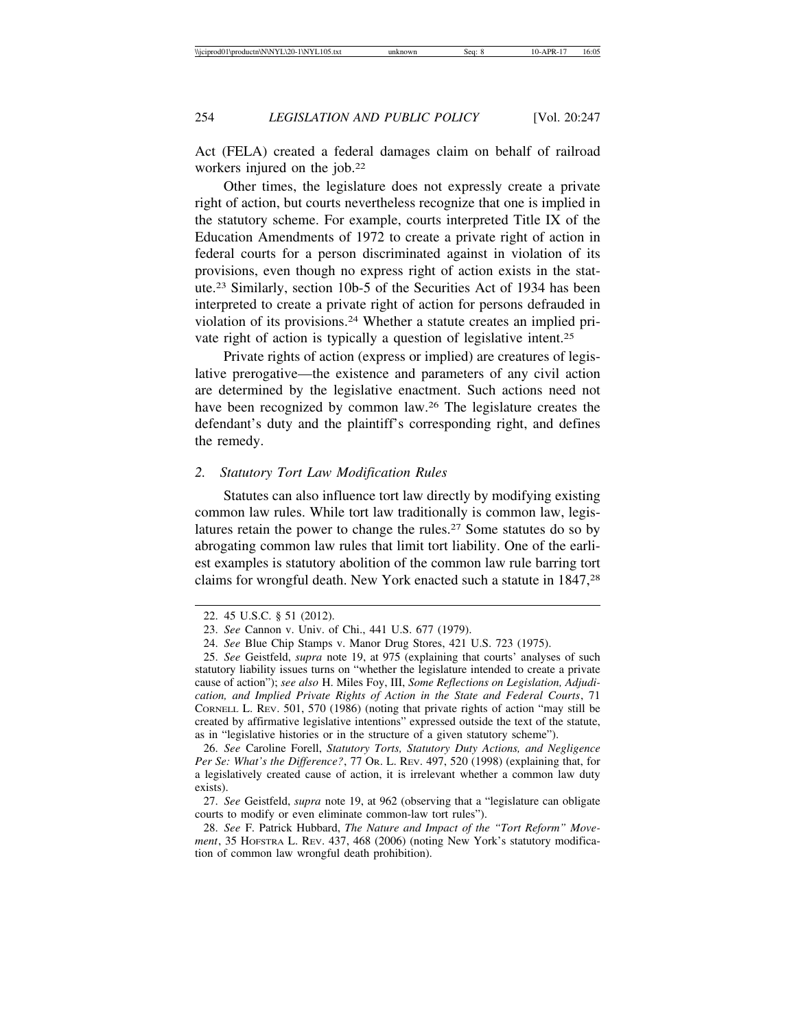Act (FELA) created a federal damages claim on behalf of railroad workers injured on the job.[22]

Other times, the legislature does not expressly create a private right of action, but courts nevertheless recognize that one is implied in the statutory scheme. For example, courts interpreted Title IX of the Education Amendments of 1972 to create a private right of action in federal courts for a person discriminated against in violation of its provisions, even though no express right of action exists in the statute.[23] Similarly, section 10b-5 of the Securities Act of 1934 has been interpreted to create a private right of action for persons defrauded in violation of its provisions.[24] Whether a statute creates an implied private right of action is typically a question of legislative intent.[25]

Private rights of action (express or implied) are creatures of legislative prerogative—the existence and parameters of any civil action are determined by the legislative enactment. Such actions need not have been recognized by common law.[26] The legislature creates the defendant's duty and the plaintiff's corresponding right, and defines the remedy.

### 2. *Statutory Tort Law Modification Rules*

Statutes can also influence tort law directly by modifying existing common law rules. While tort law traditionally is common law, legislatures retain the power to change the rules.[27] Some statutes do so by abrogating common law rules that limit tort liability. One of the earliest examples is statutory abolition of the common law rule barring tort claims for wrongful death. New York enacted such a statute in 1847,[28]

---

22. 45 U.S.C. § 51 (2012).

23. *See* Cannon v. Univ. of Chi., 441 U.S. 677 (1979).

24. *See* Blue Chip Stamps v. Manor Drug Stores, 421 U.S. 723 (1975).

25. *See* Geistfeld, *supra* note 19, at 975 (explaining that courts' analyses of such statutory liability issues turns on "whether the legislature intended to create a private cause of action"); *see also* H. Miles Foy, III, *Some Reflections on Legislation, Adjudication, and Implied Private Rights of Action in the State and Federal Courts*, 71 CORNELL L. REV. 501, 570 (1986) (noting that private rights of action "may still be created by affirmative legislative intentions" expressed outside the text of the statute, as in "legislative histories or in the structure of a given statutory scheme").

26. *See* Caroline Forell, *Statutory Torts, Statutory Duty Actions, and Negligence Per Se: What's the Difference?*, 77 OR. L. REV. 497, 520 (1998) (explaining that, for a legislatively created cause of action, it is irrelevant whether a common law duty exists).

27. *See* Geistfeld, *supra* note 19, at 962 (observing that a "legislature can obligate courts to modify or even eliminate common-law tort rules").

28. *See* F. Patrick Hubbard, *The Nature and Impact of the "Tort Reform" Movement*, 35 HOFSTRA L. REV. 437, 468 (2006) (noting New York's statutory modification of common law wrongful death prohibition).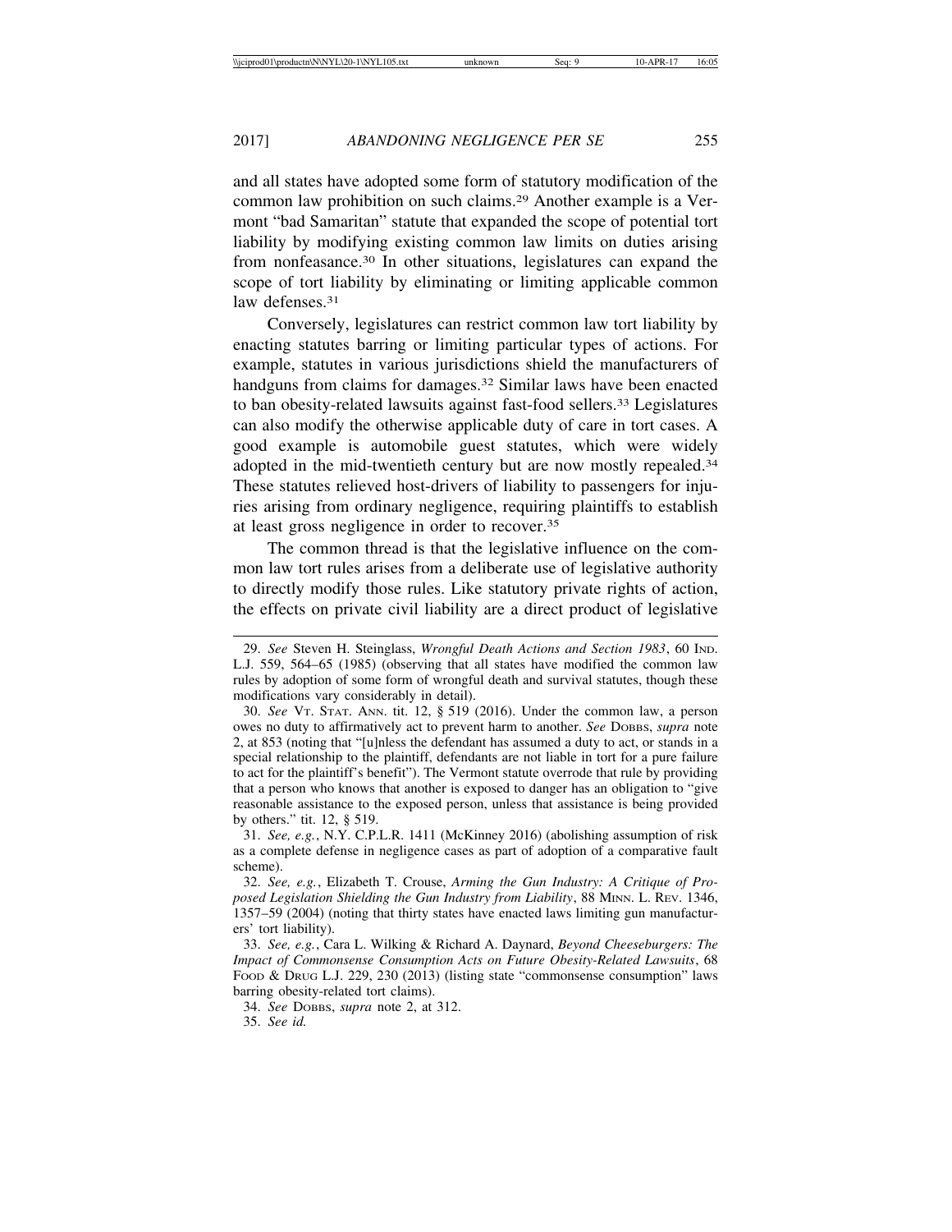and all states have adopted some form of statutory modification of the common law prohibition on such claims.[29] Another example is a Vermont "bad Samaritan" statute that expanded the scope of potential tort liability by modifying existing common law limits on duties arising from nonfeasance.[30] In other situations, legislatures can expand the scope of tort liability by eliminating or limiting applicable common law defenses.[31]

Conversely, legislatures can restrict common law tort liability by enacting statutes barring or limiting particular types of actions. For example, statutes in various jurisdictions shield the manufacturers of handguns from claims for damages.[32] Similar laws have been enacted to ban obesity-related lawsuits against fast-food sellers.[33] Legislatures can also modify the otherwise applicable duty of care in tort cases. A good example is automobile guest statutes, which were widely adopted in the mid-twentieth century but are now mostly repealed.[34] These statutes relieved host-drivers of liability to passengers for injuries arising from ordinary negligence, requiring plaintiffs to establish at least gross negligence in order to recover.[35]

The common thread is that the legislative influence on the common law tort rules arises from a deliberate use of legislative authority to directly modify those rules. Like statutory private rights of action, the effects on private civil liability are a direct product of legislative

---

29. *See* Steven H. Steinglass, *Wrongful Death Actions and Section 1983*, 60 IND. L.J. 559, 564–65 (1985) (observing that all states have modified the common law rules by adoption of some form of wrongful death and survival statutes, though these modifications vary considerably in detail).

30. *See* VT. STAT. ANN. tit. 12, § 519 (2016). Under the common law, a person owes no duty to affirmatively act to prevent harm to another. *See* DOBBS, *supra* note 2, at 853 (noting that "[u]nless the defendant has assumed a duty to act, or stands in a special relationship to the plaintiff, defendants are not liable in tort for a pure failure to act for the plaintiff's benefit"). The Vermont statute overrode that rule by providing that a person who knows that another is exposed to danger has an obligation to "give reasonable assistance to the exposed person, unless that assistance is being provided by others." tit. 12, § 519.

31. *See, e.g.*, N.Y. C.P.L.R. 1411 (McKinney 2016) (abolishing assumption of risk as a complete defense in negligence cases as part of adoption of a comparative fault scheme).

32. *See, e.g.*, Elizabeth T. Crouse, *Arming the Gun Industry: A Critique of Proposed Legislation Shielding the Gun Industry from Liability*, 88 MINN. L. REV. 1346, 1357–59 (2004) (noting that thirty states have enacted laws limiting gun manufacturers' tort liability).

33. *See, e.g.*, Cara L. Wilking & Richard A. Daynard, *Beyond Cheeseburgers: The Impact of Commonsense Consumption Acts on Future Obesity-Related Lawsuits*, 68 FOOD & DRUG L.J. 229, 230 (2013) (listing state "commonsense consumption" laws barring obesity-related tort claims).

34. *See* DOBBS, *supra* note 2, at 312.

35. *See id.*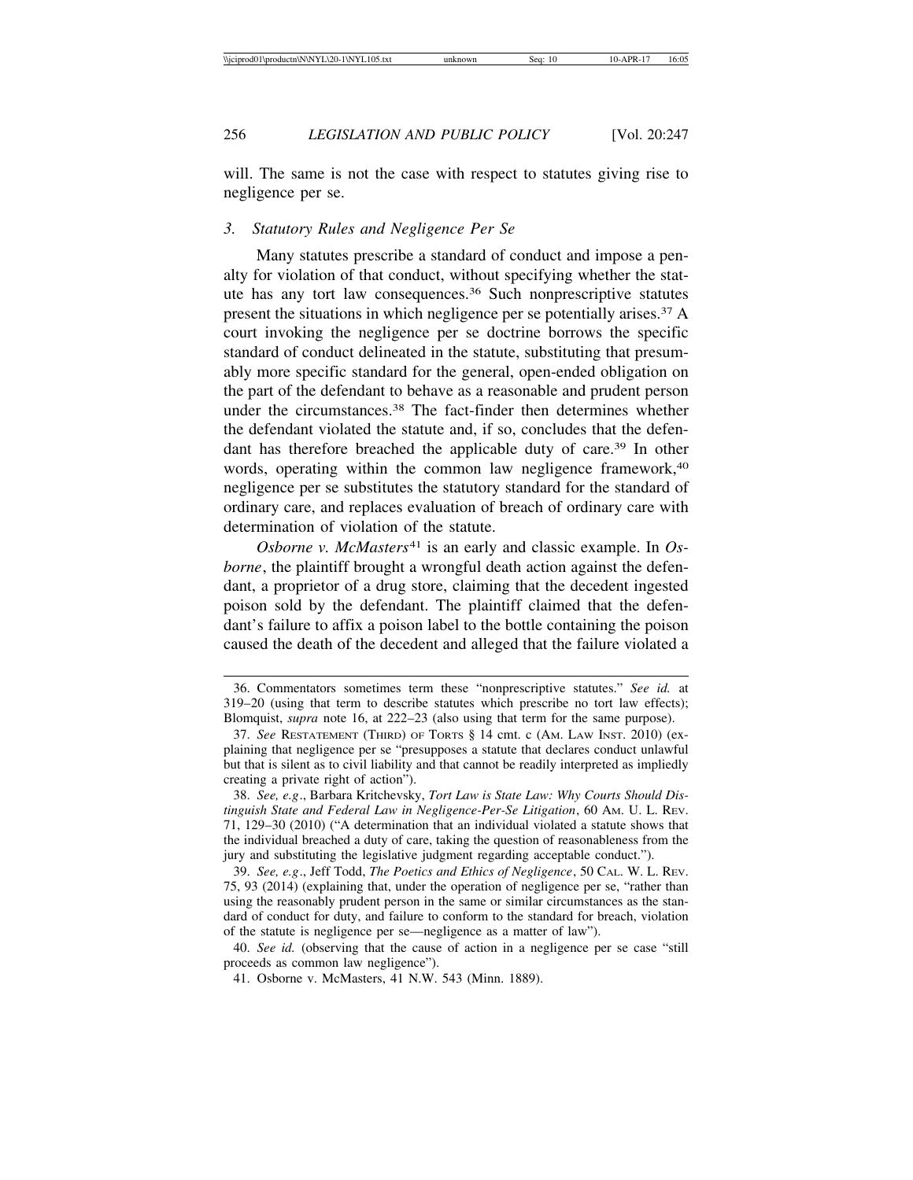will. The same is not the case with respect to statutes giving rise to negligence per se.

### 3. *Statutory Rules and Negligence Per Se*

Many statutes prescribe a standard of conduct and impose a penalty for violation of that conduct, without specifying whether the statute has any tort law consequences.[36] Such nonprescriptive statutes present the situations in which negligence per se potentially arises.[37] A court invoking the negligence per se doctrine borrows the specific standard of conduct delineated in the statute, substituting that presumably more specific standard for the general, open-ended obligation on the part of the defendant to behave as a reasonable and prudent person under the circumstances.[38] The fact-finder then determines whether the defendant violated the statute and, if so, concludes that the defendant has therefore breached the applicable duty of care.[39] In other words, operating within the common law negligence framework,[40] negligence per se substitutes the statutory standard for the standard of ordinary care, and replaces evaluation of breach of ordinary care with determination of violation of the statute.

*Osborne v. McMasters*[41] is an early and classic example. In *Osborne*, the plaintiff brought a wrongful death action against the defendant, a proprietor of a drug store, claiming that the decedent ingested poison sold by the defendant. The plaintiff claimed that the defendant's failure to affix a poison label to the bottle containing the poison caused the death of the decedent and alleged that the failure violated a

---

36. Commentators sometimes term these "nonprescriptive statutes." *See id.* at 319–20 (using that term to describe statutes which prescribe no tort law effects); Blomquist, *supra* note 16, at 222–23 (also using that term for the same purpose).

37. *See* RESTATEMENT (THIRD) OF TORTS § 14 cmt. c (AM. LAW INST. 2010) (explaining that negligence per se "presupposes a statute that declares conduct unlawful but that is silent as to civil liability and that cannot be readily interpreted as impliedly creating a private right of action").

38. *See, e.g.*, Barbara Kritchevsky, *Tort Law is State Law: Why Courts Should Distinguish State and Federal Law in Negligence-Per-Se Litigation*, 60 AM. U. L. REV. 71, 129–30 (2010) ("A determination that an individual violated a statute shows that the individual breached a duty of care, taking the question of reasonableness from the jury and substituting the legislative judgment regarding acceptable conduct.").

39. *See, e.g.*, Jeff Todd, *The Poetics and Ethics of Negligence*, 50 CAL. W. L. REV. 75, 93 (2014) (explaining that, under the operation of negligence per se, "rather than using the reasonably prudent person in the same or similar circumstances as the standard of conduct for duty, and failure to conform to the standard for breach, violation of the statute is negligence per se—negligence as a matter of law").

40. *See id.* (observing that the cause of action in a negligence per se case "still proceeds as common law negligence").

41. Osborne v. McMasters, 41 N.W. 543 (Minn. 1889).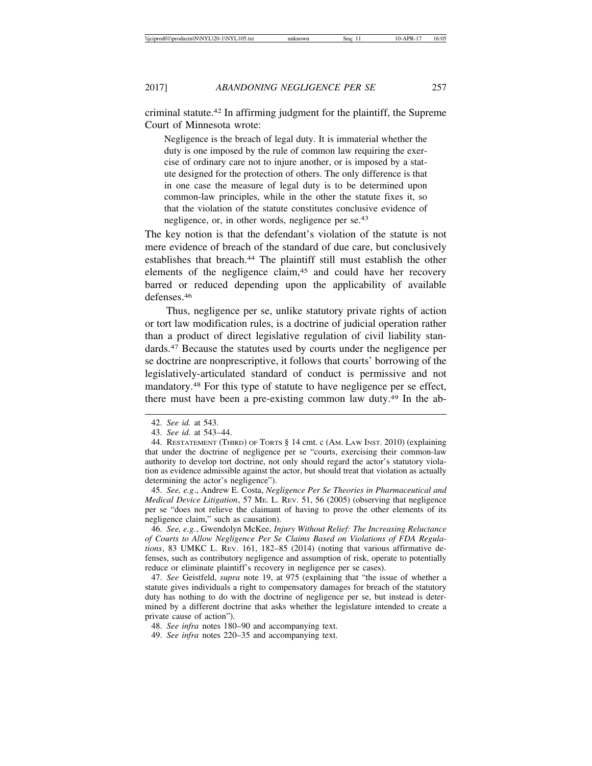criminal statute.[42] In affirming judgment for the plaintiff, the Supreme Court of Minnesota wrote:

> Negligence is the breach of legal duty. It is immaterial whether the duty is one imposed by the rule of common law requiring the exercise of ordinary care not to injure another, or is imposed by a statute designed for the protection of others. The only difference is that in one case the measure of legal duty is to be determined upon common-law principles, while in the other the statute fixes it, so that the violation of the statute constitutes conclusive evidence of negligence, or, in other words, negligence per se.[43]

The key notion is that the defendant's violation of the statute is not mere evidence of breach of the standard of due care, but conclusively establishes that breach.[44] The plaintiff still must establish the other elements of the negligence claim,[45] and could have her recovery barred or reduced depending upon the applicability of available defenses.[46]

Thus, negligence per se, unlike statutory private rights of action or tort law modification rules, is a doctrine of judicial operation rather than a product of direct legislative regulation of civil liability standards.[47] Because the statutes used by courts under the negligence per se doctrine are nonprescriptive, it follows that courts' borrowing of the legislatively-articulated standard of conduct is permissive and not mandatory.[48] For this type of statute to have negligence per se effect, there must have been a pre-existing common law duty.[49] In the ab-

---

42. *See id.* at 543.

43. *See id.* at 543–44.

44. RESTATEMENT (THIRD) OF TORTS § 14 cmt. c (AM. LAW INST. 2010) (explaining that under the doctrine of negligence per se "courts, exercising their common-law authority to develop tort doctrine, not only should regard the actor's statutory violation as evidence admissible against the actor, but should treat that violation as actually determining the actor's negligence").

45. *See, e.g*., Andrew E. Costa, *Negligence Per Se Theories in Pharmaceutical and Medical Device Litigation*, 57 ME. L. REV. 51, 56 (2005) (observing that negligence per se "does not relieve the claimant of having to prove the other elements of its negligence claim," such as causation).

46. *See, e.g.*, Gwendolyn McKee, *Injury Without Relief: The Increasing Reluctance of Courts to Allow Negligence Per Se Claims Based on Violations of FDA Regulations*, 83 UMKC L. REV. 161, 182–85 (2014) (noting that various affirmative defenses, such as contributory negligence and assumption of risk, operate to potentially reduce or eliminate plaintiff's recovery in negligence per se cases).

47. *See* Geistfeld, *supra* note 19, at 975 (explaining that "the issue of whether a statute gives individuals a right to compensatory damages for breach of the statutory duty has nothing to do with the doctrine of negligence per se, but instead is determined by a different doctrine that asks whether the legislature intended to create a private cause of action").

48. *See infra* notes 180–90 and accompanying text.

49. *See infra* notes 220–35 and accompanying text.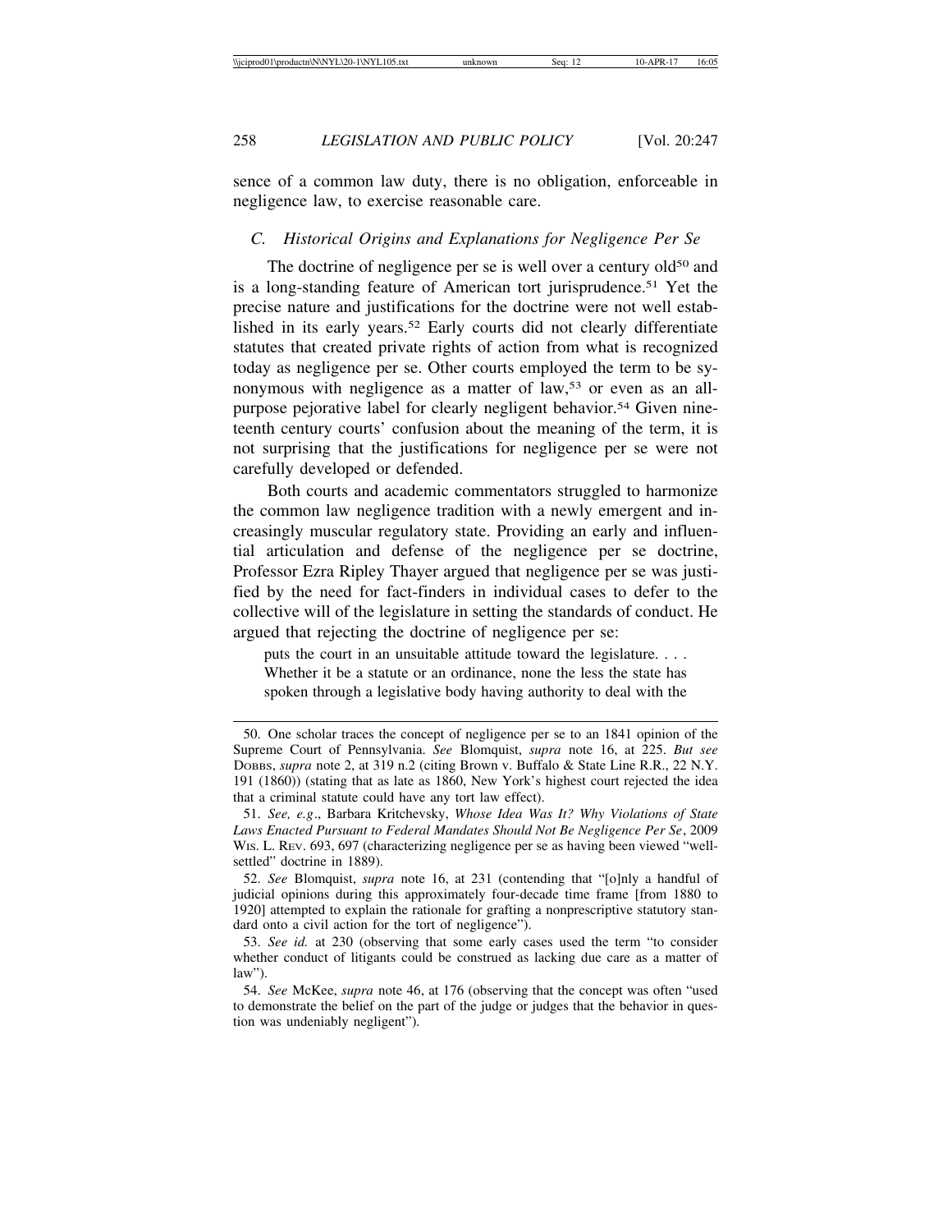sence of a common law duty, there is no obligation, enforceable in negligence law, to exercise reasonable care.

### *C. Historical Origins and Explanations for Negligence Per Se*

The doctrine of negligence per se is well over a century old[50] and is a long-standing feature of American tort jurisprudence.[51] Yet the precise nature and justifications for the doctrine were not well established in its early years.[52] Early courts did not clearly differentiate statutes that created private rights of action from what is recognized today as negligence per se. Other courts employed the term to be synonymous with negligence as a matter of law,[53] or even as an all-purpose pejorative label for clearly negligent behavior.[54] Given nineteenth century courts' confusion about the meaning of the term, it is not surprising that the justifications for negligence per se were not carefully developed or defended.

Both courts and academic commentators struggled to harmonize the common law negligence tradition with a newly emergent and increasingly muscular regulatory state. Providing an early and influential articulation and defense of the negligence per se doctrine, Professor Ezra Ripley Thayer argued that negligence per se was justified by the need for fact-finders in individual cases to defer to the collective will of the legislature in setting the standards of conduct. He argued that rejecting the doctrine of negligence per se:

> puts the court in an unsuitable attitude toward the legislature. . . . Whether it be a statute or an ordinance, none the less the state has spoken through a legislative body having authority to deal with the

---

50. One scholar traces the concept of negligence per se to an 1841 opinion of the Supreme Court of Pennsylvania. *See* Blomquist, *supra* note 16, at 225. *But see* DOBBS, *supra* note 2, at 319 n.2 (citing Brown v. Buffalo & State Line R.R., 22 N.Y. 191 (1860)) (stating that as late as 1860, New York's highest court rejected the idea that a criminal statute could have any tort law effect).

51. *See, e.g*., Barbara Kritchevsky, *Whose Idea Was It? Why Violations of State Laws Enacted Pursuant to Federal Mandates Should Not Be Negligence Per Se*, 2009 WIS. L. REV. 693, 697 (characterizing negligence per se as having been viewed "well-settled" doctrine in 1889).

52. *See* Blomquist, *supra* note 16, at 231 (contending that "[o]nly a handful of judicial opinions during this approximately four-decade time frame [from 1880 to 1920] attempted to explain the rationale for grafting a nonprescriptive statutory standard onto a civil action for the tort of negligence").

53. *See id.* at 230 (observing that some early cases used the term "to consider whether conduct of litigants could be construed as lacking due care as a matter of law").

54. *See* McKee, *supra* note 46, at 176 (observing that the concept was often "used to demonstrate the belief on the part of the judge or judges that the behavior in question was undeniably negligent").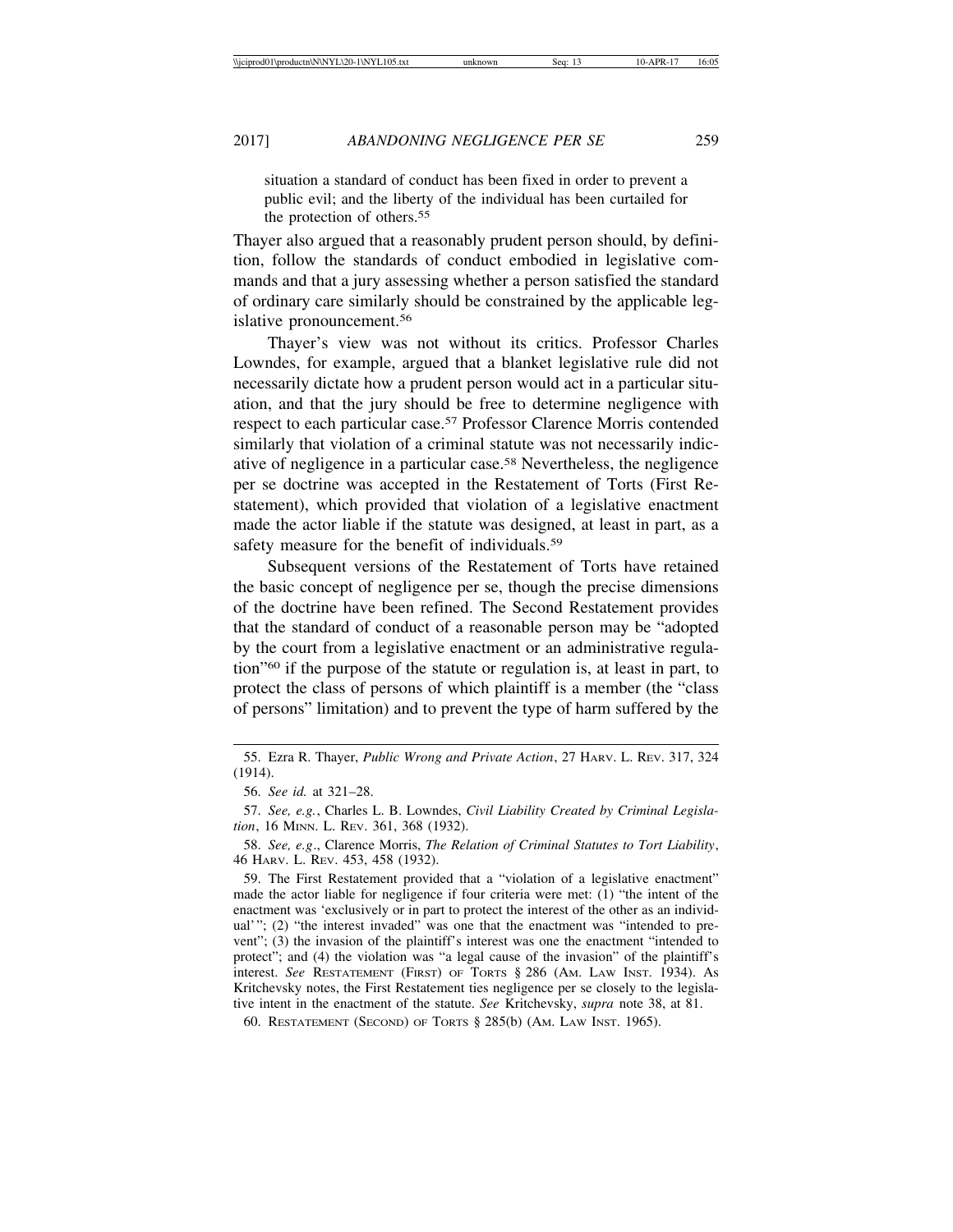situation a standard of conduct has been fixed in order to prevent a public evil; and the liberty of the individual has been curtailed for the protection of others.[55]

Thayer also argued that a reasonably prudent person should, by definition, follow the standards of conduct embodied in legislative commands and that a jury assessing whether a person satisfied the standard of ordinary care similarly should be constrained by the applicable legislative pronouncement.[56]

Thayer's view was not without its critics. Professor Charles Lowndes, for example, argued that a blanket legislative rule did not necessarily dictate how a prudent person would act in a particular situation, and that the jury should be free to determine negligence with respect to each particular case.[57] Professor Clarence Morris contended similarly that violation of a criminal statute was not necessarily indicative of negligence in a particular case.[58] Nevertheless, the negligence per se doctrine was accepted in the Restatement of Torts (First Restatement), which provided that violation of a legislative enactment made the actor liable if the statute was designed, at least in part, as a safety measure for the benefit of individuals.[59]

Subsequent versions of the Restatement of Torts have retained the basic concept of negligence per se, though the precise dimensions of the doctrine have been refined. The Second Restatement provides that the standard of conduct of a reasonable person may be "adopted by the court from a legislative enactment or an administrative regulation"[60] if the purpose of the statute or regulation is, at least in part, to protect the class of persons of which plaintiff is a member (the "class of persons" limitation) and to prevent the type of harm suffered by the

---

55. Ezra R. Thayer, *Public Wrong and Private Action*, 27 HARV. L. REV. 317, 324 (1914).

56. *See id.* at 321–28.

57. *See, e.g.*, Charles L. B. Lowndes, *Civil Liability Created by Criminal Legislation*, 16 MINN. L. REV. 361, 368 (1932).

58. *See, e.g*., Clarence Morris, *The Relation of Criminal Statutes to Tort Liability*, 46 HARV. L. REV. 453, 458 (1932).

59. The First Restatement provided that a "violation of a legislative enactment" made the actor liable for negligence if four criteria were met: (1) "the intent of the enactment was 'exclusively or in part to protect the interest of the other as an individual'"; (2) "the interest invaded" was one that the enactment was "intended to prevent"; (3) the invasion of the plaintiff's interest was one the enactment "intended to protect"; and (4) the violation was "a legal cause of the invasion" of the plaintiff's interest. *See* RESTATEMENT (FIRST) OF TORTS § 286 (AM. LAW INST. 1934). As Kritchevsky notes, the First Restatement ties negligence per se closely to the legislative intent in the enactment of the statute. *See* Kritchevsky, *supra* note 38, at 81.

60. RESTATEMENT (SECOND) OF TORTS § 285(b) (AM. LAW INST. 1965).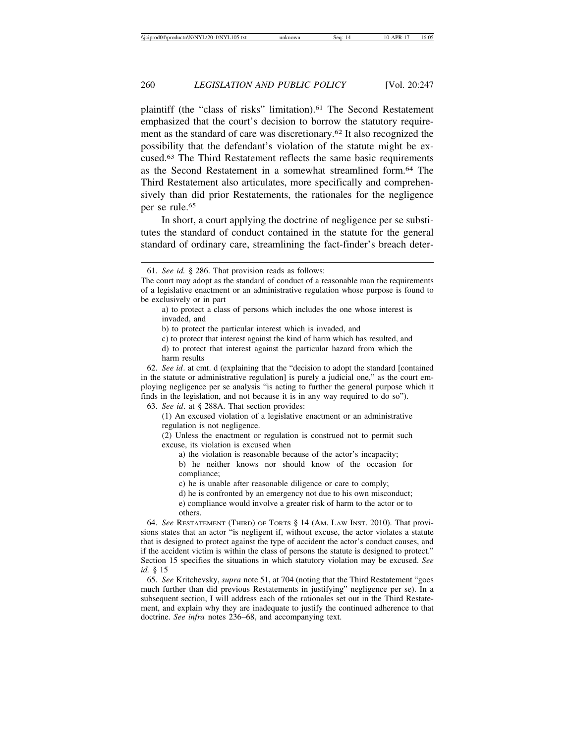plaintiff (the "class of risks" limitation).[61] The Second Restatement emphasized that the court's decision to borrow the statutory requirement as the standard of care was discretionary.[62] It also recognized the possibility that the defendant's violation of the statute might be excused.[63] The Third Restatement reflects the same basic requirements as the Second Restatement in a somewhat streamlined form.[64] The Third Restatement also articulates, more specifically and comprehensively than did prior Restatements, the rationales for the negligence per se rule.[65]

In short, a court applying the doctrine of negligence per se substitutes the standard of conduct contained in the statute for the general standard of ordinary care, streamlining the fact-finder's breach deter-

---

61. *See id.* § 286. That provision reads as follows:

The court may adopt as the standard of conduct of a reasonable man the requirements of a legislative enactment or an administrative regulation whose purpose is found to be exclusively or in part

> a) to protect a class of persons which includes the one whose interest is invaded, and
>
> b) to protect the particular interest which is invaded, and
>
> c) to protect that interest against the kind of harm which has resulted, and
>
> d) to protect that interest against the particular hazard from which the harm results

62. *See id*. at cmt. d (explaining that the "decision to adopt the standard [contained in the statute or administrative regulation] is purely a judicial one," as the court employing negligence per se analysis "is acting to further the general purpose which it finds in the legislation, and not because it is in any way required to do so").

63. *See id*. at § 288A. That section provides:

> (1) An excused violation of a legislative enactment or an administrative regulation is not negligence.
>
> (2) Unless the enactment or regulation is construed not to permit such excuse, its violation is excused when
>
> > a) the violation is reasonable because of the actor's incapacity;
> >
> > b) he neither knows nor should know of the occasion for compliance;
> >
> > c) he is unable after reasonable diligence or care to comply;
> >
> > d) he is confronted by an emergency not due to his own misconduct;
> >
> > e) compliance would involve a greater risk of harm to the actor or to others.

64. *See* RESTATEMENT (THIRD) OF TORTS § 14 (AM. LAW INST. 2010). That provisions states that an actor "is negligent if, without excuse, the actor violates a statute that is designed to protect against the type of accident the actor's conduct causes, and if the accident victim is within the class of persons the statute is designed to protect." Section 15 specifies the situations in which statutory violation may be excused. *See id.* § 15

65. *See* Kritchevsky, *supra* note 51, at 704 (noting that the Third Restatement "goes much further than did previous Restatements in justifying" negligence per se). In a subsequent section, I will address each of the rationales set out in the Third Restatement, and explain why they are inadequate to justify the continued adherence to that doctrine. *See infra* notes 236–68, and accompanying text.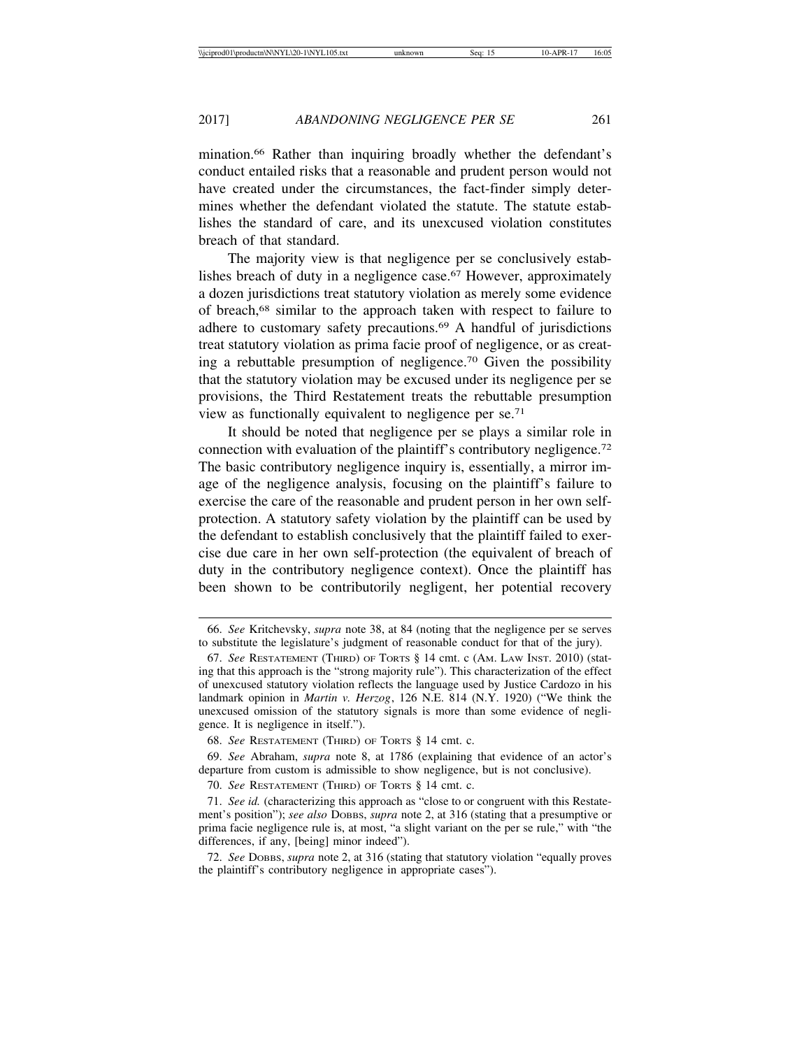mination.[66] Rather than inquiring broadly whether the defendant's conduct entailed risks that a reasonable and prudent person would not have created under the circumstances, the fact-finder simply determines whether the defendant violated the statute. The statute establishes the standard of care, and its unexcused violation constitutes breach of that standard.

The majority view is that negligence per se conclusively establishes breach of duty in a negligence case.[67] However, approximately a dozen jurisdictions treat statutory violation as merely some evidence of breach,[68] similar to the approach taken with respect to failure to adhere to customary safety precautions.[69] A handful of jurisdictions treat statutory violation as prima facie proof of negligence, or as creating a rebuttable presumption of negligence.[70] Given the possibility that the statutory violation may be excused under its negligence per se provisions, the Third Restatement treats the rebuttable presumption view as functionally equivalent to negligence per se.[71]

It should be noted that negligence per se plays a similar role in connection with evaluation of the plaintiff's contributory negligence.[72] The basic contributory negligence inquiry is, essentially, a mirror image of the negligence analysis, focusing on the plaintiff's failure to exercise the care of the reasonable and prudent person in her own self-protection. A statutory safety violation by the plaintiff can be used by the defendant to establish conclusively that the plaintiff failed to exercise due care in her own self-protection (the equivalent of breach of duty in the contributory negligence context). Once the plaintiff has been shown to be contributorily negligent, her potential recovery

---

66. *See* Kritchevsky, *supra* note 38, at 84 (noting that the negligence per se serves to substitute the legislature's judgment of reasonable conduct for that of the jury).

67. *See* RESTATEMENT (THIRD) OF TORTS § 14 cmt. c (AM. LAW INST. 2010) (stating that this approach is the "strong majority rule"). This characterization of the effect of unexcused statutory violation reflects the language used by Justice Cardozo in his landmark opinion in *Martin v. Herzog*, 126 N.E. 814 (N.Y. 1920) ("We think the unexcused omission of the statutory signals is more than some evidence of negligence. It is negligence in itself.").

68. *See* RESTATEMENT (THIRD) OF TORTS § 14 cmt. c.

69. *See* Abraham, *supra* note 8, at 1786 (explaining that evidence of an actor's departure from custom is admissible to show negligence, but is not conclusive).

70. *See* RESTATEMENT (THIRD) OF TORTS § 14 cmt. c.

71. *See id.* (characterizing this approach as "close to or congruent with this Restatement's position"); *see also* DOBBS, *supra* note 2, at 316 (stating that a presumptive or prima facie negligence rule is, at most, "a slight variant on the per se rule," with "the differences, if any, [being] minor indeed").

72. *See* DOBBS, *supra* note 2, at 316 (stating that statutory violation "equally proves the plaintiff's contributory negligence in appropriate cases").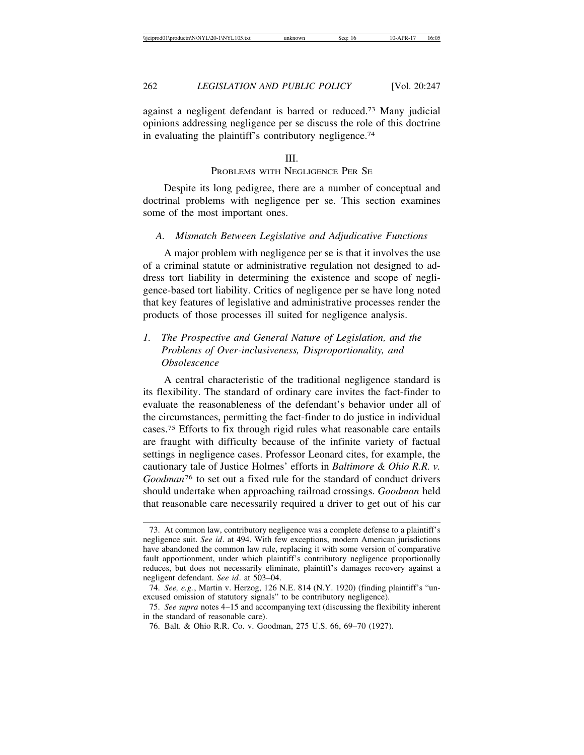against a negligent defendant is barred or reduced.[73] Many judicial opinions addressing negligence per se discuss the role of this doctrine in evaluating the plaintiff's contributory negligence.[74]

## III. PROBLEMS WITH NEGLIGENCE PER SE

Despite its long pedigree, there are a number of conceptual and doctrinal problems with negligence per se. This section examines some of the most important ones.

### *A. Mismatch Between Legislative and Adjudicative Functions*

A major problem with negligence per se is that it involves the use of a criminal statute or administrative regulation not designed to address tort liability in determining the existence and scope of negligence-based tort liability. Critics of negligence per se have long noted that key features of legislative and administrative processes render the products of those processes ill suited for negligence analysis.

#### *1. The Prospective and General Nature of Legislation, and the Problems of Over-inclusiveness, Disproportionality, and Obsolescence*

A central characteristic of the traditional negligence standard is its flexibility. The standard of ordinary care invites the fact-finder to evaluate the reasonableness of the defendant's behavior under all of the circumstances, permitting the fact-finder to do justice in individual cases.[75] Efforts to fix through rigid rules what reasonable care entails are fraught with difficulty because of the infinite variety of factual settings in negligence cases. Professor Leonard cites, for example, the cautionary tale of Justice Holmes' efforts in *Baltimore & Ohio R.R. v. Goodman*[76] to set out a fixed rule for the standard of conduct drivers should undertake when approaching railroad crossings. *Goodman* held that reasonable care necessarily required a driver to get out of his car

---

73. At common law, contributory negligence was a complete defense to a plaintiff's negligence suit. *See id*. at 494. With few exceptions, modern American jurisdictions have abandoned the common law rule, replacing it with some version of comparative fault apportionment, under which plaintiff's contributory negligence proportionally reduces, but does not necessarily eliminate, plaintiff's damages recovery against a negligent defendant. *See id*. at 503–04.

74. *See, e.g.*, Martin v. Herzog, 126 N.E. 814 (N.Y. 1920) (finding plaintiff's "unexcused omission of statutory signals" to be contributory negligence).

75. *See supra* notes 4–15 and accompanying text (discussing the flexibility inherent in the standard of reasonable care).

76. Balt. & Ohio R.R. Co. v. Goodman, 275 U.S. 66, 69–70 (1927).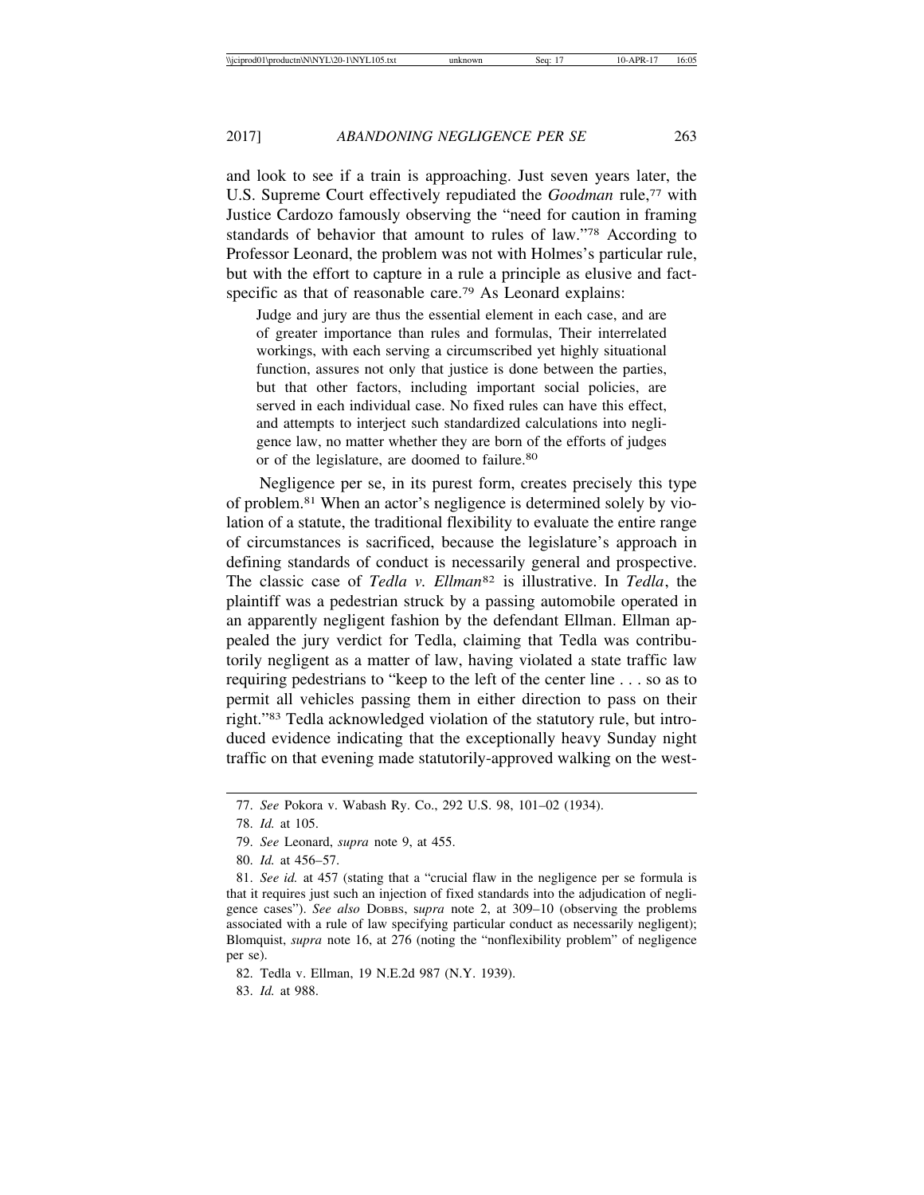and look to see if a train is approaching. Just seven years later, the U.S. Supreme Court effectively repudiated the *Goodman* rule,[77] with Justice Cardozo famously observing the "need for caution in framing standards of behavior that amount to rules of law."[78] According to Professor Leonard, the problem was not with Holmes's particular rule, but with the effort to capture in a rule a principle as elusive and fact-specific as that of reasonable care.[79] As Leonard explains:

> Judge and jury are thus the essential element in each case, and are of greater importance than rules and formulas, Their interrelated workings, with each serving a circumscribed yet highly situational function, assures not only that justice is done between the parties, but that other factors, including important social policies, are served in each individual case. No fixed rules can have this effect, and attempts to interject such standardized calculations into negligence law, no matter whether they are born of the efforts of judges or of the legislature, are doomed to failure.[80]

Negligence per se, in its purest form, creates precisely this type of problem.[81] When an actor's negligence is determined solely by violation of a statute, the traditional flexibility to evaluate the entire range of circumstances is sacrificed, because the legislature's approach in defining standards of conduct is necessarily general and prospective. The classic case of *Tedla v. Ellman*[82] is illustrative. In *Tedla*, the plaintiff was a pedestrian struck by a passing automobile operated in an apparently negligent fashion by the defendant Ellman. Ellman appealed the jury verdict for Tedla, claiming that Tedla was contributorily negligent as a matter of law, having violated a state traffic law requiring pedestrians to "keep to the left of the center line . . . so as to permit all vehicles passing them in either direction to pass on their right."[83] Tedla acknowledged violation of the statutory rule, but introduced evidence indicating that the exceptionally heavy Sunday night traffic on that evening made statutorily-approved walking on the west-

---

77. *See* Pokora v. Wabash Ry. Co., 292 U.S. 98, 101–02 (1934).

78. *Id.* at 105.

79. *See* Leonard, *supra* note 9, at 455.

80. *Id.* at 456–57.

81. *See id.* at 457 (stating that a "crucial flaw in the negligence per se formula is that it requires just such an injection of fixed standards into the adjudication of negligence cases"). *See also* DOBBS, s*upra* note 2, at 309–10 (observing the problems associated with a rule of law specifying particular conduct as necessarily negligent); Blomquist, *supra* note 16, at 276 (noting the "nonflexibility problem" of negligence per se).

82. Tedla v. Ellman, 19 N.E.2d 987 (N.Y. 1939).

83. *Id.* at 988.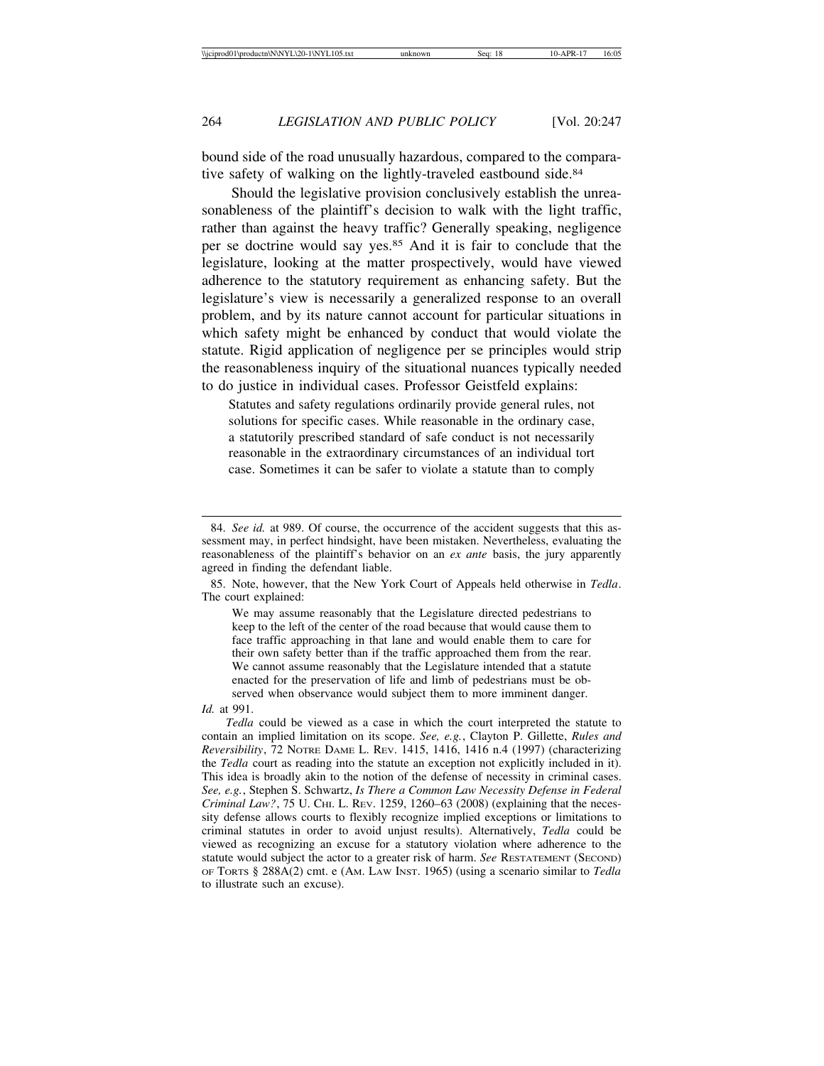bound side of the road unusually hazardous, compared to the comparative safety of walking on the lightly-traveled eastbound side.[84]

Should the legislative provision conclusively establish the unreasonableness of the plaintiff's decision to walk with the light traffic, rather than against the heavy traffic? Generally speaking, negligence per se doctrine would say yes.[85] And it is fair to conclude that the legislature, looking at the matter prospectively, would have viewed adherence to the statutory requirement as enhancing safety. But the legislature's view is necessarily a generalized response to an overall problem, and by its nature cannot account for particular situations in which safety might be enhanced by conduct that would violate the statute. Rigid application of negligence per se principles would strip the reasonableness inquiry of the situational nuances typically needed to do justice in individual cases. Professor Geistfeld explains:

> Statutes and safety regulations ordinarily provide general rules, not solutions for specific cases. While reasonable in the ordinary case, a statutorily prescribed standard of safe conduct is not necessarily reasonable in the extraordinary circumstances of an individual tort case. Sometimes it can be safer to violate a statute than to comply

---

84. *See id.* at 989. Of course, the occurrence of the accident suggests that this assessment may, in perfect hindsight, have been mistaken. Nevertheless, evaluating the reasonableness of the plaintiff's behavior on an *ex ante* basis, the jury apparently agreed in finding the defendant liable.

85. Note, however, that the New York Court of Appeals held otherwise in *Tedla*. The court explained:

> We may assume reasonably that the Legislature directed pedestrians to keep to the left of the center of the road because that would cause them to face traffic approaching in that lane and would enable them to care for their own safety better than if the traffic approached them from the rear. We cannot assume reasonably that the Legislature intended that a statute enacted for the preservation of life and limb of pedestrians must be observed when observance would subject them to more imminent danger.

*Id.* at 991.

*Tedla* could be viewed as a case in which the court interpreted the statute to contain an implied limitation on its scope. *See, e.g.*, Clayton P. Gillette, *Rules and Reversibility*, 72 NOTRE DAME L. REV. 1415, 1416, 1416 n.4 (1997) (characterizing the *Tedla* court as reading into the statute an exception not explicitly included in it). This idea is broadly akin to the notion of the defense of necessity in criminal cases. *See, e.g.*, Stephen S. Schwartz, *Is There a Common Law Necessity Defense in Federal Criminal Law?*, 75 U. CHI. L. REV. 1259, 1260–63 (2008) (explaining that the necessity defense allows courts to flexibly recognize implied exceptions or limitations to criminal statutes in order to avoid unjust results). Alternatively, *Tedla* could be viewed as recognizing an excuse for a statutory violation where adherence to the statute would subject the actor to a greater risk of harm. *See* RESTATEMENT (SECOND) OF TORTS § 288A(2) cmt. e (AM. LAW INST. 1965) (using a scenario similar to *Tedla* to illustrate such an excuse).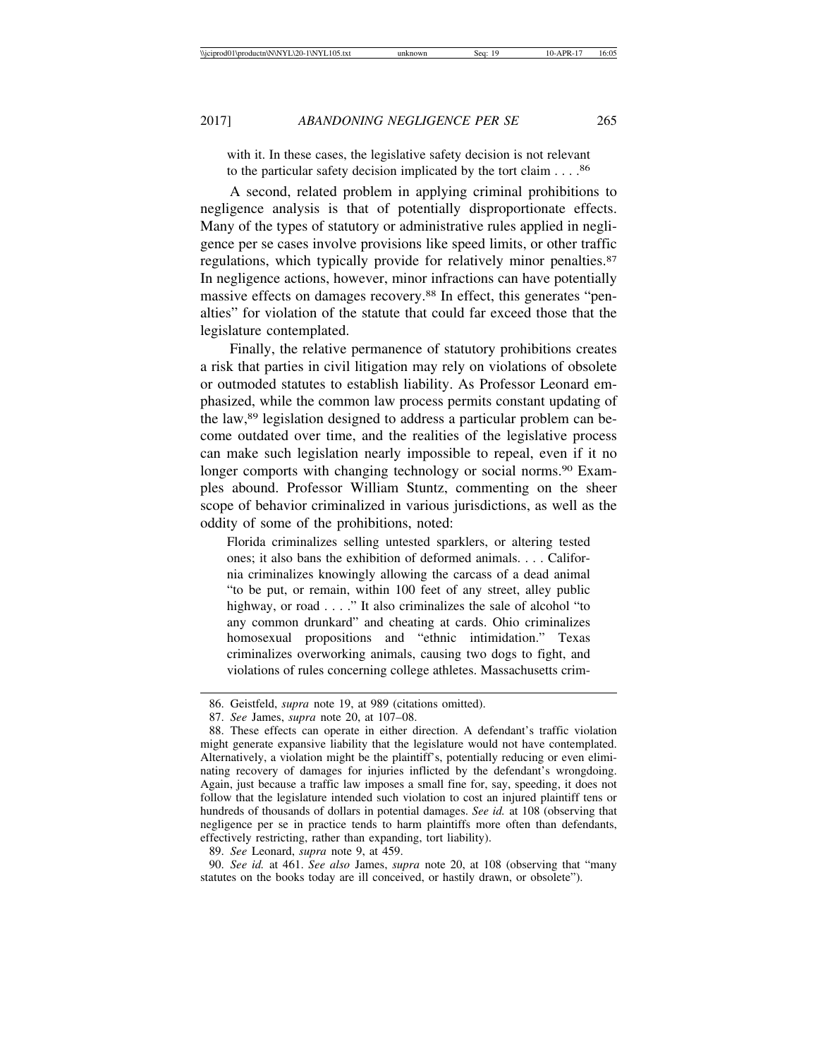with it. In these cases, the legislative safety decision is not relevant to the particular safety decision implicated by the tort claim . . . .[86]

A second, related problem in applying criminal prohibitions to negligence analysis is that of potentially disproportionate effects. Many of the types of statutory or administrative rules applied in negligence per se cases involve provisions like speed limits, or other traffic regulations, which typically provide for relatively minor penalties.[87] In negligence actions, however, minor infractions can have potentially massive effects on damages recovery.[88] In effect, this generates "penalties" for violation of the statute that could far exceed those that the legislature contemplated.

Finally, the relative permanence of statutory prohibitions creates a risk that parties in civil litigation may rely on violations of obsolete or outmoded statutes to establish liability. As Professor Leonard emphasized, while the common law process permits constant updating of the law,[89] legislation designed to address a particular problem can become outdated over time, and the realities of the legislative process can make such legislation nearly impossible to repeal, even if it no longer comports with changing technology or social norms.[90] Examples abound. Professor William Stuntz, commenting on the sheer scope of behavior criminalized in various jurisdictions, as well as the oddity of some of the prohibitions, noted:

> Florida criminalizes selling untested sparklers, or altering tested ones; it also bans the exhibition of deformed animals. . . . California criminalizes knowingly allowing the carcass of a dead animal "to be put, or remain, within 100 feet of any street, alley public highway, or road . . . ." It also criminalizes the sale of alcohol "to any common drunkard" and cheating at cards. Ohio criminalizes homosexual propositions and "ethnic intimidation." Texas criminalizes overworking animals, causing two dogs to fight, and violations of rules concerning college athletes. Massachusetts crim-

---

86. Geistfeld, *supra* note 19, at 989 (citations omitted).

87. *See* James, *supra* note 20, at 107–08.

88. These effects can operate in either direction. A defendant's traffic violation might generate expansive liability that the legislature would not have contemplated. Alternatively, a violation might be the plaintiff's, potentially reducing or even eliminating recovery of damages for injuries inflicted by the defendant's wrongdoing. Again, just because a traffic law imposes a small fine for, say, speeding, it does not follow that the legislature intended such violation to cost an injured plaintiff tens or hundreds of thousands of dollars in potential damages. *See id.* at 108 (observing that negligence per se in practice tends to harm plaintiffs more often than defendants, effectively restricting, rather than expanding, tort liability).

89. *See* Leonard, *supra* note 9, at 459.

90. *See id.* at 461. *See also* James, *supra* note 20, at 108 (observing that "many statutes on the books today are ill conceived, or hastily drawn, or obsolete").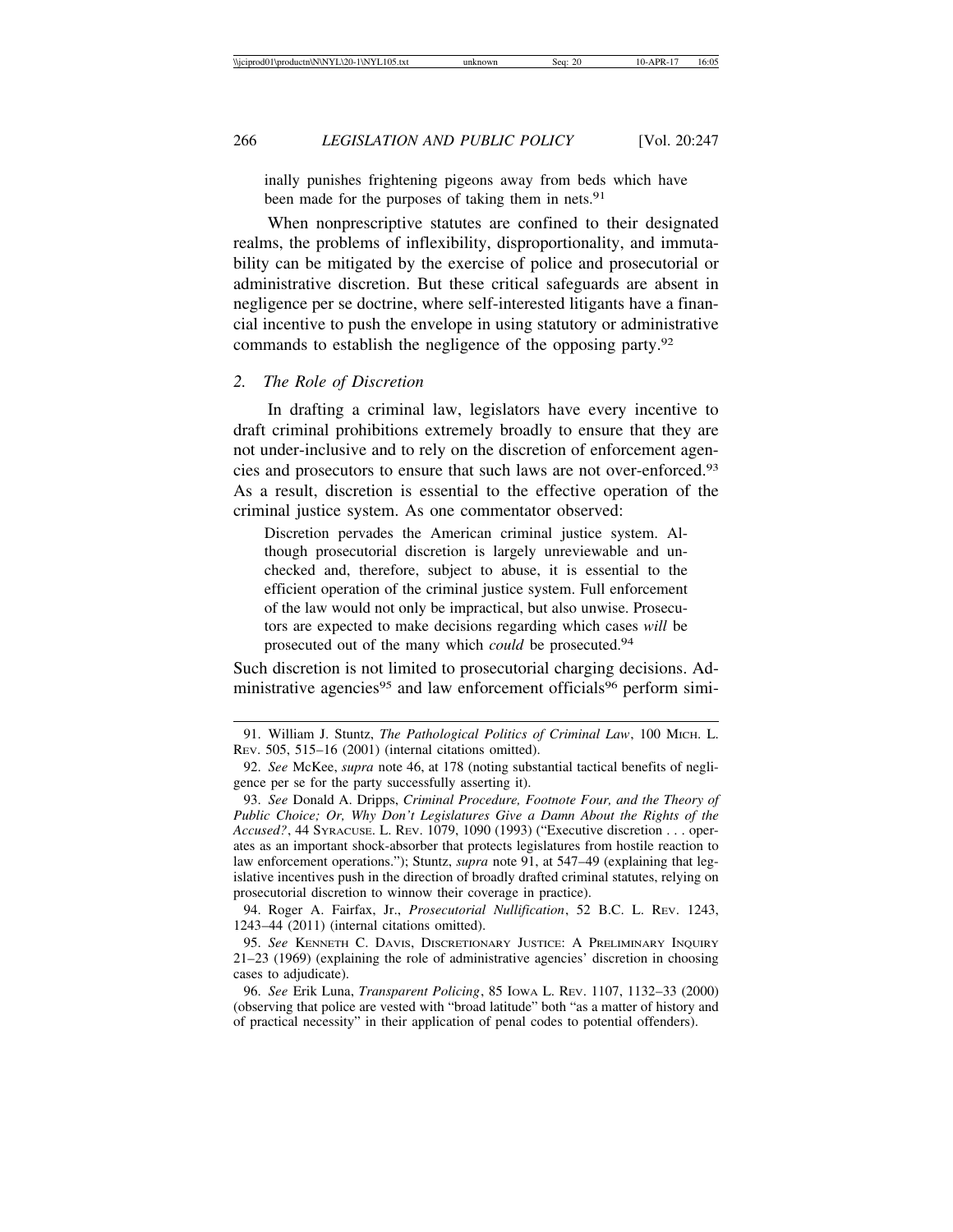inally punishes frightening pigeons away from beds which have been made for the purposes of taking them in nets.[91]

When nonprescriptive statutes are confined to their designated realms, the problems of inflexibility, disproportionality, and immutability can be mitigated by the exercise of police and prosecutorial or administrative discretion. But these critical safeguards are absent in negligence per se doctrine, where self-interested litigants have a financial incentive to push the envelope in using statutory or administrative commands to establish the negligence of the opposing party.[92]

### 2. *The Role of Discretion*

In drafting a criminal law, legislators have every incentive to draft criminal prohibitions extremely broadly to ensure that they are not under-inclusive and to rely on the discretion of enforcement agencies and prosecutors to ensure that such laws are not over-enforced.[93] As a result, discretion is essential to the effective operation of the criminal justice system. As one commentator observed:

> Discretion pervades the American criminal justice system. Although prosecutorial discretion is largely unreviewable and unchecked and, therefore, subject to abuse, it is essential to the efficient operation of the criminal justice system. Full enforcement of the law would not only be impractical, but also unwise. Prosecutors are expected to make decisions regarding which cases *will* be prosecuted out of the many which *could* be prosecuted.[94]

Such discretion is not limited to prosecutorial charging decisions. Administrative agencies[95] and law enforcement officials[96] perform simi-

---

91. William J. Stuntz, *The Pathological Politics of Criminal Law*, 100 Mich. L. Rev. 505, 515–16 (2001) (internal citations omitted).

92. *See* McKee, *supra* note 46, at 178 (noting substantial tactical benefits of negligence per se for the party successfully asserting it).

93. *See* Donald A. Dripps, *Criminal Procedure, Footnote Four, and the Theory of Public Choice; Or, Why Don't Legislatures Give a Damn About the Rights of the Accused?*, 44 Syracuse. L. Rev. 1079, 1090 (1993) ("Executive discretion . . . operates as an important shock-absorber that protects legislatures from hostile reaction to law enforcement operations."); Stuntz, *supra* note 91, at 547–49 (explaining that legislative incentives push in the direction of broadly drafted criminal statutes, relying on prosecutorial discretion to winnow their coverage in practice).

94. Roger A. Fairfax, Jr., *Prosecutorial Nullification*, 52 B.C. L. Rev. 1243, 1243–44 (2011) (internal citations omitted).

95. *See* Kenneth C. Davis, Discretionary Justice: A Preliminary Inquiry 21–23 (1969) (explaining the role of administrative agencies' discretion in choosing cases to adjudicate).

96. *See* Erik Luna, *Transparent Policing*, 85 Iowa L. Rev. 1107, 1132–33 (2000) (observing that police are vested with "broad latitude" both "as a matter of history and of practical necessity" in their application of penal codes to potential offenders).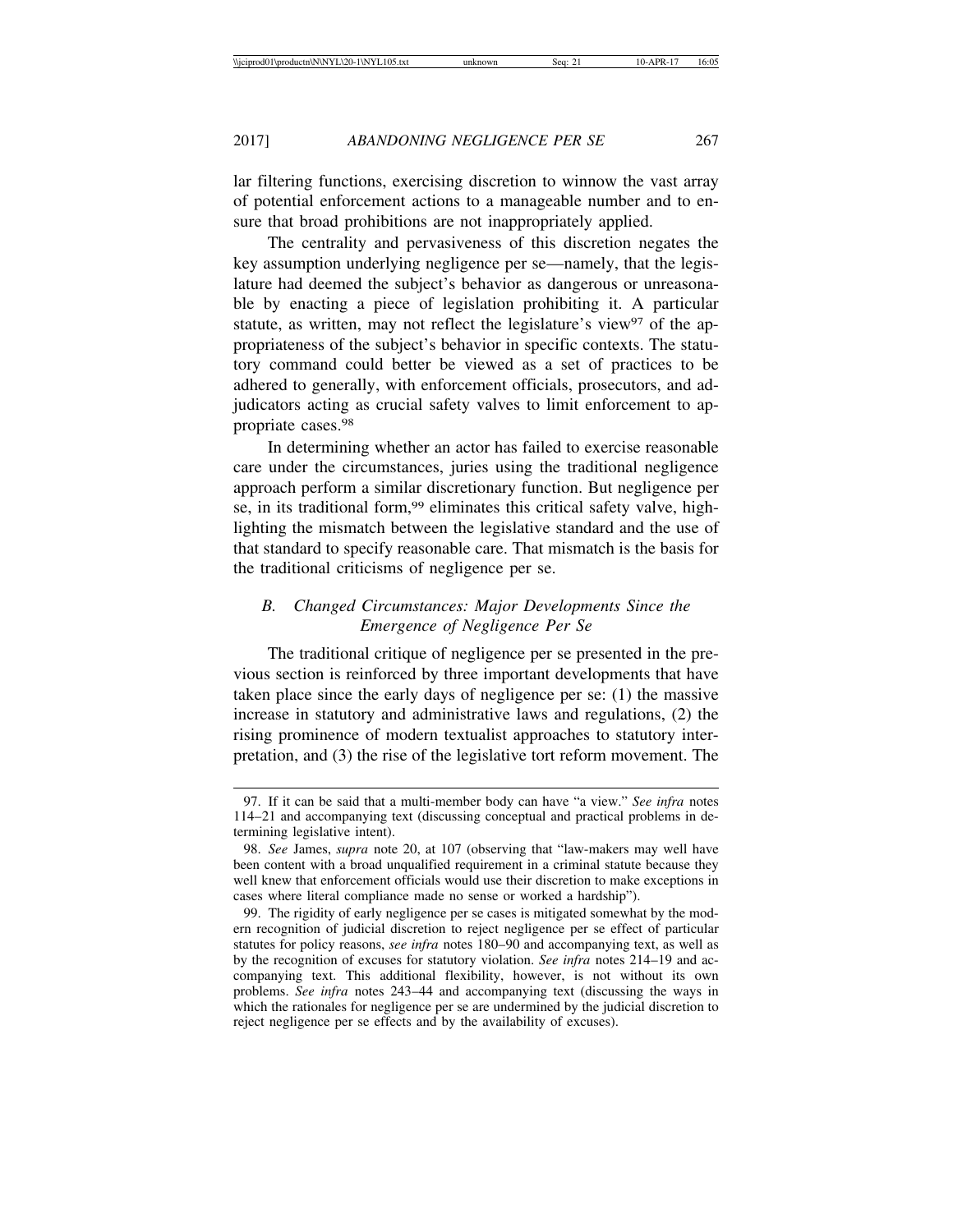lar filtering functions, exercising discretion to winnow the vast array of potential enforcement actions to a manageable number and to ensure that broad prohibitions are not inappropriately applied.

The centrality and pervasiveness of this discretion negates the key assumption underlying negligence per se—namely, that the legislature had deemed the subject's behavior as dangerous or unreasonable by enacting a piece of legislation prohibiting it. A particular statute, as written, may not reflect the legislature's view[97] of the appropriateness of the subject's behavior in specific contexts. The statutory command could better be viewed as a set of practices to be adhered to generally, with enforcement officials, prosecutors, and adjudicators acting as crucial safety valves to limit enforcement to appropriate cases.[98]

In determining whether an actor has failed to exercise reasonable care under the circumstances, juries using the traditional negligence approach perform a similar discretionary function. But negligence per se, in its traditional form,[99] eliminates this critical safety valve, highlighting the mismatch between the legislative standard and the use of that standard to specify reasonable care. That mismatch is the basis for the traditional criticisms of negligence per se.

### *B. Changed Circumstances: Major Developments Since the Emergence of Negligence Per Se*

The traditional critique of negligence per se presented in the previous section is reinforced by three important developments that have taken place since the early days of negligence per se: (1) the massive increase in statutory and administrative laws and regulations, (2) the rising prominence of modern textualist approaches to statutory interpretation, and (3) the rise of the legislative tort reform movement. The

---

97. If it can be said that a multi-member body can have "a view." *See infra* notes 114–21 and accompanying text (discussing conceptual and practical problems in determining legislative intent).

98. *See* James, *supra* note 20, at 107 (observing that "law-makers may well have been content with a broad unqualified requirement in a criminal statute because they well knew that enforcement officials would use their discretion to make exceptions in cases where literal compliance made no sense or worked a hardship").

99. The rigidity of early negligence per se cases is mitigated somewhat by the modern recognition of judicial discretion to reject negligence per se effect of particular statutes for policy reasons, *see infra* notes 180–90 and accompanying text, as well as by the recognition of excuses for statutory violation. *See infra* notes 214–19 and accompanying text. This additional flexibility, however, is not without its own problems. *See infra* notes 243–44 and accompanying text (discussing the ways in which the rationales for negligence per se are undermined by the judicial discretion to reject negligence per se effects and by the availability of excuses).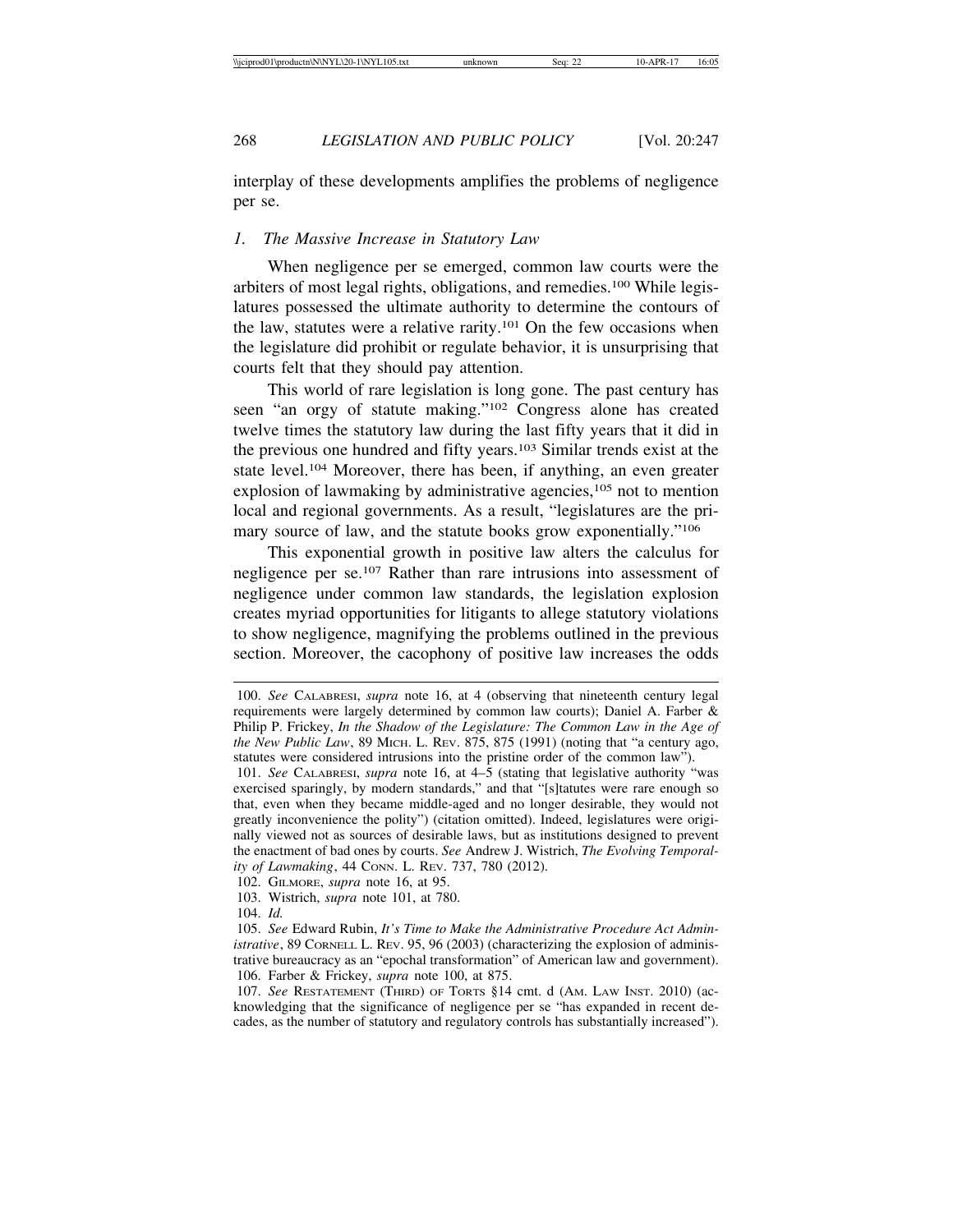interplay of these developments amplifies the problems of negligence per se.

### *1. The Massive Increase in Statutory Law*

When negligence per se emerged, common law courts were the arbiters of most legal rights, obligations, and remedies.[100] While legislatures possessed the ultimate authority to determine the contours of the law, statutes were a relative rarity.[101] On the few occasions when the legislature did prohibit or regulate behavior, it is unsurprising that courts felt that they should pay attention.

This world of rare legislation is long gone. The past century has seen "an orgy of statute making."[102] Congress alone has created twelve times the statutory law during the last fifty years that it did in the previous one hundred and fifty years.[103] Similar trends exist at the state level.[104] Moreover, there has been, if anything, an even greater explosion of lawmaking by administrative agencies,[105] not to mention local and regional governments. As a result, "legislatures are the primary source of law, and the statute books grow exponentially."[106]

This exponential growth in positive law alters the calculus for negligence per se.[107] Rather than rare intrusions into assessment of negligence under common law standards, the legislation explosion creates myriad opportunities for litigants to allege statutory violations to show negligence, magnifying the problems outlined in the previous section. Moreover, the cacophony of positive law increases the odds

---

100. *See* CALABRESI, *supra* note 16, at 4 (observing that nineteenth century legal requirements were largely determined by common law courts); Daniel A. Farber & Philip P. Frickey, *In the Shadow of the Legislature: The Common Law in the Age of the New Public Law*, 89 MICH. L. REV. 875, 875 (1991) (noting that "a century ago, statutes were considered intrusions into the pristine order of the common law").

101. *See* CALABRESI, *supra* note 16, at 4–5 (stating that legislative authority "was exercised sparingly, by modern standards," and that "[s]tatutes were rare enough so that, even when they became middle-aged and no longer desirable, they would not greatly inconvenience the polity") (citation omitted). Indeed, legislatures were originally viewed not as sources of desirable laws, but as institutions designed to prevent the enactment of bad ones by courts. *See* Andrew J. Wistrich, *The Evolving Temporality of Lawmaking*, 44 CONN. L. REV. 737, 780 (2012).

102. GILMORE, *supra* note 16, at 95.

103. Wistrich, *supra* note 101, at 780.

104. *Id.*

105. *See* Edward Rubin, *It's Time to Make the Administrative Procedure Act Administrative*, 89 CORNELL L. REV. 95, 96 (2003) (characterizing the explosion of administrative bureaucracy as an "epochal transformation" of American law and government).

106. Farber & Frickey, *supra* note 100, at 875.

107. *See* RESTATEMENT (THIRD) OF TORTS §14 cmt. d (AM. LAW INST. 2010) (acknowledging that the significance of negligence per se "has expanded in recent decades, as the number of statutory and regulatory controls has substantially increased").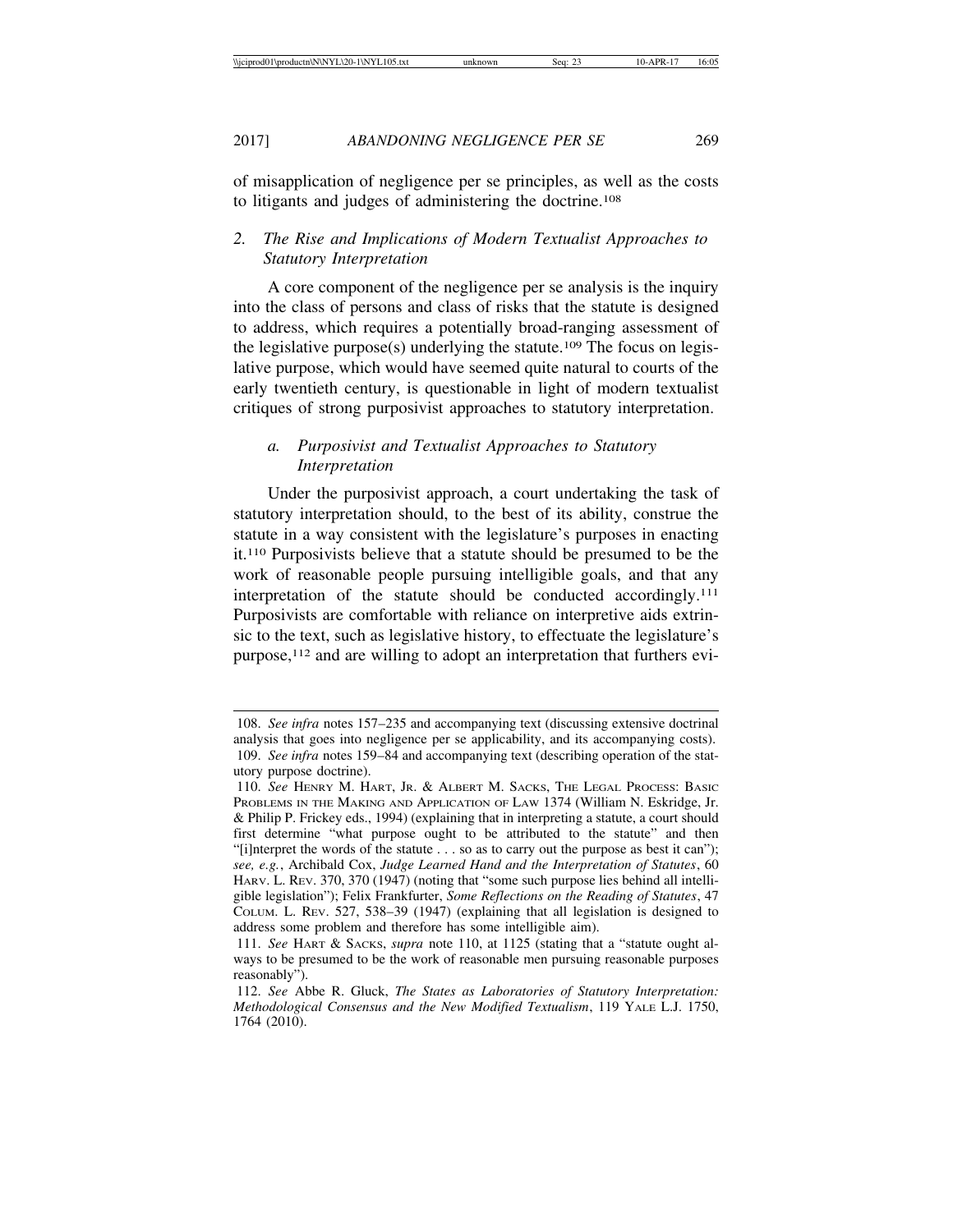of misapplication of negligence per se principles, as well as the costs to litigants and judges of administering the doctrine.[108]

### 2. *The Rise and Implications of Modern Textualist Approaches to Statutory Interpretation*

A core component of the negligence per se analysis is the inquiry into the class of persons and class of risks that the statute is designed to address, which requires a potentially broad-ranging assessment of the legislative purpose(s) underlying the statute.[109] The focus on legislative purpose, which would have seemed quite natural to courts of the early twentieth century, is questionable in light of modern textualist critiques of strong purposivist approaches to statutory interpretation.

#### a. *Purposivist and Textualist Approaches to Statutory Interpretation*

Under the purposivist approach, a court undertaking the task of statutory interpretation should, to the best of its ability, construe the statute in a way consistent with the legislature's purposes in enacting it.[110] Purposivists believe that a statute should be presumed to be the work of reasonable people pursuing intelligible goals, and that any interpretation of the statute should be conducted accordingly.[111] Purposivists are comfortable with reliance on interpretive aids extrinsic to the text, such as legislative history, to effectuate the legislature's purpose,[112] and are willing to adopt an interpretation that furthers evi-

---

108. *See infra* notes 157–235 and accompanying text (discussing extensive doctrinal analysis that goes into negligence per se applicability, and its accompanying costs).

109. *See infra* notes 159–84 and accompanying text (describing operation of the statutory purpose doctrine).

110. *See* HENRY M. HART, JR. & ALBERT M. SACKS, THE LEGAL PROCESS: BASIC PROBLEMS IN THE MAKING AND APPLICATION OF LAW 1374 (William N. Eskridge, Jr. & Philip P. Frickey eds., 1994) (explaining that in interpreting a statute, a court should first determine "what purpose ought to be attributed to the statute" and then "[i]nterpret the words of the statute . . . so as to carry out the purpose as best it can"); *see, e.g.*, Archibald Cox, *Judge Learned Hand and the Interpretation of Statutes*, 60 HARV. L. REV. 370, 370 (1947) (noting that "some such purpose lies behind all intelligible legislation"); Felix Frankfurter, *Some Reflections on the Reading of Statutes*, 47 COLUM. L. REV. 527, 538–39 (1947) (explaining that all legislation is designed to address some problem and therefore has some intelligible aim).

111. *See* HART & SACKS, *supra* note 110, at 1125 (stating that a "statute ought always to be presumed to be the work of reasonable men pursuing reasonable purposes reasonably").

112. *See* Abbe R. Gluck, *The States as Laboratories of Statutory Interpretation: Methodological Consensus and the New Modified Textualism*, 119 YALE L.J. 1750, 1764 (2010).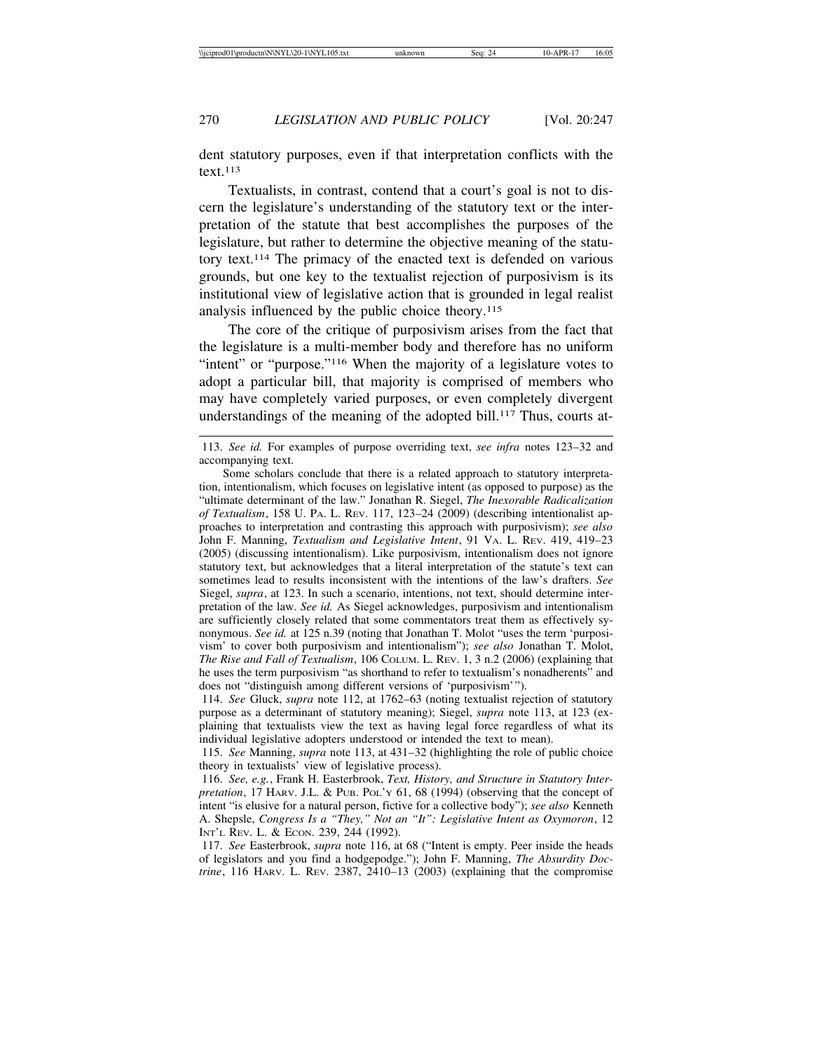dent statutory purposes, even if that interpretation conflicts with the text.[113]

Textualists, in contrast, contend that a court's goal is not to discern the legislature's understanding of the statutory text or the interpretation of the statute that best accomplishes the purposes of the legislature, but rather to determine the objective meaning of the statutory text.[114] The primacy of the enacted text is defended on various grounds, but one key to the textualist rejection of purposivism is its institutional view of legislative action that is grounded in legal realist analysis influenced by the public choice theory.[115]

The core of the critique of purposivism arises from the fact that the legislature is a multi-member body and therefore has no uniform "intent" or "purpose."[116] When the majority of a legislature votes to adopt a particular bill, that majority is comprised of members who may have completely varied purposes, or even completely divergent understandings of the meaning of the adopted bill.[117] Thus, courts at-

---

113. *See id.* For examples of purpose overriding text, *see infra* notes 123–32 and accompanying text.

Some scholars conclude that there is a related approach to statutory interpretation, intentionalism, which focuses on legislative intent (as opposed to purpose) as the "ultimate determinant of the law." Jonathan R. Siegel, *The Inexorable Radicalization of Textualism*, 158 U. PA. L. REV. 117, 123–24 (2009) (describing intentionalist approaches to interpretation and contrasting this approach with purposivism); *see also* John F. Manning, *Textualism and Legislative Intent*, 91 VA. L. REV. 419, 419–23 (2005) (discussing intentionalism). Like purposivism, intentionalism does not ignore statutory text, but acknowledges that a literal interpretation of the statute's text can sometimes lead to results inconsistent with the intentions of the law's drafters. *See* Siegel, *supra*, at 123. In such a scenario, intentions, not text, should determine interpretation of the law. *See id.* As Siegel acknowledges, purposivism and intentionalism are sufficiently closely related that some commentators treat them as effectively synonymous. *See id.* at 125 n.39 (noting that Jonathan T. Molot "uses the term 'purposivism' to cover both purposivism and intentionalism"); *see also* Jonathan T. Molot, *The Rise and Fall of Textualism*, 106 COLUM. L. REV. 1, 3 n.2 (2006) (explaining that he uses the term purposivism "as shorthand to refer to textualism's nonadherents" and does not "distinguish among different versions of 'purposivism'").

114. *See* Gluck, *supra* note 112, at 1762–63 (noting textualist rejection of statutory purpose as a determinant of statutory meaning); Siegel, *supra* note 113, at 123 (explaining that textualists view the text as having legal force regardless of what its individual legislative adopters understood or intended the text to mean).

115. *See* Manning, *supra* note 113, at 431–32 (highlighting the role of public choice theory in textualists' view of legislative process).

116. *See, e.g.*, Frank H. Easterbrook, *Text, History, and Structure in Statutory Interpretation*, 17 HARV. J.L. & PUB. POL'Y 61, 68 (1994) (observing that the concept of intent "is elusive for a natural person, fictive for a collective body"); *see also* Kenneth A. Shepsle, *Congress Is a "They," Not an "It": Legislative Intent as Oxymoron*, 12 INT'L REV. L. & ECON. 239, 244 (1992).

117. *See* Easterbrook, *supra* note 116, at 68 ("Intent is empty. Peer inside the heads of legislators and you find a hodgepodge."); John F. Manning, *The Absurdity Doctrine*, 116 HARV. L. REV. 2387, 2410–13 (2003) (explaining that the compromise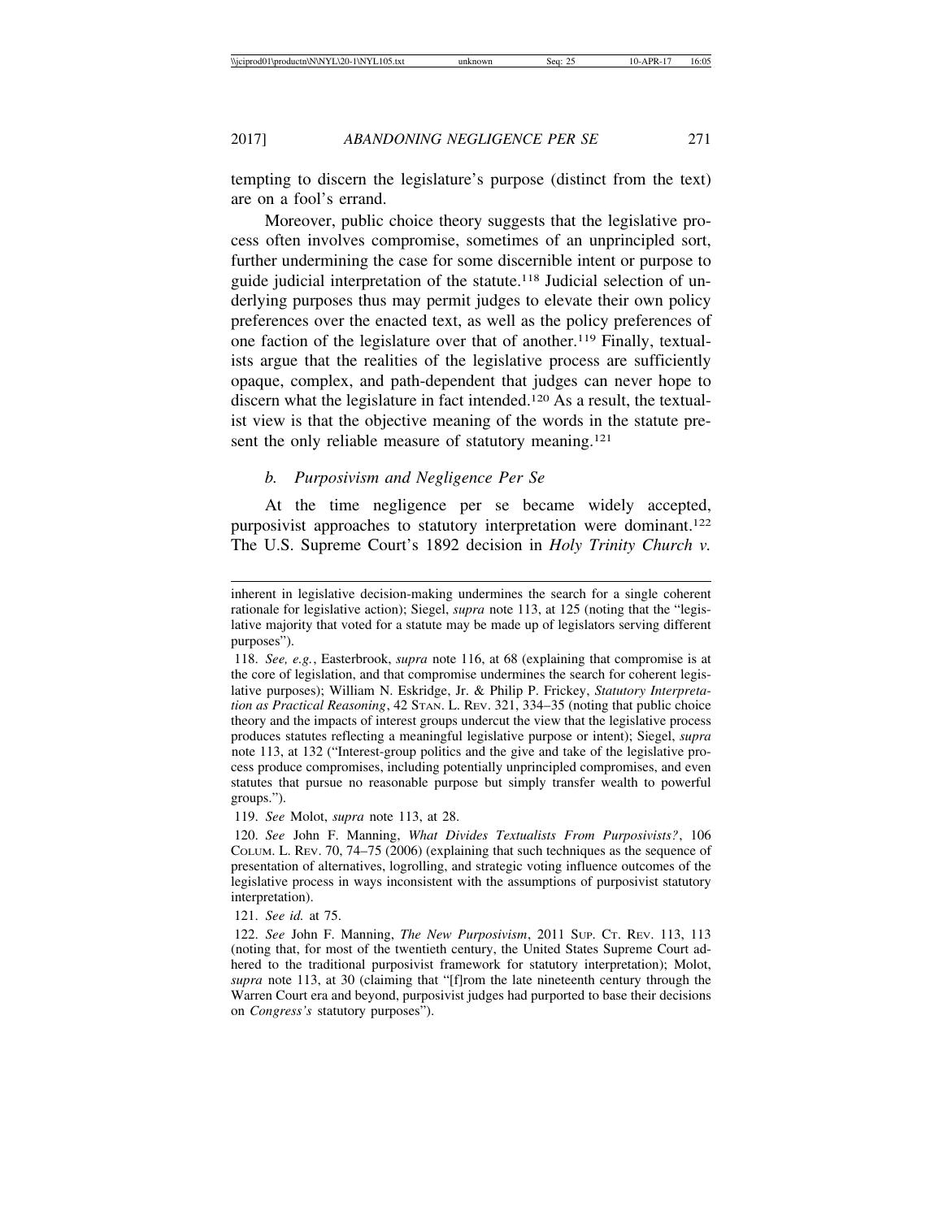tempting to discern the legislature's purpose (distinct from the text) are on a fool's errand.

Moreover, public choice theory suggests that the legislative process often involves compromise, sometimes of an unprincipled sort, further undermining the case for some discernible intent or purpose to guide judicial interpretation of the statute.[118] Judicial selection of underlying purposes thus may permit judges to elevate their own policy preferences over the enacted text, as well as the policy preferences of one faction of the legislature over that of another.[119] Finally, textualists argue that the realities of the legislative process are sufficiently opaque, complex, and path-dependent that judges can never hope to discern what the legislature in fact intended.[120] As a result, the textualist view is that the objective meaning of the words in the statute present the only reliable measure of statutory meaning.[121]

### *b. Purposivism and Negligence Per Se*

At the time negligence per se became widely accepted, purposivist approaches to statutory interpretation were dominant.[122] The U.S. Supreme Court's 1892 decision in *Holy Trinity Church v.*

---

inherent in legislative decision-making undermines the search for a single coherent rationale for legislative action); Siegel, *supra* note 113, at 125 (noting that the "legislative majority that voted for a statute may be made up of legislators serving different purposes").

118. *See, e.g.*, Easterbrook, *supra* note 116, at 68 (explaining that compromise is at the core of legislation, and that compromise undermines the search for coherent legislative purposes); William N. Eskridge, Jr. & Philip P. Frickey, *Statutory Interpretation as Practical Reasoning*, 42 STAN. L. REV. 321, 334–35 (noting that public choice theory and the impacts of interest groups undercut the view that the legislative process produces statutes reflecting a meaningful legislative purpose or intent); Siegel, *supra* note 113, at 132 ("Interest-group politics and the give and take of the legislative process produce compromises, including potentially unprincipled compromises, and even statutes that pursue no reasonable purpose but simply transfer wealth to powerful groups.").

119. *See* Molot, *supra* note 113, at 28.

120. *See* John F. Manning, *What Divides Textualists From Purposivists?*, 106 COLUM. L. REV. 70, 74–75 (2006) (explaining that such techniques as the sequence of presentation of alternatives, logrolling, and strategic voting influence outcomes of the legislative process in ways inconsistent with the assumptions of purposivist statutory interpretation).

121. *See id.* at 75.

122. *See* John F. Manning, *The New Purposivism*, 2011 SUP. CT. REV. 113, 113 (noting that, for most of the twentieth century, the United States Supreme Court adhered to the traditional purposivist framework for statutory interpretation); Molot, *supra* note 113, at 30 (claiming that "[f]rom the late nineteenth century through the Warren Court era and beyond, purposivist judges had purported to base their decisions on *Congress's* statutory purposes").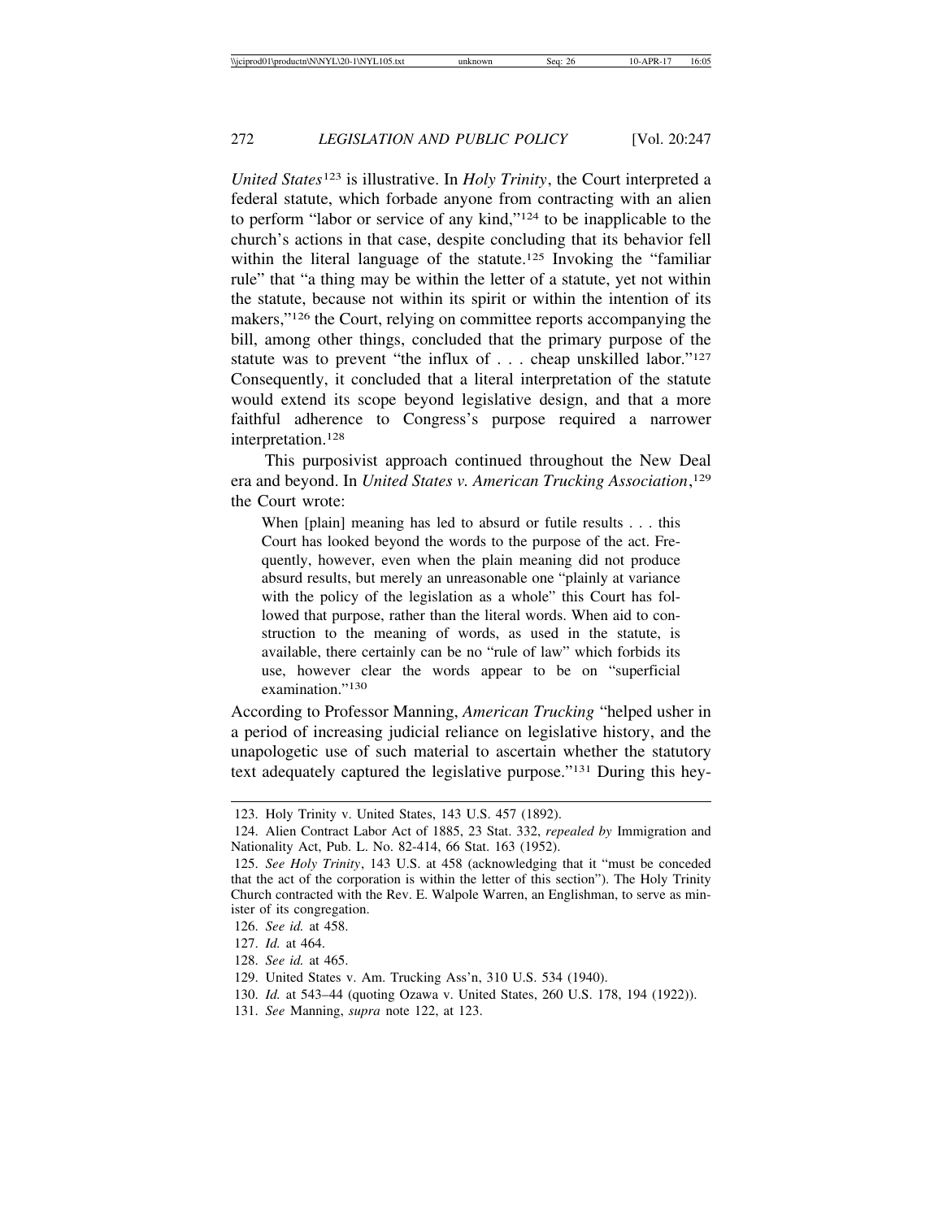*United States*[123] is illustrative. In *Holy Trinity*, the Court interpreted a federal statute, which forbade anyone from contracting with an alien to perform "labor or service of any kind,"[124] to be inapplicable to the church's actions in that case, despite concluding that its behavior fell within the literal language of the statute.[125] Invoking the "familiar rule" that "a thing may be within the letter of a statute, yet not within the statute, because not within its spirit or within the intention of its makers,"[126] the Court, relying on committee reports accompanying the bill, among other things, concluded that the primary purpose of the statute was to prevent "the influx of . . . cheap unskilled labor."[127] Consequently, it concluded that a literal interpretation of the statute would extend its scope beyond legislative design, and that a more faithful adherence to Congress's purpose required a narrower interpretation.[128]

This purposivist approach continued throughout the New Deal era and beyond. In *United States v. American Trucking Association*,[129] the Court wrote:

> When [plain] meaning has led to absurd or futile results . . . this Court has looked beyond the words to the purpose of the act. Frequently, however, even when the plain meaning did not produce absurd results, but merely an unreasonable one "plainly at variance with the policy of the legislation as a whole" this Court has followed that purpose, rather than the literal words. When aid to construction to the meaning of words, as used in the statute, is available, there certainly can be no "rule of law" which forbids its use, however clear the words appear to be on "superficial examination."[130]

According to Professor Manning, *American Trucking* "helped usher in a period of increasing judicial reliance on legislative history, and the unapologetic use of such material to ascertain whether the statutory text adequately captured the legislative purpose."[131] During this hey-

---

123. Holy Trinity v. United States, 143 U.S. 457 (1892).

124. Alien Contract Labor Act of 1885, 23 Stat. 332, *repealed by* Immigration and Nationality Act, Pub. L. No. 82-414, 66 Stat. 163 (1952).

125. *See Holy Trinity*, 143 U.S. at 458 (acknowledging that it "must be conceded that the act of the corporation is within the letter of this section"). The Holy Trinity Church contracted with the Rev. E. Walpole Warren, an Englishman, to serve as minister of its congregation.

126. *See id.* at 458.

127. *Id.* at 464.

128. *See id.* at 465.

129. United States v. Am. Trucking Ass'n, 310 U.S. 534 (1940).

130. *Id.* at 543–44 (quoting Ozawa v. United States, 260 U.S. 178, 194 (1922)).

131. *See* Manning, *supra* note 122, at 123.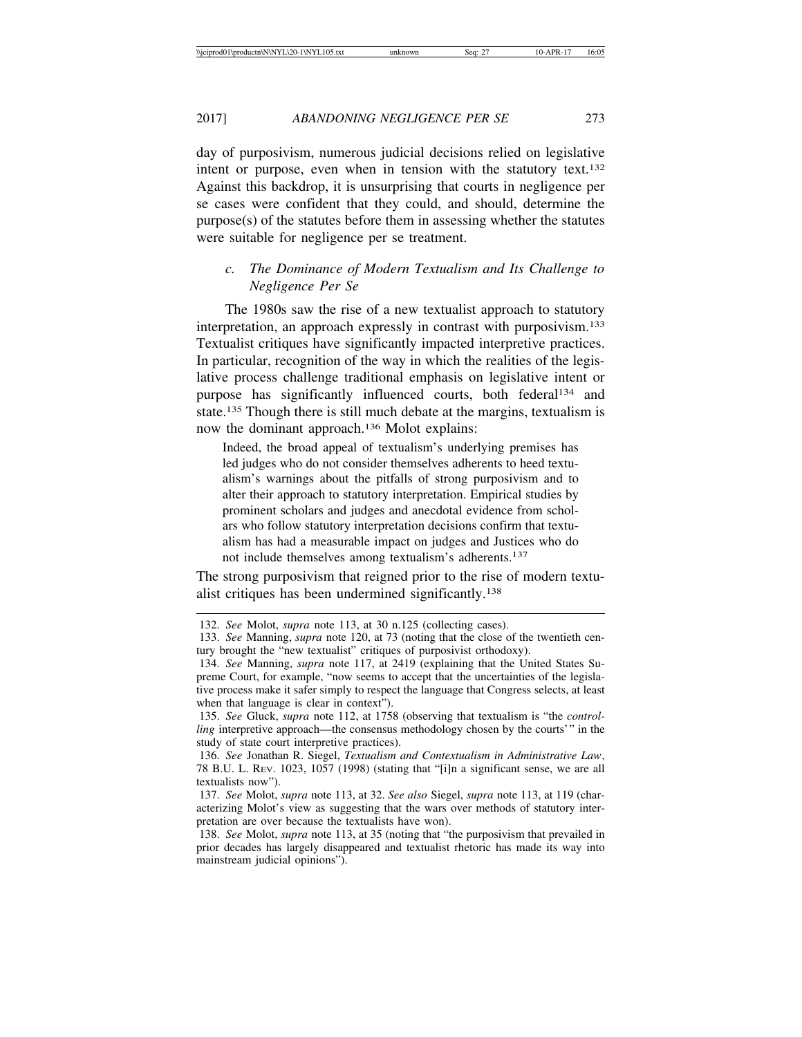day of purposivism, numerous judicial decisions relied on legislative intent or purpose, even when in tension with the statutory text.[132] Against this backdrop, it is unsurprising that courts in negligence per se cases were confident that they could, and should, determine the purpose(s) of the statutes before them in assessing whether the statutes were suitable for negligence per se treatment.

### *c. The Dominance of Modern Textualism and Its Challenge to Negligence Per Se*

The 1980s saw the rise of a new textualist approach to statutory interpretation, an approach expressly in contrast with purposivism.[133] Textualist critiques have significantly impacted interpretive practices. In particular, recognition of the way in which the realities of the legislative process challenge traditional emphasis on legislative intent or purpose has significantly influenced courts, both federal[134] and state.[135] Though there is still much debate at the margins, textualism is now the dominant approach.[136] Molot explains:

> Indeed, the broad appeal of textualism's underlying premises has led judges who do not consider themselves adherents to heed textualism's warnings about the pitfalls of strong purposivism and to alter their approach to statutory interpretation. Empirical studies by prominent scholars and judges and anecdotal evidence from scholars who follow statutory interpretation decisions confirm that textualism has had a measurable impact on judges and Justices who do not include themselves among textualism's adherents.[137]

The strong purposivism that reigned prior to the rise of modern textualist critiques has been undermined significantly.[138]

---

132. *See* Molot, *supra* note 113, at 30 n.125 (collecting cases).

133. *See* Manning, *supra* note 120, at 73 (noting that the close of the twentieth century brought the "new textualist" critiques of purposivist orthodoxy).

134. *See* Manning, *supra* note 117, at 2419 (explaining that the United States Supreme Court, for example, "now seems to accept that the uncertainties of the legislative process make it safer simply to respect the language that Congress selects, at least when that language is clear in context").

135. *See* Gluck, *supra* note 112, at 1758 (observing that textualism is "the *controlling* interpretive approach—the consensus methodology chosen by the courts'" in the study of state court interpretive practices).

136. *See* Jonathan R. Siegel, *Textualism and Contextualism in Administrative Law*, 78 B.U. L. Rev. 1023, 1057 (1998) (stating that "[i]n a significant sense, we are all textualists now").

137. *See* Molot, *supra* note 113, at 32. *See also* Siegel, *supra* note 113, at 119 (characterizing Molot's view as suggesting that the wars over methods of statutory interpretation are over because the textualists have won).

138. *See* Molot, *supra* note 113, at 35 (noting that "the purposivism that prevailed in prior decades has largely disappeared and textualist rhetoric has made its way into mainstream judicial opinions").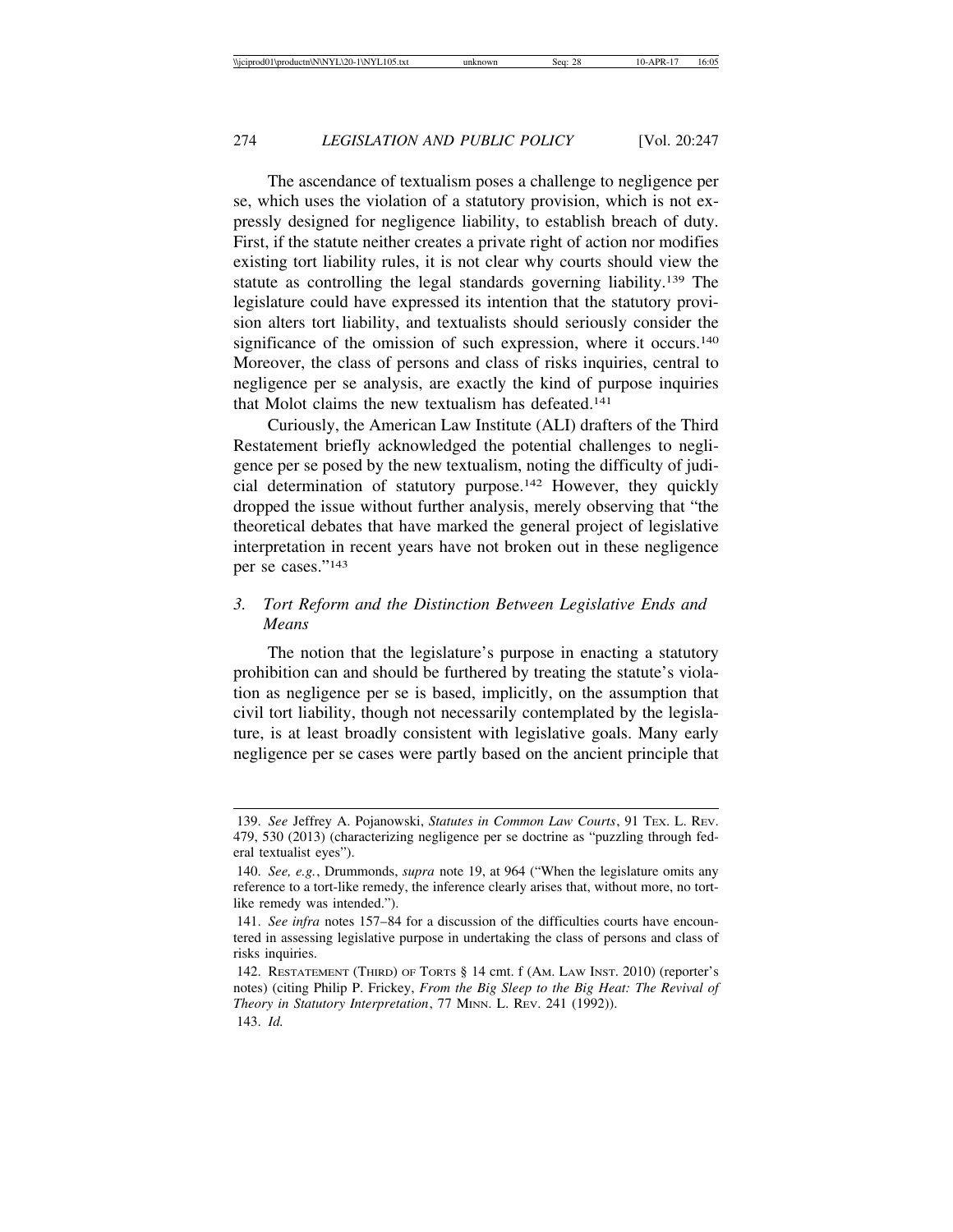The ascendance of textualism poses a challenge to negligence per se, which uses the violation of a statutory provision, which is not expressly designed for negligence liability, to establish breach of duty. First, if the statute neither creates a private right of action nor modifies existing tort liability rules, it is not clear why courts should view the statute as controlling the legal standards governing liability.[139] The legislature could have expressed its intention that the statutory provision alters tort liability, and textualists should seriously consider the significance of the omission of such expression, where it occurs.[140] Moreover, the class of persons and class of risks inquiries, central to negligence per se analysis, are exactly the kind of purpose inquiries that Molot claims the new textualism has defeated.[141]

Curiously, the American Law Institute (ALI) drafters of the Third Restatement briefly acknowledged the potential challenges to negligence per se posed by the new textualism, noting the difficulty of judicial determination of statutory purpose.[142] However, they quickly dropped the issue without further analysis, merely observing that "the theoretical debates that have marked the general project of legislative interpretation in recent years have not broken out in these negligence per se cases."[143]

### *3. Tort Reform and the Distinction Between Legislative Ends and Means*

The notion that the legislature's purpose in enacting a statutory prohibition can and should be furthered by treating the statute's violation as negligence per se is based, implicitly, on the assumption that civil tort liability, though not necessarily contemplated by the legislature, is at least broadly consistent with legislative goals. Many early negligence per se cases were partly based on the ancient principle that

---

139. *See* Jeffrey A. Pojanowski, *Statutes in Common Law Courts*, 91 TEX. L. REV. 479, 530 (2013) (characterizing negligence per se doctrine as "puzzling through federal textualist eyes").

140. *See, e.g.*, Drummonds, *supra* note 19, at 964 ("When the legislature omits any reference to a tort-like remedy, the inference clearly arises that, without more, no tort-like remedy was intended.").

141. *See infra* notes 157–84 for a discussion of the difficulties courts have encountered in assessing legislative purpose in undertaking the class of persons and class of risks inquiries.

142. RESTATEMENT (THIRD) OF TORTS § 14 cmt. f (AM. LAW INST. 2010) (reporter's notes) (citing Philip P. Frickey, *From the Big Sleep to the Big Heat: The Revival of Theory in Statutory Interpretation*, 77 MINN. L. REV. 241 (1992)).

143. *Id.*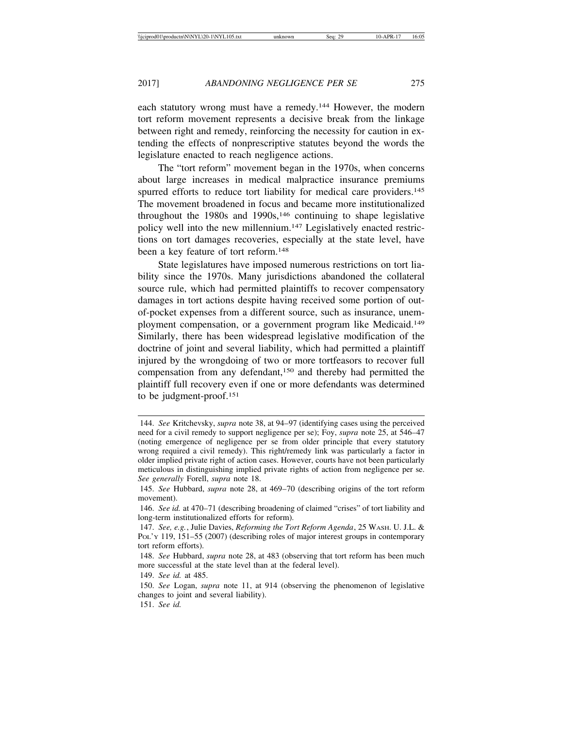each statutory wrong must have a remedy.[144] However, the modern tort reform movement represents a decisive break from the linkage between right and remedy, reinforcing the necessity for caution in extending the effects of nonprescriptive statutes beyond the words the legislature enacted to reach negligence actions.

The "tort reform" movement began in the 1970s, when concerns about large increases in medical malpractice insurance premiums spurred efforts to reduce tort liability for medical care providers.[145] The movement broadened in focus and became more institutionalized throughout the 1980s and 1990s,[146] continuing to shape legislative policy well into the new millennium.[147] Legislatively enacted restrictions on tort damages recoveries, especially at the state level, have been a key feature of tort reform.[148]

State legislatures have imposed numerous restrictions on tort liability since the 1970s. Many jurisdictions abandoned the collateral source rule, which had permitted plaintiffs to recover compensatory damages in tort actions despite having received some portion of out-of-pocket expenses from a different source, such as insurance, unemployment compensation, or a government program like Medicaid.[149] Similarly, there has been widespread legislative modification of the doctrine of joint and several liability, which had permitted a plaintiff injured by the wrongdoing of two or more tortfeasors to recover full compensation from any defendant,[150] and thereby had permitted the plaintiff full recovery even if one or more defendants was determined to be judgment-proof.[151]

---

144. *See* Kritchevsky, *supra* note 38, at 94–97 (identifying cases using the perceived need for a civil remedy to support negligence per se); Foy, *supra* note 25, at 546–47 (noting emergence of negligence per se from older principle that every statutory wrong required a civil remedy). This right/remedy link was particularly a factor in older implied private right of action cases. However, courts have not been particularly meticulous in distinguishing implied private rights of action from negligence per se. *See generally* Forell, *supra* note 18.

145. *See* Hubbard, *supra* note 28, at 469–70 (describing origins of the tort reform movement).

146. *See id.* at 470–71 (describing broadening of claimed "crises" of tort liability and long-term institutionalized efforts for reform).

147. *See, e.g.*, Julie Davies, *Reforming the Tort Reform Agenda*, 25 WASH. U. J.L. & POL'Y 119, 151–55 (2007) (describing roles of major interest groups in contemporary tort reform efforts).

148. *See* Hubbard, *supra* note 28, at 483 (observing that tort reform has been much more successful at the state level than at the federal level).

149. *See id.* at 485.

150. *See* Logan, *supra* note 11, at 914 (observing the phenomenon of legislative changes to joint and several liability).

151. *See id.*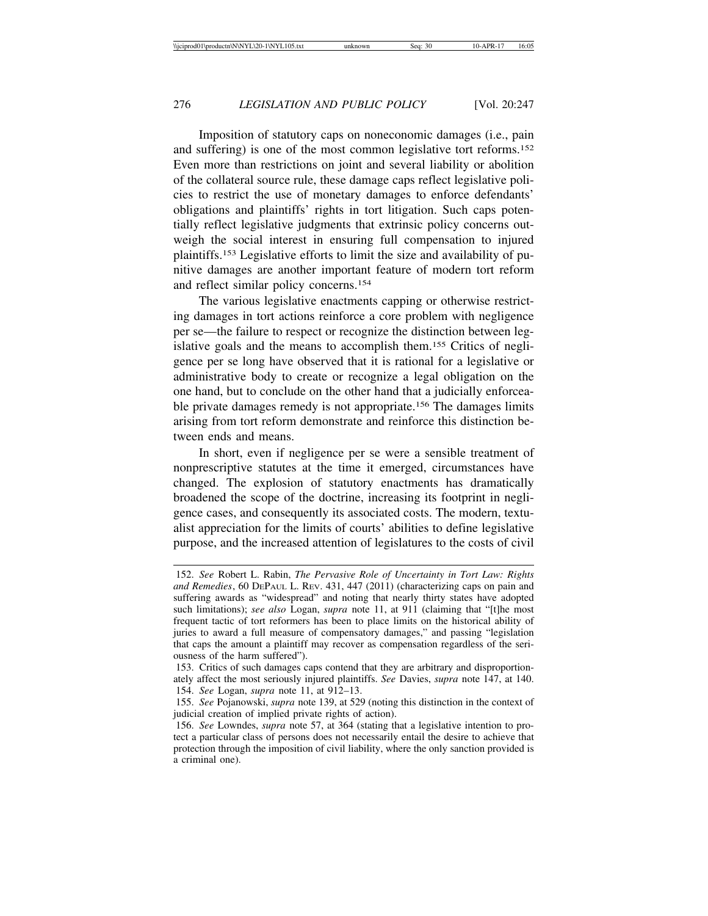Imposition of statutory caps on noneconomic damages (i.e., pain and suffering) is one of the most common legislative tort reforms.[152] Even more than restrictions on joint and several liability or abolition of the collateral source rule, these damage caps reflect legislative policies to restrict the use of monetary damages to enforce defendants' obligations and plaintiffs' rights in tort litigation. Such caps potentially reflect legislative judgments that extrinsic policy concerns outweigh the social interest in ensuring full compensation to injured plaintiffs.[153] Legislative efforts to limit the size and availability of punitive damages are another important feature of modern tort reform and reflect similar policy concerns.[154]

The various legislative enactments capping or otherwise restricting damages in tort actions reinforce a core problem with negligence per se—the failure to respect or recognize the distinction between legislative goals and the means to accomplish them.[155] Critics of negligence per se long have observed that it is rational for a legislative or administrative body to create or recognize a legal obligation on the one hand, but to conclude on the other hand that a judicially enforceable private damages remedy is not appropriate.[156] The damages limits arising from tort reform demonstrate and reinforce this distinction between ends and means.

In short, even if negligence per se were a sensible treatment of nonprescriptive statutes at the time it emerged, circumstances have changed. The explosion of statutory enactments has dramatically broadened the scope of the doctrine, increasing its footprint in negligence cases, and consequently its associated costs. The modern, textualist appreciation for the limits of courts' abilities to define legislative purpose, and the increased attention of legislatures to the costs of civil

---

152. *See* Robert L. Rabin, *The Pervasive Role of Uncertainty in Tort Law: Rights and Remedies*, 60 DePaul L. Rev. 431, 447 (2011) (characterizing caps on pain and suffering awards as "widespread" and noting that nearly thirty states have adopted such limitations); *see also* Logan, *supra* note 11, at 911 (claiming that "[t]he most frequent tactic of tort reformers has been to place limits on the historical ability of juries to award a full measure of compensatory damages," and passing "legislation that caps the amount a plaintiff may recover as compensation regardless of the seriousness of the harm suffered").

153. Critics of such damages caps contend that they are arbitrary and disproportionately affect the most seriously injured plaintiffs. *See* Davies, *supra* note 147, at 140.

154. *See* Logan, *supra* note 11, at 912–13.

155. *See* Pojanowski, *supra* note 139, at 529 (noting this distinction in the context of judicial creation of implied private rights of action).

156. *See* Lowndes, *supra* note 57, at 364 (stating that a legislative intention to protect a particular class of persons does not necessarily entail the desire to achieve that protection through the imposition of civil liability, where the only sanction provided is a criminal one).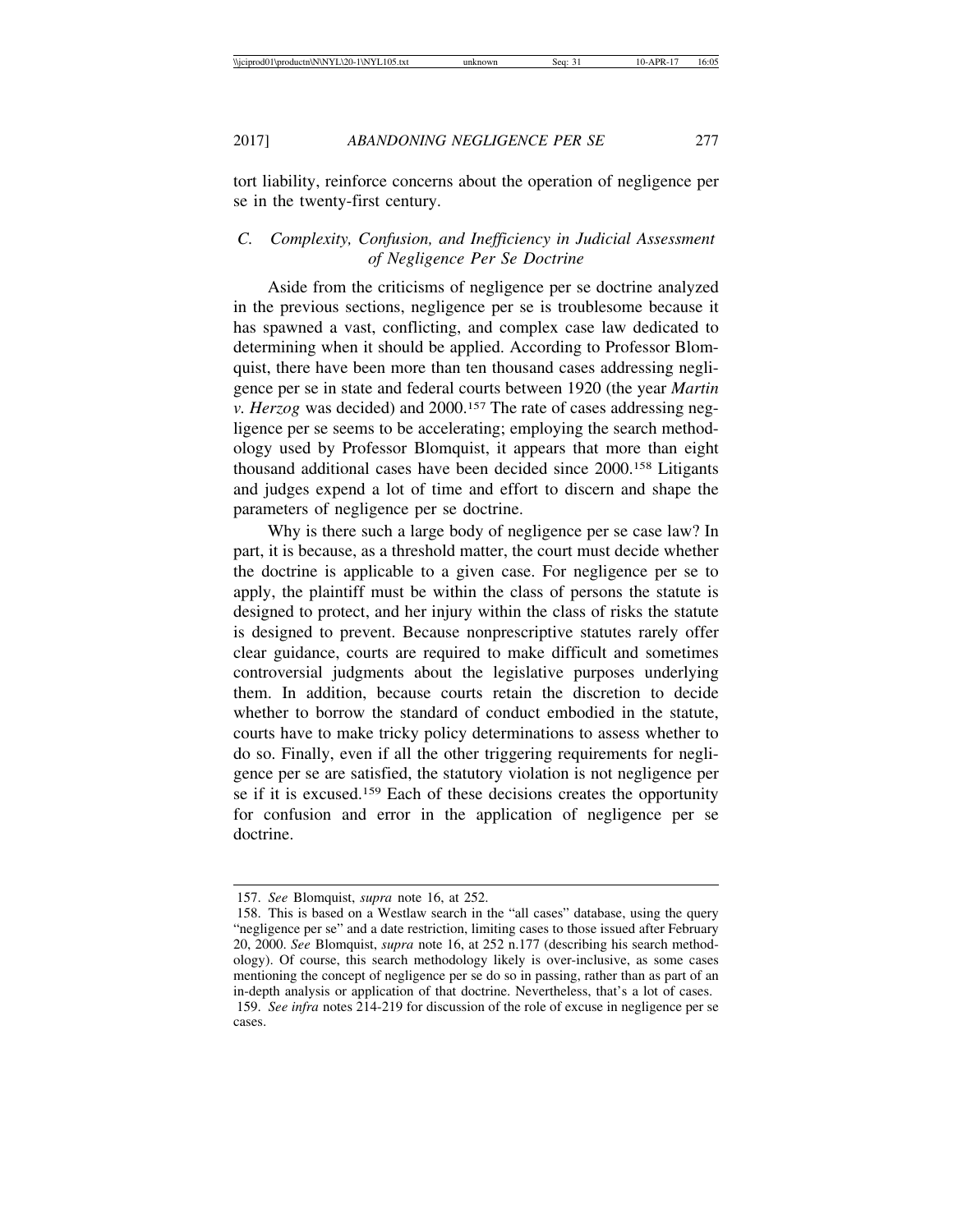tort liability, reinforce concerns about the operation of negligence per se in the twenty-first century.

### C. Complexity, Confusion, and Inefficiency in Judicial Assessment of Negligence Per Se Doctrine

Aside from the criticisms of negligence per se doctrine analyzed in the previous sections, negligence per se is troublesome because it has spawned a vast, conflicting, and complex case law dedicated to determining when it should be applied. According to Professor Blomquist, there have been more than ten thousand cases addressing negligence per se in state and federal courts between 1920 (the year *Martin v. Herzog* was decided) and 2000.[157] The rate of cases addressing negligence per se seems to be accelerating; employing the search methodology used by Professor Blomquist, it appears that more than eight thousand additional cases have been decided since 2000.[158] Litigants and judges expend a lot of time and effort to discern and shape the parameters of negligence per se doctrine.

Why is there such a large body of negligence per se case law? In part, it is because, as a threshold matter, the court must decide whether the doctrine is applicable to a given case. For negligence per se to apply, the plaintiff must be within the class of persons the statute is designed to protect, and her injury within the class of risks the statute is designed to prevent. Because nonprescriptive statutes rarely offer clear guidance, courts are required to make difficult and sometimes controversial judgments about the legislative purposes underlying them. In addition, because courts retain the discretion to decide whether to borrow the standard of conduct embodied in the statute, courts have to make tricky policy determinations to assess whether to do so. Finally, even if all the other triggering requirements for negligence per se are satisfied, the statutory violation is not negligence per se if it is excused.[159] Each of these decisions creates the opportunity for confusion and error in the application of negligence per se doctrine.

---

157. *See* Blomquist, *supra* note 16, at 252.

158. This is based on a Westlaw search in the "all cases" database, using the query "negligence per se" and a date restriction, limiting cases to those issued after February 20, 2000. *See* Blomquist, *supra* note 16, at 252 n.177 (describing his search methodology). Of course, this search methodology likely is over-inclusive, as some cases mentioning the concept of negligence per se do so in passing, rather than as part of an in-depth analysis or application of that doctrine. Nevertheless, that's a lot of cases.

159. *See infra* notes 214-219 for discussion of the role of excuse in negligence per se cases.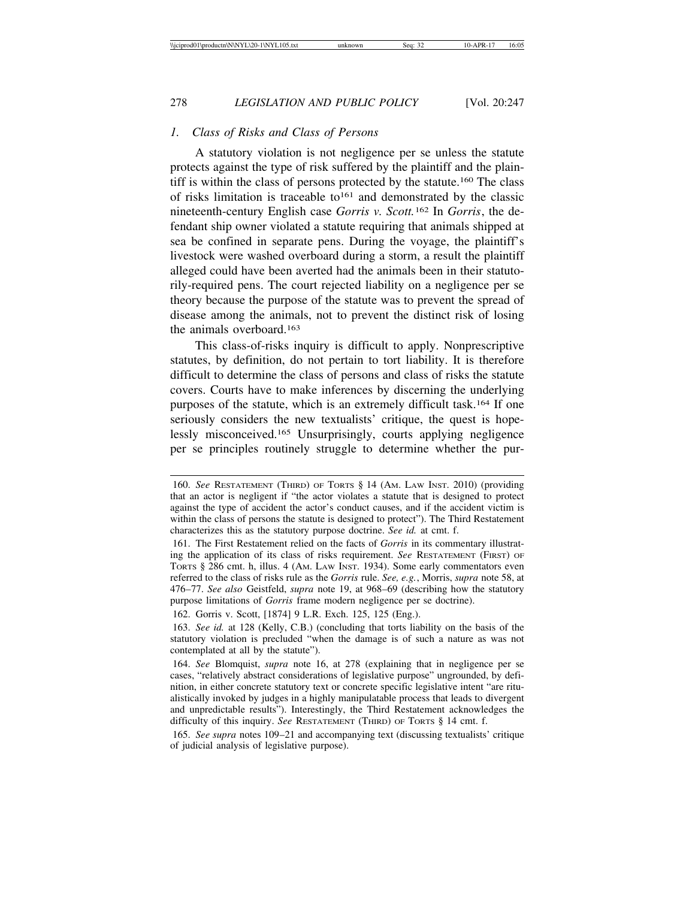### *1. Class of Risks and Class of Persons*

A statutory violation is not negligence per se unless the statute protects against the type of risk suffered by the plaintiff and the plaintiff is within the class of persons protected by the statute.[160] The class of risks limitation is traceable to[161] and demonstrated by the classic nineteenth-century English case *Gorris v. Scott.*[162] In *Gorris*, the defendant ship owner violated a statute requiring that animals shipped at sea be confined in separate pens. During the voyage, the plaintiff's livestock were washed overboard during a storm, a result the plaintiff alleged could have been averted had the animals been in their statutorily-required pens. The court rejected liability on a negligence per se theory because the purpose of the statute was to prevent the spread of disease among the animals, not to prevent the distinct risk of losing the animals overboard.[163]

This class-of-risks inquiry is difficult to apply. Nonprescriptive statutes, by definition, do not pertain to tort liability. It is therefore difficult to determine the class of persons and class of risks the statute covers. Courts have to make inferences by discerning the underlying purposes of the statute, which is an extremely difficult task.[164] If one seriously considers the new textualists' critique, the quest is hopelessly misconceived.[165] Unsurprisingly, courts applying negligence per se principles routinely struggle to determine whether the pur-

---

160. *See* RESTATEMENT (THIRD) OF TORTS § 14 (AM. LAW INST. 2010) (providing that an actor is negligent if "the actor violates a statute that is designed to protect against the type of accident the actor's conduct causes, and if the accident victim is within the class of persons the statute is designed to protect"). The Third Restatement characterizes this as the statutory purpose doctrine. *See id.* at cmt. f.

161. The First Restatement relied on the facts of *Gorris* in its commentary illustrating the application of its class of risks requirement. *See* RESTATEMENT (FIRST) OF TORTS § 286 cmt. h, illus. 4 (AM. LAW INST. 1934). Some early commentators even referred to the class of risks rule as the *Gorris* rule. *See, e.g.*, Morris, *supra* note 58, at 476–77. *See also* Geistfeld, *supra* note 19, at 968–69 (describing how the statutory purpose limitations of *Gorris* frame modern negligence per se doctrine).

162. Gorris v. Scott, [1874] 9 L.R. Exch. 125, 125 (Eng.).

163. *See id.* at 128 (Kelly, C.B.) (concluding that torts liability on the basis of the statutory violation is precluded "when the damage is of such a nature as was not contemplated at all by the statute").

164. *See* Blomquist, *supra* note 16, at 278 (explaining that in negligence per se cases, "relatively abstract considerations of legislative purpose" ungrounded, by definition, in either concrete statutory text or concrete specific legislative intent "are ritualistically invoked by judges in a highly manipulatable process that leads to divergent and unpredictable results"). Interestingly, the Third Restatement acknowledges the difficulty of this inquiry. *See* RESTATEMENT (THIRD) OF TORTS § 14 cmt. f.

165. *See supra* notes 109–21 and accompanying text (discussing textualists' critique of judicial analysis of legislative purpose).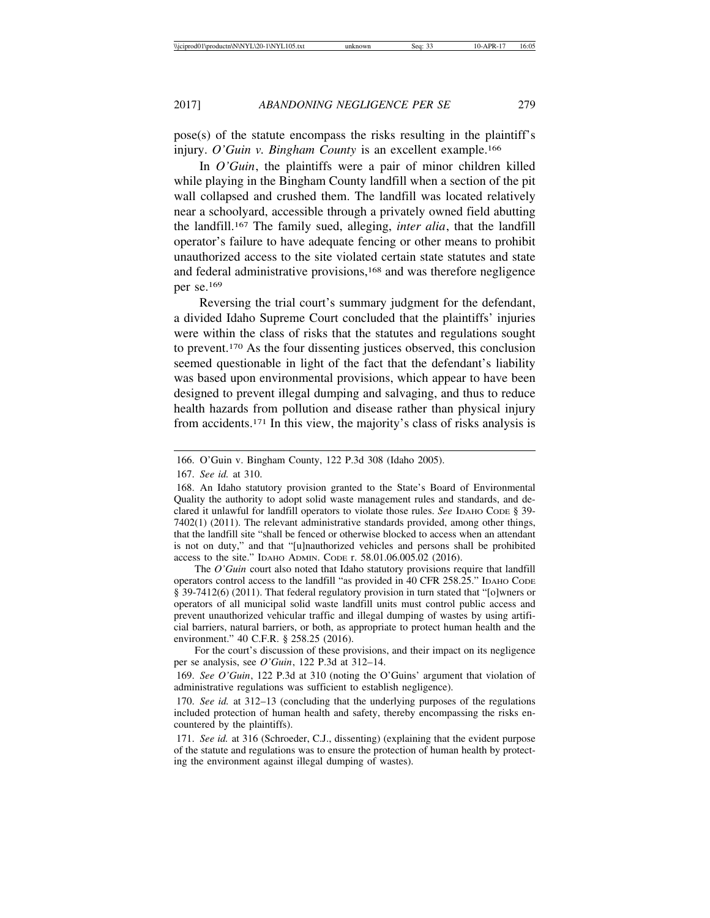pose(s) of the statute encompass the risks resulting in the plaintiff's injury. *O'Guin v. Bingham County* is an excellent example.[166]

In *O'Guin*, the plaintiffs were a pair of minor children killed while playing in the Bingham County landfill when a section of the pit wall collapsed and crushed them. The landfill was located relatively near a schoolyard, accessible through a privately owned field abutting the landfill.[167] The family sued, alleging, *inter alia*, that the landfill operator's failure to have adequate fencing or other means to prohibit unauthorized access to the site violated certain state statutes and state and federal administrative provisions,[168] and was therefore negligence per se.[169]

Reversing the trial court's summary judgment for the defendant, a divided Idaho Supreme Court concluded that the plaintiffs' injuries were within the class of risks that the statutes and regulations sought to prevent.[170] As the four dissenting justices observed, this conclusion seemed questionable in light of the fact that the defendant's liability was based upon environmental provisions, which appear to have been designed to prevent illegal dumping and salvaging, and thus to reduce health hazards from pollution and disease rather than physical injury from accidents.[171] In this view, the majority's class of risks analysis is

---

166. O'Guin v. Bingham County, 122 P.3d 308 (Idaho 2005).

167. *See id.* at 310.

168. An Idaho statutory provision granted to the State's Board of Environmental Quality the authority to adopt solid waste management rules and standards, and declared it unlawful for landfill operators to violate those rules. *See* IDAHO CODE § 39-7402(1) (2011). The relevant administrative standards provided, among other things, that the landfill site "shall be fenced or otherwise blocked to access when an attendant is not on duty," and that "[u]nauthorized vehicles and persons shall be prohibited access to the site." IDAHO ADMIN. CODE r. 58.01.06.005.02 (2016).

The *O'Guin* court also noted that Idaho statutory provisions require that landfill operators control access to the landfill "as provided in 40 CFR 258.25." IDAHO CODE § 39-7412(6) (2011). That federal regulatory provision in turn stated that "[o]wners or operators of all municipal solid waste landfill units must control public access and prevent unauthorized vehicular traffic and illegal dumping of wastes by using artificial barriers, natural barriers, or both, as appropriate to protect human health and the environment." 40 C.F.R. § 258.25 (2016).

For the court's discussion of these provisions, and their impact on its negligence per se analysis, see *O'Guin*, 122 P.3d at 312–14.

169. *See O'Guin*, 122 P.3d at 310 (noting the O'Guins' argument that violation of administrative regulations was sufficient to establish negligence).

170. *See id.* at 312–13 (concluding that the underlying purposes of the regulations included protection of human health and safety, thereby encompassing the risks encountered by the plaintiffs).

171. *See id.* at 316 (Schroeder, C.J., dissenting) (explaining that the evident purpose of the statute and regulations was to ensure the protection of human health by protecting the environment against illegal dumping of wastes).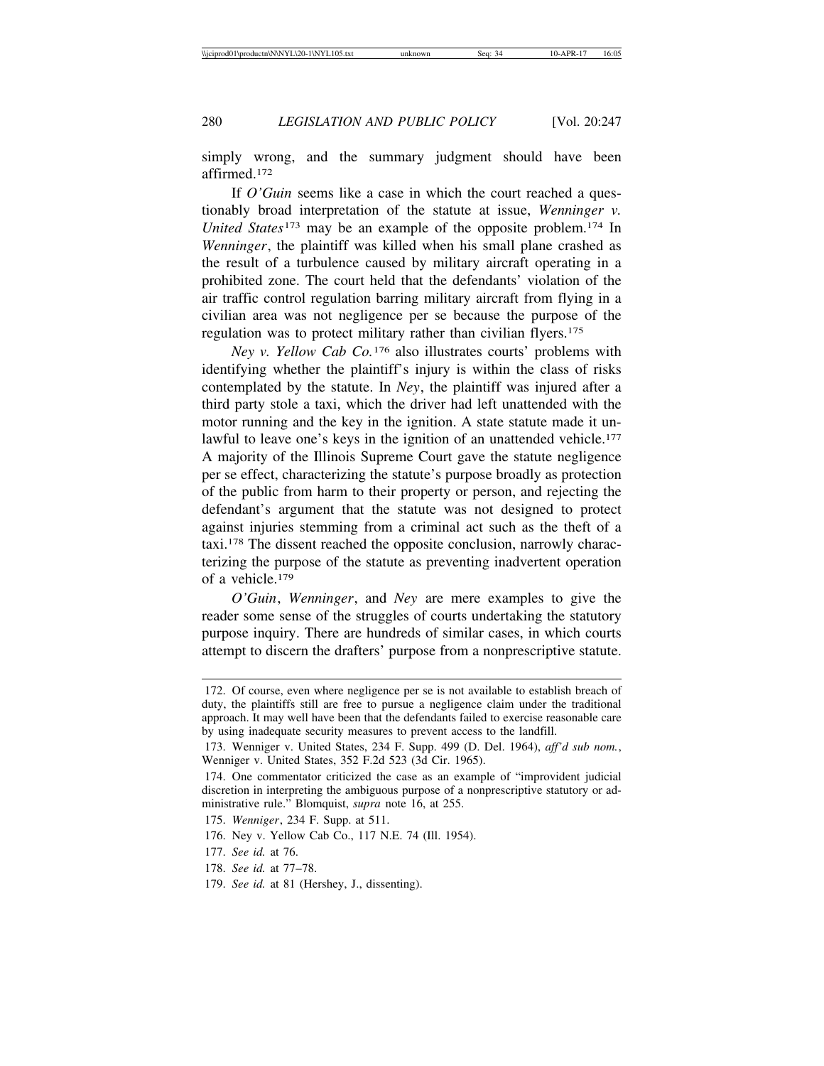simply wrong, and the summary judgment should have been affirmed.[172]

If *O'Guin* seems like a case in which the court reached a questionably broad interpretation of the statute at issue, *Wenninger v. United States*[173] may be an example of the opposite problem.[174] In *Wenninger*, the plaintiff was killed when his small plane crashed as the result of a turbulence caused by military aircraft operating in a prohibited zone. The court held that the defendants' violation of the air traffic control regulation barring military aircraft from flying in a civilian area was not negligence per se because the purpose of the regulation was to protect military rather than civilian flyers.[175]

*Ney v. Yellow Cab Co.*[176] also illustrates courts' problems with identifying whether the plaintiff's injury is within the class of risks contemplated by the statute. In *Ney*, the plaintiff was injured after a third party stole a taxi, which the driver had left unattended with the motor running and the key in the ignition. A state statute made it unlawful to leave one's keys in the ignition of an unattended vehicle.[177] A majority of the Illinois Supreme Court gave the statute negligence per se effect, characterizing the statute's purpose broadly as protection of the public from harm to their property or person, and rejecting the defendant's argument that the statute was not designed to protect against injuries stemming from a criminal act such as the theft of a taxi.[178] The dissent reached the opposite conclusion, narrowly characterizing the purpose of the statute as preventing inadvertent operation of a vehicle.[179]

*O'Guin*, *Wenninger*, and *Ney* are mere examples to give the reader some sense of the struggles of courts undertaking the statutory purpose inquiry. There are hundreds of similar cases, in which courts attempt to discern the drafters' purpose from a nonprescriptive statute.

---

172. Of course, even where negligence per se is not available to establish breach of duty, the plaintiffs still are free to pursue a negligence claim under the traditional approach. It may well have been that the defendants failed to exercise reasonable care by using inadequate security measures to prevent access to the landfill.

173. Wenniger v. United States, 234 F. Supp. 499 (D. Del. 1964), *aff'd sub nom.*, Wenniger v. United States, 352 F.2d 523 (3d Cir. 1965).

174. One commentator criticized the case as an example of "improvident judicial discretion in interpreting the ambiguous purpose of a nonprescriptive statutory or administrative rule." Blomquist, *supra* note 16, at 255.

175. *Wenniger*, 234 F. Supp. at 511.

176. Ney v. Yellow Cab Co., 117 N.E. 74 (Ill. 1954).

177. *See id.* at 76.

178. *See id.* at 77–78.

179. *See id.* at 81 (Hershey, J., dissenting).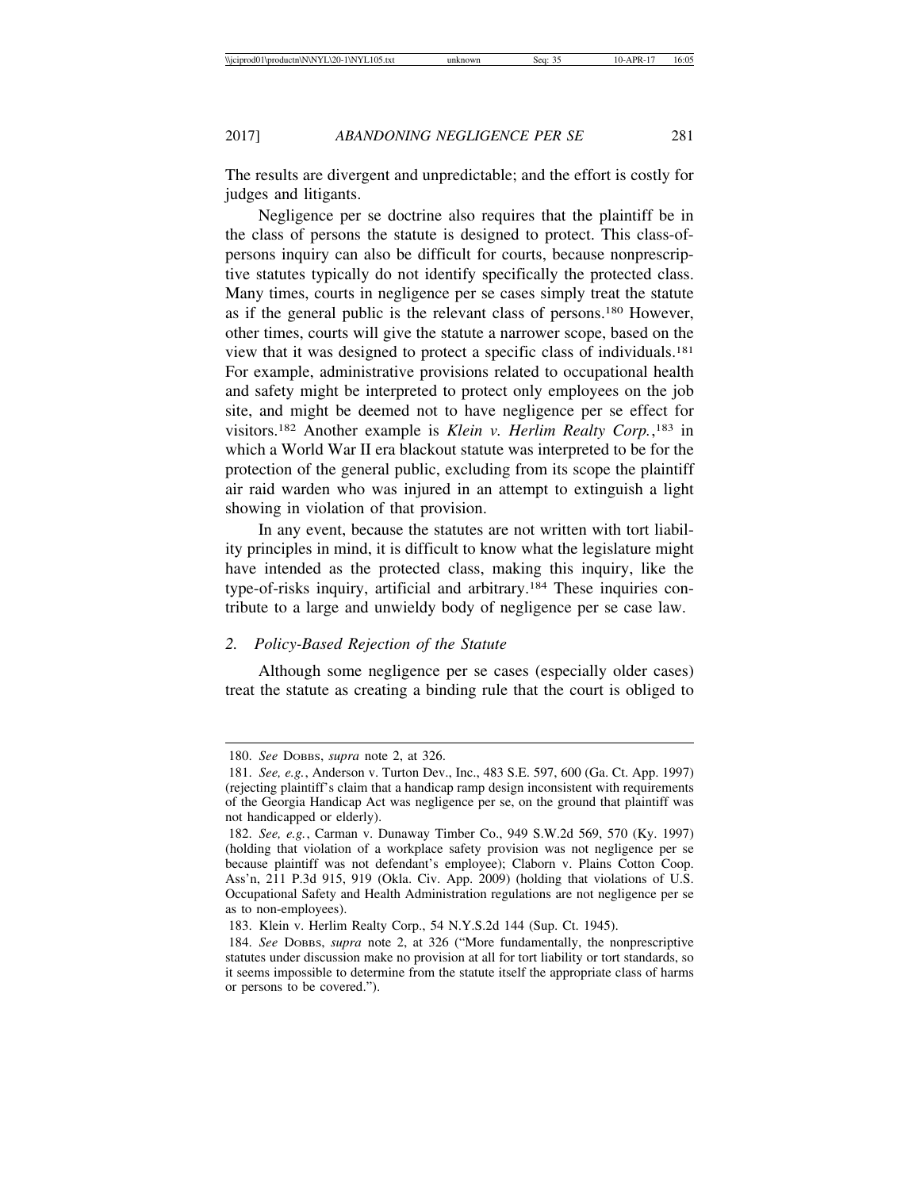The results are divergent and unpredictable; and the effort is costly for judges and litigants.

Negligence per se doctrine also requires that the plaintiff be in the class of persons the statute is designed to protect. This class-of-persons inquiry can also be difficult for courts, because nonprescriptive statutes typically do not identify specifically the protected class. Many times, courts in negligence per se cases simply treat the statute as if the general public is the relevant class of persons.[180] However, other times, courts will give the statute a narrower scope, based on the view that it was designed to protect a specific class of individuals.[181] For example, administrative provisions related to occupational health and safety might be interpreted to protect only employees on the job site, and might be deemed not to have negligence per se effect for visitors.[182] Another example is *Klein v. Herlim Realty Corp.*,[183] in which a World War II era blackout statute was interpreted to be for the protection of the general public, excluding from its scope the plaintiff air raid warden who was injured in an attempt to extinguish a light showing in violation of that provision.

In any event, because the statutes are not written with tort liability principles in mind, it is difficult to know what the legislature might have intended as the protected class, making this inquiry, like the type-of-risks inquiry, artificial and arbitrary.[184] These inquiries contribute to a large and unwieldy body of negligence per se case law.

### *2. Policy-Based Rejection of the Statute*

Although some negligence per se cases (especially older cases) treat the statute as creating a binding rule that the court is obliged to

---

180. *See* Dobbs, *supra* note 2, at 326.

181. *See, e.g.*, Anderson v. Turton Dev., Inc., 483 S.E. 597, 600 (Ga. Ct. App. 1997) (rejecting plaintiff's claim that a handicap ramp design inconsistent with requirements of the Georgia Handicap Act was negligence per se, on the ground that plaintiff was not handicapped or elderly).

182. *See, e.g.*, Carman v. Dunaway Timber Co., 949 S.W.2d 569, 570 (Ky. 1997) (holding that violation of a workplace safety provision was not negligence per se because plaintiff was not defendant's employee); Claborn v. Plains Cotton Coop. Ass'n, 211 P.3d 915, 919 (Okla. Civ. App. 2009) (holding that violations of U.S. Occupational Safety and Health Administration regulations are not negligence per se as to non-employees).

183. Klein v. Herlim Realty Corp., 54 N.Y.S.2d 144 (Sup. Ct. 1945).

184. *See* Dobbs, *supra* note 2, at 326 ("More fundamentally, the nonprescriptive statutes under discussion make no provision at all for tort liability or tort standards, so it seems impossible to determine from the statute itself the appropriate class of harms or persons to be covered.").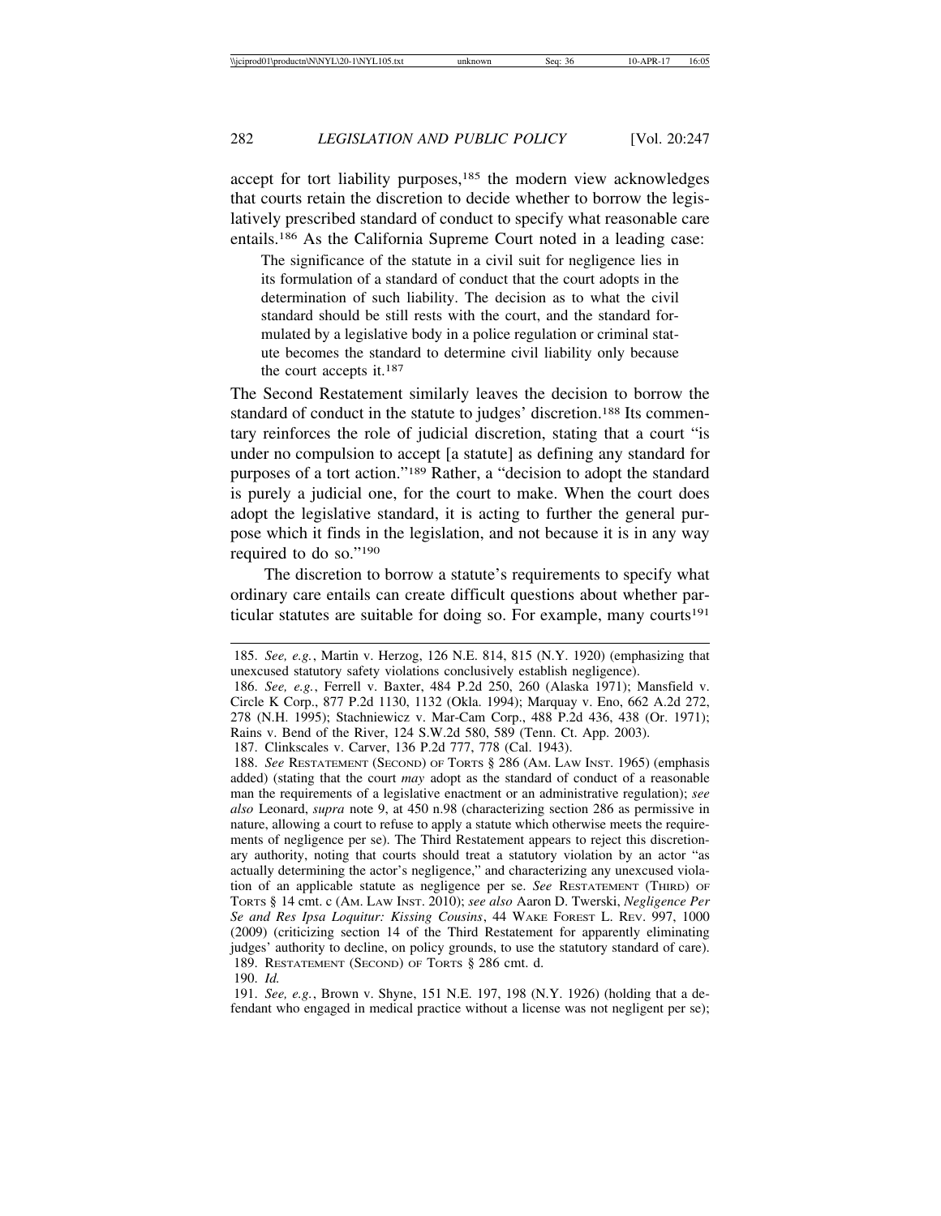accept for tort liability purposes,[185] the modern view acknowledges that courts retain the discretion to decide whether to borrow the legislatively prescribed standard of conduct to specify what reasonable care entails.[186] As the California Supreme Court noted in a leading case:

> The significance of the statute in a civil suit for negligence lies in its formulation of a standard of conduct that the court adopts in the determination of such liability. The decision as to what the civil standard should be still rests with the court, and the standard formulated by a legislative body in a police regulation or criminal statute becomes the standard to determine civil liability only because the court accepts it.[187]

The Second Restatement similarly leaves the decision to borrow the standard of conduct in the statute to judges' discretion.[188] Its commentary reinforces the role of judicial discretion, stating that a court "is under no compulsion to accept [a statute] as defining any standard for purposes of a tort action."[189] Rather, a "decision to adopt the standard is purely a judicial one, for the court to make. When the court does adopt the legislative standard, it is acting to further the general purpose which it finds in the legislation, and not because it is in any way required to do so."[190]

The discretion to borrow a statute's requirements to specify what ordinary care entails can create difficult questions about whether particular statutes are suitable for doing so. For example, many courts[191]

---

185. *See, e.g.*, Martin v. Herzog, 126 N.E. 814, 815 (N.Y. 1920) (emphasizing that unexcused statutory safety violations conclusively establish negligence).

186. *See, e.g.*, Ferrell v. Baxter, 484 P.2d 250, 260 (Alaska 1971); Mansfield v. Circle K Corp., 877 P.2d 1130, 1132 (Okla. 1994); Marquay v. Eno, 662 A.2d 272, 278 (N.H. 1995); Stachniewicz v. Mar-Cam Corp., 488 P.2d 436, 438 (Or. 1971); Rains v. Bend of the River, 124 S.W.2d 580, 589 (Tenn. Ct. App. 2003).

187. Clinkscales v. Carver, 136 P.2d 777, 778 (Cal. 1943).

188. *See* RESTATEMENT (SECOND) OF TORTS § 286 (AM. LAW INST. 1965) (emphasis added) (stating that the court *may* adopt as the standard of conduct of a reasonable man the requirements of a legislative enactment or an administrative regulation); *see also* Leonard, *supra* note 9, at 450 n.98 (characterizing section 286 as permissive in nature, allowing a court to refuse to apply a statute which otherwise meets the requirements of negligence per se). The Third Restatement appears to reject this discretionary authority, noting that courts should treat a statutory violation by an actor "as actually determining the actor's negligence," and characterizing any unexcused violation of an applicable statute as negligence per se. *See* RESTATEMENT (THIRD) OF TORTS § 14 cmt. c (AM. LAW INST. 2010); *see also* Aaron D. Twerski, *Negligence Per Se and Res Ipsa Loquitur: Kissing Cousins*, 44 WAKE FOREST L. REV. 997, 1000 (2009) (criticizing section 14 of the Third Restatement for apparently eliminating judges' authority to decline, on policy grounds, to use the statutory standard of care).

189. RESTATEMENT (SECOND) OF TORTS § 286 cmt. d.

190. *Id.*

191. *See, e.g.*, Brown v. Shyne, 151 N.E. 197, 198 (N.Y. 1926) (holding that a defendant who engaged in medical practice without a license was not negligent per se);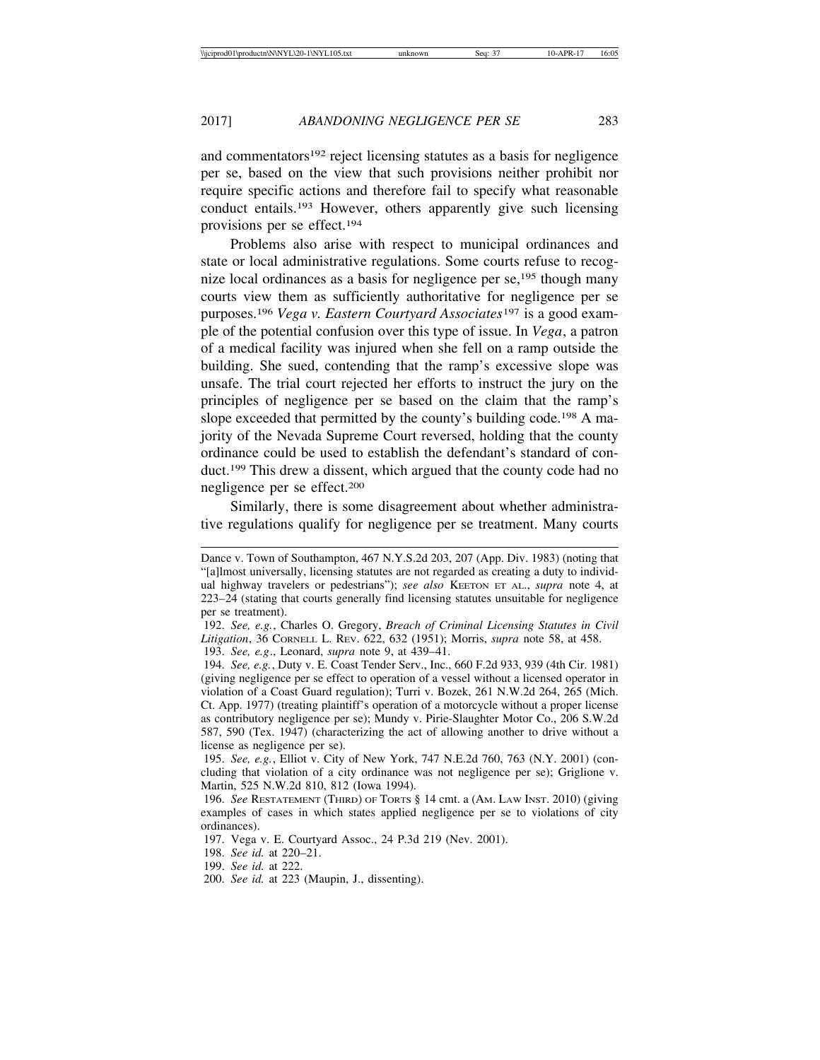and commentators[192] reject licensing statutes as a basis for negligence per se, based on the view that such provisions neither prohibit nor require specific actions and therefore fail to specify what reasonable conduct entails.[193] However, others apparently give such licensing provisions per se effect.[194]

Problems also arise with respect to municipal ordinances and state or local administrative regulations. Some courts refuse to recognize local ordinances as a basis for negligence per se,[195] though many courts view them as sufficiently authoritative for negligence per se purposes.[196] *Vega v. Eastern Courtyard Associates*[197] is a good example of the potential confusion over this type of issue. In *Vega*, a patron of a medical facility was injured when she fell on a ramp outside the building. She sued, contending that the ramp's excessive slope was unsafe. The trial court rejected her efforts to instruct the jury on the principles of negligence per se based on the claim that the ramp's slope exceeded that permitted by the county's building code.[198] A majority of the Nevada Supreme Court reversed, holding that the county ordinance could be used to establish the defendant's standard of conduct.[199] This drew a dissent, which argued that the county code had no negligence per se effect.[200]

Similarly, there is some disagreement about whether administrative regulations qualify for negligence per se treatment. Many courts

---

Dance v. Town of Southampton, 467 N.Y.S.2d 203, 207 (App. Div. 1983) (noting that "[a]lmost universally, licensing statutes are not regarded as creating a duty to individual highway travelers or pedestrians"); *see also* KEETON ET AL., *supra* note 4, at 223–24 (stating that courts generally find licensing statutes unsuitable for negligence per se treatment).

192. *See, e.g.*, Charles O. Gregory, *Breach of Criminal Licensing Statutes in Civil Litigation*, 36 CORNELL L. REV. 622, 632 (1951); Morris, *supra* note 58, at 458.

193. *See, e.g*., Leonard, *supra* note 9, at 439–41.

194. *See, e.g.*, Duty v. E. Coast Tender Serv., Inc., 660 F.2d 933, 939 (4th Cir. 1981) (giving negligence per se effect to operation of a vessel without a licensed operator in violation of a Coast Guard regulation); Turri v. Bozek, 261 N.W.2d 264, 265 (Mich. Ct. App. 1977) (treating plaintiff's operation of a motorcycle without a proper license as contributory negligence per se); Mundy v. Pirie-Slaughter Motor Co., 206 S.W.2d 587, 590 (Tex. 1947) (characterizing the act of allowing another to drive without a license as negligence per se).

195. *See, e.g.*, Elliot v. City of New York, 747 N.E.2d 760, 763 (N.Y. 2001) (concluding that violation of a city ordinance was not negligence per se); Griglione v. Martin, 525 N.W.2d 810, 812 (Iowa 1994).

196. *See* RESTATEMENT (THIRD) OF TORTS § 14 cmt. a (AM. LAW INST. 2010) (giving examples of cases in which states applied negligence per se to violations of city ordinances).

197. Vega v. E. Courtyard Assoc., 24 P.3d 219 (Nev. 2001).

198. *See id.* at 220–21.

199. *See id.* at 222.

200. *See id.* at 223 (Maupin, J., dissenting).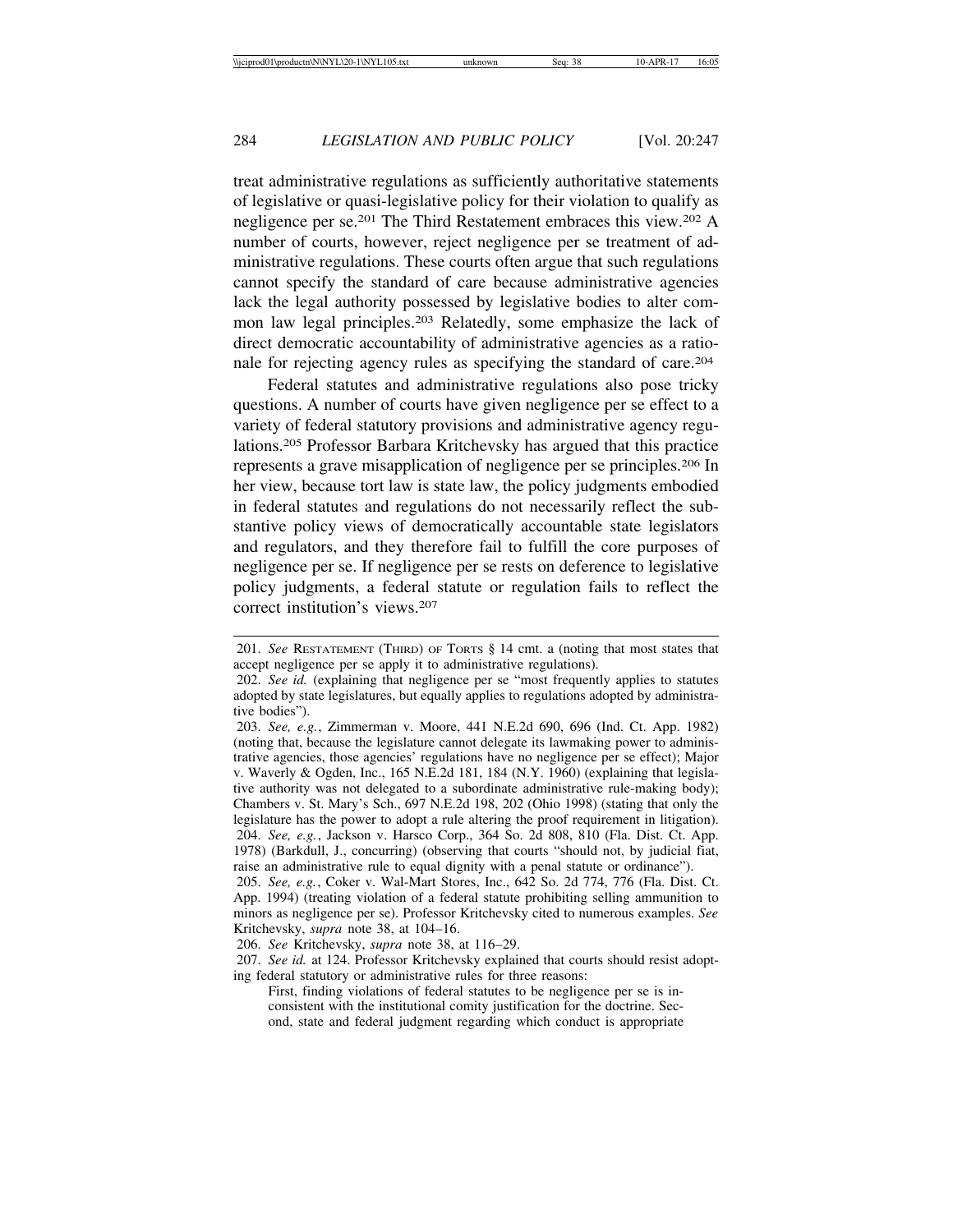treat administrative regulations as sufficiently authoritative statements of legislative or quasi-legislative policy for their violation to qualify as negligence per se.[201] The Third Restatement embraces this view.[202] A number of courts, however, reject negligence per se treatment of administrative regulations. These courts often argue that such regulations cannot specify the standard of care because administrative agencies lack the legal authority possessed by legislative bodies to alter common law legal principles.[203] Relatedly, some emphasize the lack of direct democratic accountability of administrative agencies as a rationale for rejecting agency rules as specifying the standard of care.[204]

Federal statutes and administrative regulations also pose tricky questions. A number of courts have given negligence per se effect to a variety of federal statutory provisions and administrative agency regulations.[205] Professor Barbara Kritchevsky has argued that this practice represents a grave misapplication of negligence per se principles.[206] In her view, because tort law is state law, the policy judgments embodied in federal statutes and regulations do not necessarily reflect the substantive policy views of democratically accountable state legislators and regulators, and they therefore fail to fulfill the core purposes of negligence per se. If negligence per se rests on deference to legislative policy judgments, a federal statute or regulation fails to reflect the correct institution's views.[207]

---

201. *See* RESTATEMENT (THIRD) OF TORTS § 14 cmt. a (noting that most states that accept negligence per se apply it to administrative regulations).

202. *See id.* (explaining that negligence per se "most frequently applies to statutes adopted by state legislatures, but equally applies to regulations adopted by administrative bodies").

203. *See, e.g.*, Zimmerman v. Moore, 441 N.E.2d 690, 696 (Ind. Ct. App. 1982) (noting that, because the legislature cannot delegate its lawmaking power to administrative agencies, those agencies' regulations have no negligence per se effect); Major v. Waverly & Ogden, Inc., 165 N.E.2d 181, 184 (N.Y. 1960) (explaining that legislative authority was not delegated to a subordinate administrative rule-making body); Chambers v. St. Mary's Sch., 697 N.E.2d 198, 202 (Ohio 1998) (stating that only the legislature has the power to adopt a rule altering the proof requirement in litigation).

204. *See, e.g.*, Jackson v. Harsco Corp., 364 So. 2d 808, 810 (Fla. Dist. Ct. App. 1978) (Barkdull, J., concurring) (observing that courts "should not, by judicial fiat, raise an administrative rule to equal dignity with a penal statute or ordinance").

205. *See, e.g.*, Coker v. Wal-Mart Stores, Inc., 642 So. 2d 774, 776 (Fla. Dist. Ct. App. 1994) (treating violation of a federal statute prohibiting selling ammunition to minors as negligence per se). Professor Kritchevsky cited to numerous examples. *See* Kritchevsky, *supra* note 38, at 104–16.

206. *See* Kritchevsky, *supra* note 38, at 116–29.

207. *See id.* at 124. Professor Kritchevsky explained that courts should resist adopting federal statutory or administrative rules for three reasons:

> First, finding violations of federal statutes to be negligence per se is inconsistent with the institutional comity justification for the doctrine. Second, state and federal judgment regarding which conduct is appropriate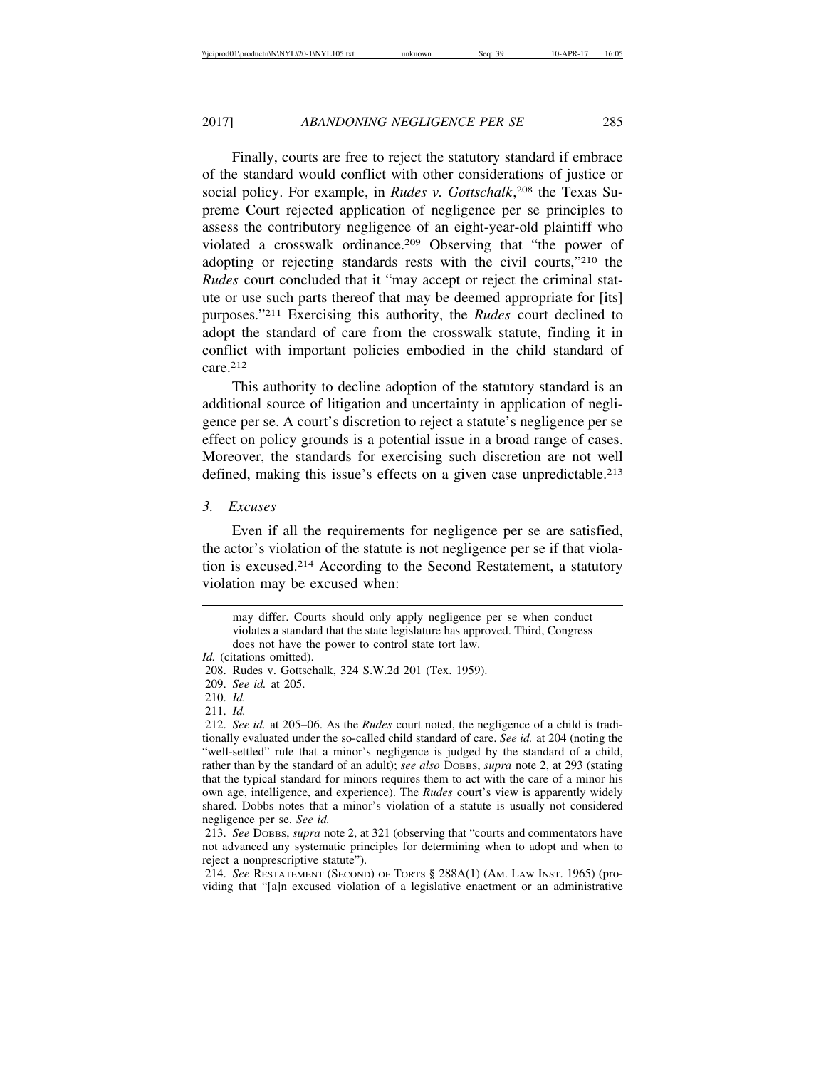Finally, courts are free to reject the statutory standard if embrace of the standard would conflict with other considerations of justice or social policy. For example, in *Rudes v. Gottschalk*,[208] the Texas Supreme Court rejected application of negligence per se principles to assess the contributory negligence of an eight-year-old plaintiff who violated a crosswalk ordinance.[209] Observing that "the power of adopting or rejecting standards rests with the civil courts,"[210] the *Rudes* court concluded that it "may accept or reject the criminal statute or use such parts thereof that may be deemed appropriate for [its] purposes."[211] Exercising this authority, the *Rudes* court declined to adopt the standard of care from the crosswalk statute, finding it in conflict with important policies embodied in the child standard of care.[212]

This authority to decline adoption of the statutory standard is an additional source of litigation and uncertainty in application of negligence per se. A court's discretion to reject a statute's negligence per se effect on policy grounds is a potential issue in a broad range of cases. Moreover, the standards for exercising such discretion are not well defined, making this issue's effects on a given case unpredictable.[213]

### *3. Excuses*

Even if all the requirements for negligence per se are satisfied, the actor's violation of the statute is not negligence per se if that violation is excused.[214] According to the Second Restatement, a statutory violation may be excused when:

---

> may differ. Courts should only apply negligence per se when conduct violates a standard that the state legislature has approved. Third, Congress does not have the power to control state tort law.

*Id.* (citations omitted).

208. Rudes v. Gottschalk, 324 S.W.2d 201 (Tex. 1959).

209. *See id.* at 205.

210. *Id.*

211. *Id.*

212. *See id.* at 205–06. As the *Rudes* court noted, the negligence of a child is traditionally evaluated under the so-called child standard of care. *See id.* at 204 (noting the "well-settled" rule that a minor's negligence is judged by the standard of a child, rather than by the standard of an adult); *see also* DOBBS, *supra* note 2, at 293 (stating that the typical standard for minors requires them to act with the care of a minor his own age, intelligence, and experience). The *Rudes* court's view is apparently widely shared. Dobbs notes that a minor's violation of a statute is usually not considered negligence per se. *See id.*

213. *See* DOBBS, *supra* note 2, at 321 (observing that "courts and commentators have not advanced any systematic principles for determining when to adopt and when to reject a nonprescriptive statute").

214. *See* RESTATEMENT (SECOND) OF TORTS § 288A(1) (AM. LAW INST. 1965) (providing that "[a]n excused violation of a legislative enactment or an administrative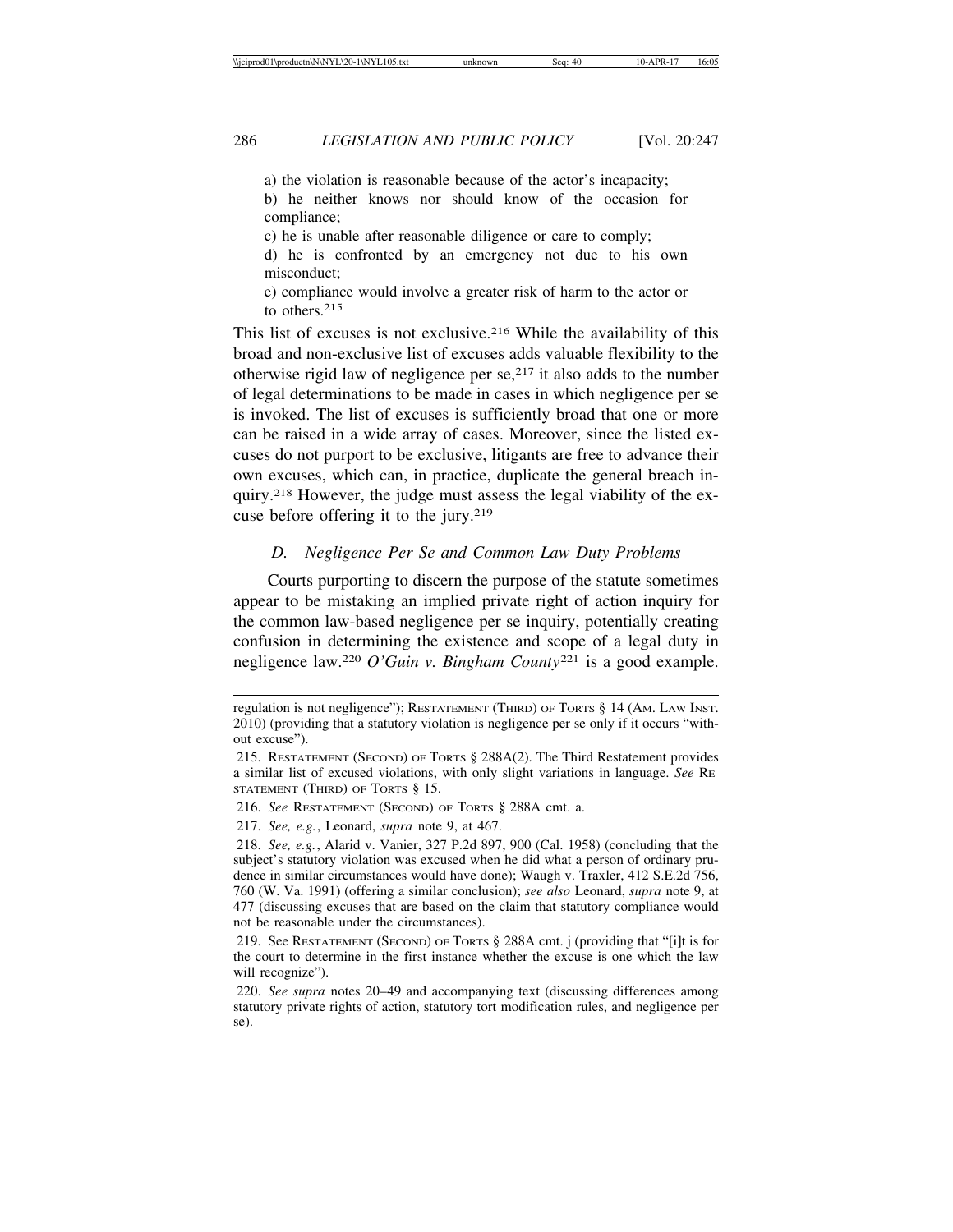a) the violation is reasonable because of the actor's incapacity;

b) he neither knows nor should know of the occasion for compliance;

c) he is unable after reasonable diligence or care to comply;

d) he is confronted by an emergency not due to his own misconduct;

e) compliance would involve a greater risk of harm to the actor or to others.[215]

This list of excuses is not exclusive.[216] While the availability of this broad and non-exclusive list of excuses adds valuable flexibility to the otherwise rigid law of negligence per se,[217] it also adds to the number of legal determinations to be made in cases in which negligence per se is invoked. The list of excuses is sufficiently broad that one or more can be raised in a wide array of cases. Moreover, since the listed excuses do not purport to be exclusive, litigants are free to advance their own excuses, which can, in practice, duplicate the general breach inquiry.[218] However, the judge must assess the legal viability of the excuse before offering it to the jury.[219]

### *D. Negligence Per Se and Common Law Duty Problems*

Courts purporting to discern the purpose of the statute sometimes appear to be mistaking an implied private right of action inquiry for the common law-based negligence per se inquiry, potentially creating confusion in determining the existence and scope of a legal duty in negligence law.[220] *O'Guin v. Bingham County*[221] is a good example.

---

regulation is not negligence"); RESTATEMENT (THIRD) OF TORTS § 14 (AM. LAW INST. 2010) (providing that a statutory violation is negligence per se only if it occurs "without excuse").

215. RESTATEMENT (SECOND) OF TORTS § 288A(2). The Third Restatement provides a similar list of excused violations, with only slight variations in language. *See* RESTATEMENT (THIRD) OF TORTS § 15.

216. *See* RESTATEMENT (SECOND) OF TORTS § 288A cmt. a.

217. *See, e.g.*, Leonard, *supra* note 9, at 467.

218. *See, e.g.*, Alarid v. Vanier, 327 P.2d 897, 900 (Cal. 1958) (concluding that the subject's statutory violation was excused when he did what a person of ordinary prudence in similar circumstances would have done); Waugh v. Traxler, 412 S.E.2d 756, 760 (W. Va. 1991) (offering a similar conclusion); *see also* Leonard, *supra* note 9, at 477 (discussing excuses that are based on the claim that statutory compliance would not be reasonable under the circumstances).

219. See RESTATEMENT (SECOND) OF TORTS § 288A cmt. j (providing that "[i]t is for the court to determine in the first instance whether the excuse is one which the law will recognize").

220. *See supra* notes 20–49 and accompanying text (discussing differences among statutory private rights of action, statutory tort modification rules, and negligence per se).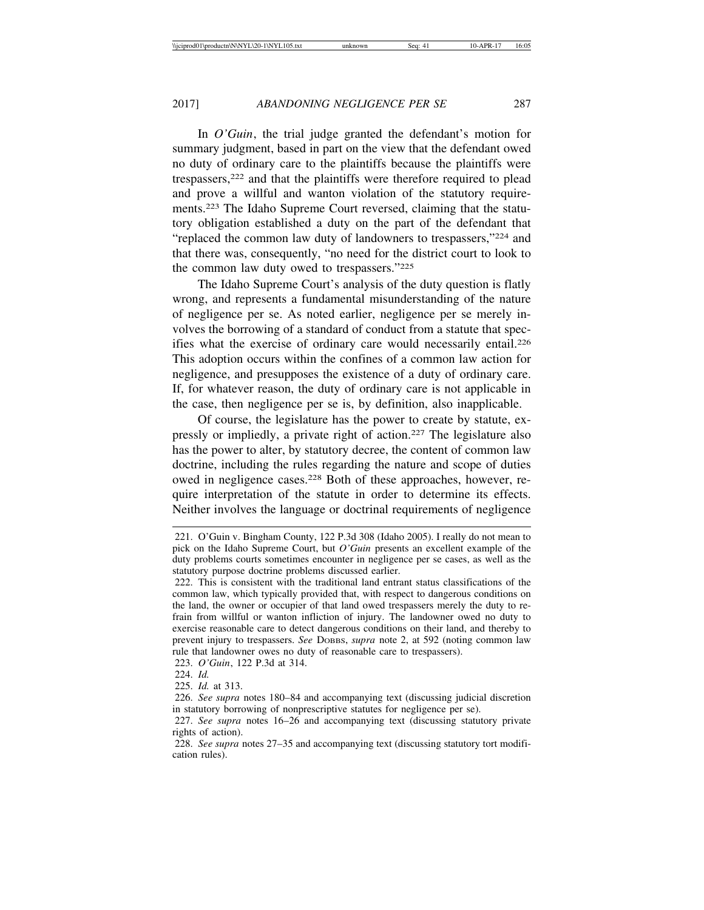In *O'Guin*, the trial judge granted the defendant's motion for summary judgment, based in part on the view that the defendant owed no duty of ordinary care to the plaintiffs because the plaintiffs were trespassers,[222] and that the plaintiffs were therefore required to plead and prove a willful and wanton violation of the statutory requirements.[223] The Idaho Supreme Court reversed, claiming that the statutory obligation established a duty on the part of the defendant that "replaced the common law duty of landowners to trespassers,"[224] and that there was, consequently, "no need for the district court to look to the common law duty owed to trespassers."[225]

The Idaho Supreme Court's analysis of the duty question is flatly wrong, and represents a fundamental misunderstanding of the nature of negligence per se. As noted earlier, negligence per se merely involves the borrowing of a standard of conduct from a statute that specifies what the exercise of ordinary care would necessarily entail.[226] This adoption occurs within the confines of a common law action for negligence, and presupposes the existence of a duty of ordinary care. If, for whatever reason, the duty of ordinary care is not applicable in the case, then negligence per se is, by definition, also inapplicable.

Of course, the legislature has the power to create by statute, expressly or impliedly, a private right of action.[227] The legislature also has the power to alter, by statutory decree, the content of common law doctrine, including the rules regarding the nature and scope of duties owed in negligence cases.[228] Both of these approaches, however, require interpretation of the statute in order to determine its effects. Neither involves the language or doctrinal requirements of negligence

---

221. O'Guin v. Bingham County, 122 P.3d 308 (Idaho 2005). I really do not mean to pick on the Idaho Supreme Court, but *O'Guin* presents an excellent example of the duty problems courts sometimes encounter in negligence per se cases, as well as the statutory purpose doctrine problems discussed earlier.

222. This is consistent with the traditional land entrant status classifications of the common law, which typically provided that, with respect to dangerous conditions on the land, the owner or occupier of that land owed trespassers merely the duty to refrain from willful or wanton infliction of injury. The landowner owed no duty to exercise reasonable care to detect dangerous conditions on their land, and thereby to prevent injury to trespassers. *See* DOBBS, *supra* note 2, at 592 (noting common law rule that landowner owes no duty of reasonable care to trespassers).

223. *O'Guin*, 122 P.3d at 314.

224. *Id.*

225. *Id.* at 313.

226. *See supra* notes 180–84 and accompanying text (discussing judicial discretion in statutory borrowing of nonprescriptive statutes for negligence per se).

227. *See supra* notes 16–26 and accompanying text (discussing statutory private rights of action).

228. *See supra* notes 27–35 and accompanying text (discussing statutory tort modification rules).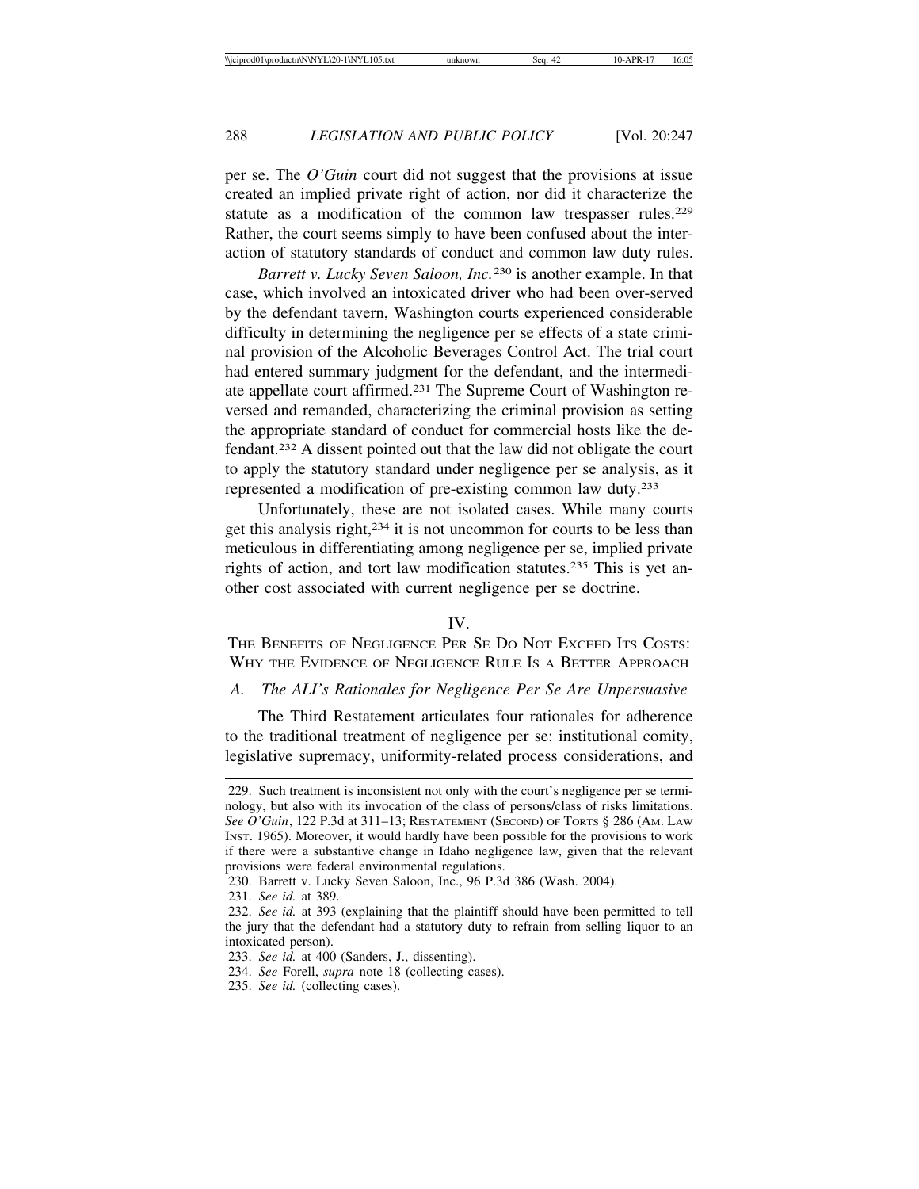per se. The *O'Guin* court did not suggest that the provisions at issue created an implied private right of action, nor did it characterize the statute as a modification of the common law trespasser rules.[229] Rather, the court seems simply to have been confused about the interaction of statutory standards of conduct and common law duty rules.

*Barrett v. Lucky Seven Saloon, Inc.*[230] is another example. In that case, which involved an intoxicated driver who had been over-served by the defendant tavern, Washington courts experienced considerable difficulty in determining the negligence per se effects of a state criminal provision of the Alcoholic Beverages Control Act. The trial court had entered summary judgment for the defendant, and the intermediate appellate court affirmed.[231] The Supreme Court of Washington reversed and remanded, characterizing the criminal provision as setting the appropriate standard of conduct for commercial hosts like the defendant.[232] A dissent pointed out that the law did not obligate the court to apply the statutory standard under negligence per se analysis, as it represented a modification of pre-existing common law duty.[233]

Unfortunately, these are not isolated cases. While many courts get this analysis right,[234] it is not uncommon for courts to be less than meticulous in differentiating among negligence per se, implied private rights of action, and tort law modification statutes.[235] This is yet another cost associated with current negligence per se doctrine.

## IV.
## THE BENEFITS OF NEGLIGENCE PER SE DO NOT EXCEED ITS COSTS: WHY THE EVIDENCE OF NEGLIGENCE RULE IS A BETTER APPROACH

### A. *The ALI's Rationales for Negligence Per Se Are Unpersuasive*

The Third Restatement articulates four rationales for adherence to the traditional treatment of negligence per se: institutional comity, legislative supremacy, uniformity-related process considerations, and

---

229. Such treatment is inconsistent not only with the court's negligence per se terminology, but also with its invocation of the class of persons/class of risks limitations. *See O'Guin*, 122 P.3d at 311–13; RESTATEMENT (SECOND) OF TORTS § 286 (AM. LAW INST. 1965). Moreover, it would hardly have been possible for the provisions to work if there were a substantive change in Idaho negligence law, given that the relevant provisions were federal environmental regulations.

230. Barrett v. Lucky Seven Saloon, Inc., 96 P.3d 386 (Wash. 2004).

231. *See id.* at 389.

232. *See id.* at 393 (explaining that the plaintiff should have been permitted to tell the jury that the defendant had a statutory duty to refrain from selling liquor to an intoxicated person).

233. *See id.* at 400 (Sanders, J., dissenting).

234. *See* Forell, *supra* note 18 (collecting cases).

235. *See id.* (collecting cases).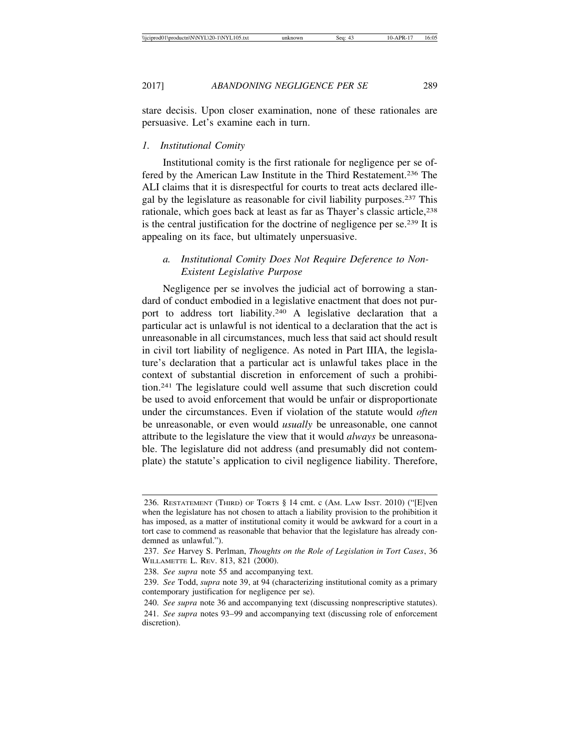stare decisis. Upon closer examination, none of these rationales are persuasive. Let's examine each in turn.

### *1. Institutional Comity*

Institutional comity is the first rationale for negligence per se offered by the American Law Institute in the Third Restatement.[236] The ALI claims that it is disrespectful for courts to treat acts declared illegal by the legislature as reasonable for civil liability purposes.[237] This rationale, which goes back at least as far as Thayer's classic article,[238] is the central justification for the doctrine of negligence per se.[239] It is appealing on its face, but ultimately unpersuasive.

#### *a. Institutional Comity Does Not Require Deference to Non-Existent Legislative Purpose*

Negligence per se involves the judicial act of borrowing a standard of conduct embodied in a legislative enactment that does not purport to address tort liability.[240] A legislative declaration that a particular act is unlawful is not identical to a declaration that the act is unreasonable in all circumstances, much less that said act should result in civil tort liability of negligence. As noted in Part IIIA, the legislature's declaration that a particular act is unlawful takes place in the context of substantial discretion in enforcement of such a prohibition.[241] The legislature could well assume that such discretion could be used to avoid enforcement that would be unfair or disproportionate under the circumstances. Even if violation of the statute would *often* be unreasonable, or even would *usually* be unreasonable, one cannot attribute to the legislature the view that it would *always* be unreasonable. The legislature did not address (and presumably did not contemplate) the statute's application to civil negligence liability. Therefore,

---

236. RESTATEMENT (THIRD) OF TORTS § 14 cmt. c (AM. LAW INST. 2010) ("[E]ven when the legislature has not chosen to attach a liability provision to the prohibition it has imposed, as a matter of institutional comity it would be awkward for a court in a tort case to commend as reasonable that behavior that the legislature has already condemned as unlawful.").

237. *See* Harvey S. Perlman, *Thoughts on the Role of Legislation in Tort Cases*, 36 WILLAMETTE L. REV. 813, 821 (2000).

238. *See supra* note 55 and accompanying text.

239. *See* Todd, *supra* note 39, at 94 (characterizing institutional comity as a primary contemporary justification for negligence per se).

240. *See supra* note 36 and accompanying text (discussing nonprescriptive statutes).

241. *See supra* notes 93–99 and accompanying text (discussing role of enforcement discretion).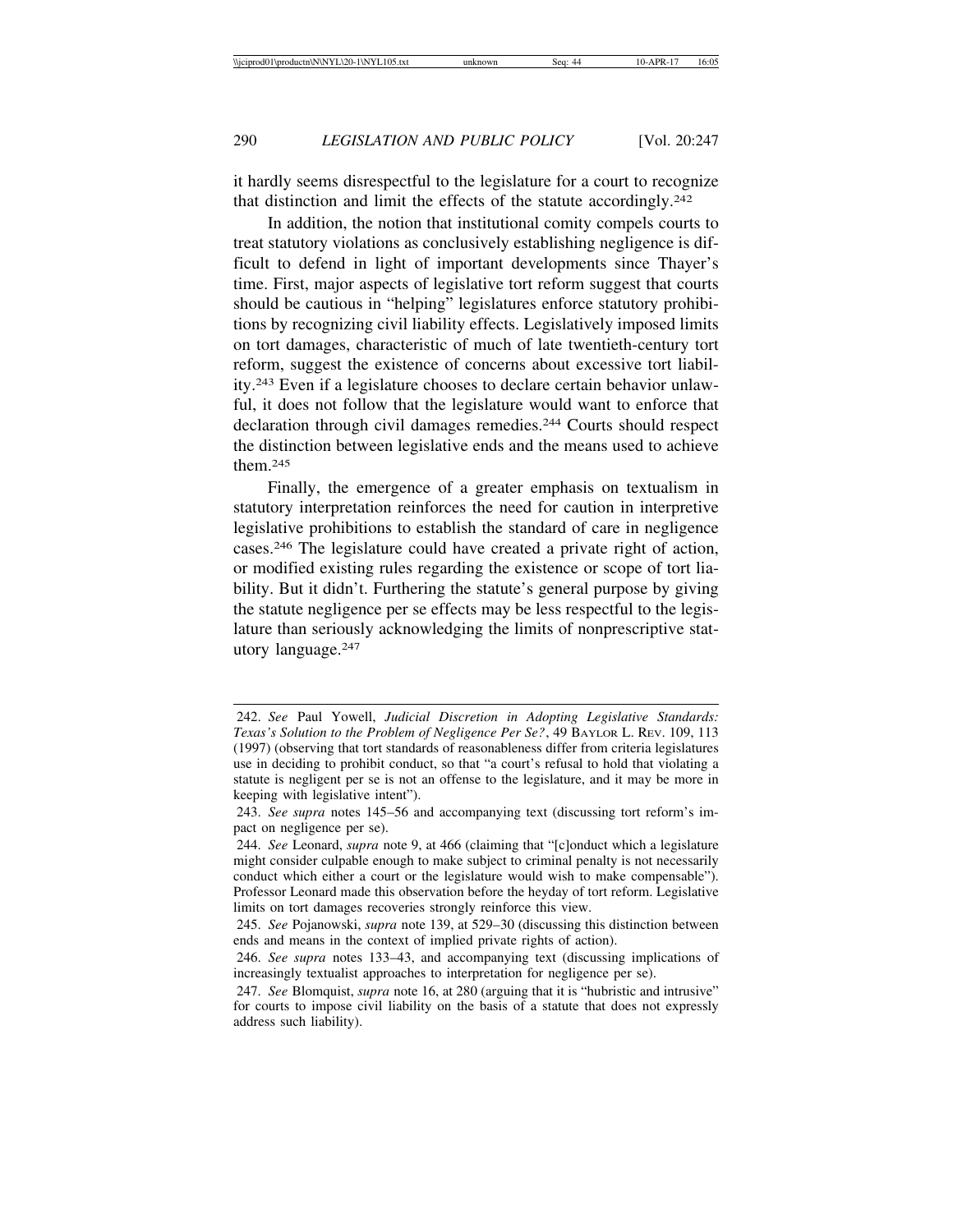it hardly seems disrespectful to the legislature for a court to recognize that distinction and limit the effects of the statute accordingly.[242]

In addition, the notion that institutional comity compels courts to treat statutory violations as conclusively establishing negligence is difficult to defend in light of important developments since Thayer's time. First, major aspects of legislative tort reform suggest that courts should be cautious in "helping" legislatures enforce statutory prohibitions by recognizing civil liability effects. Legislatively imposed limits on tort damages, characteristic of much of late twentieth-century tort reform, suggest the existence of concerns about excessive tort liability.[243] Even if a legislature chooses to declare certain behavior unlawful, it does not follow that the legislature would want to enforce that declaration through civil damages remedies.[244] Courts should respect the distinction between legislative ends and the means used to achieve them.[245]

Finally, the emergence of a greater emphasis on textualism in statutory interpretation reinforces the need for caution in interpretive legislative prohibitions to establish the standard of care in negligence cases.[246] The legislature could have created a private right of action, or modified existing rules regarding the existence or scope of tort liability. But it didn't. Furthering the statute's general purpose by giving the statute negligence per se effects may be less respectful to the legislature than seriously acknowledging the limits of nonprescriptive statutory language.[247]

---

242. *See* Paul Yowell, *Judicial Discretion in Adopting Legislative Standards: Texas's Solution to the Problem of Negligence Per Se?*, 49 BAYLOR L. REV. 109, 113 (1997) (observing that tort standards of reasonableness differ from criteria legislatures use in deciding to prohibit conduct, so that "a court's refusal to hold that violating a statute is negligent per se is not an offense to the legislature, and it may be more in keeping with legislative intent").

243. *See supra* notes 145–56 and accompanying text (discussing tort reform's impact on negligence per se).

244. *See* Leonard, *supra* note 9, at 466 (claiming that "[c]onduct which a legislature might consider culpable enough to make subject to criminal penalty is not necessarily conduct which either a court or the legislature would wish to make compensable"). Professor Leonard made this observation before the heyday of tort reform. Legislative limits on tort damages recoveries strongly reinforce this view.

245. *See* Pojanowski, *supra* note 139, at 529–30 (discussing this distinction between ends and means in the context of implied private rights of action).

246. *See supra* notes 133–43, and accompanying text (discussing implications of increasingly textualist approaches to interpretation for negligence per se).

247. *See* Blomquist, *supra* note 16, at 280 (arguing that it is "hubristic and intrusive" for courts to impose civil liability on the basis of a statute that does not expressly address such liability).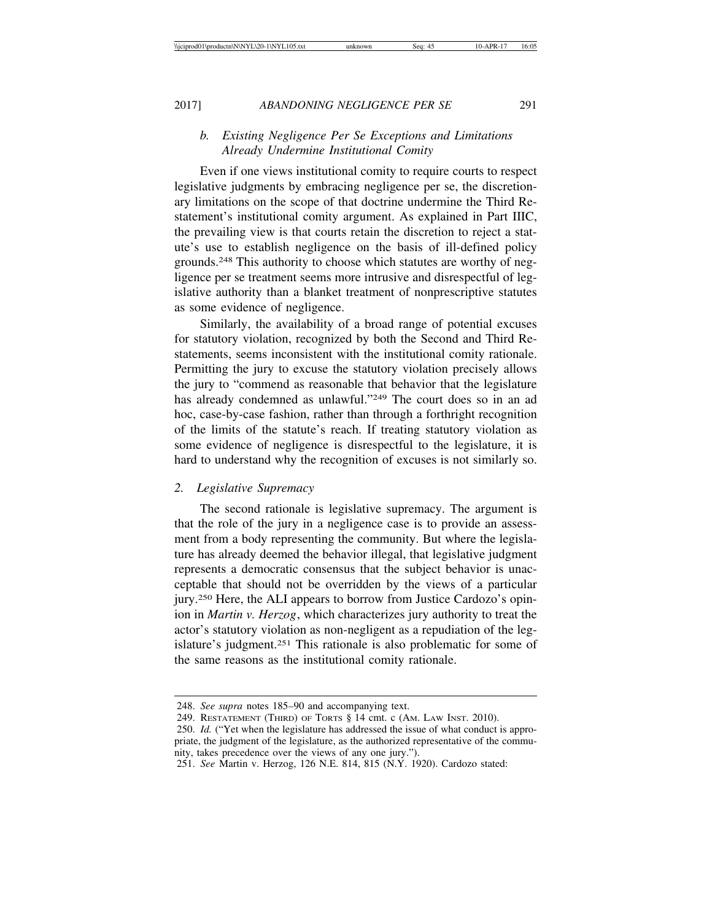### *b. Existing Negligence Per Se Exceptions and Limitations Already Undermine Institutional Comity*

Even if one views institutional comity to require courts to respect legislative judgments by embracing negligence per se, the discretionary limitations on the scope of that doctrine undermine the Third Restatement's institutional comity argument. As explained in Part IIIC, the prevailing view is that courts retain the discretion to reject a statute's use to establish negligence on the basis of ill-defined policy grounds.[248] This authority to choose which statutes are worthy of negligence per se treatment seems more intrusive and disrespectful of legislative authority than a blanket treatment of nonprescriptive statutes as some evidence of negligence.

Similarly, the availability of a broad range of potential excuses for statutory violation, recognized by both the Second and Third Restatements, seems inconsistent with the institutional comity rationale. Permitting the jury to excuse the statutory violation precisely allows the jury to "commend as reasonable that behavior that the legislature has already condemned as unlawful."[249] The court does so in an ad hoc, case-by-case fashion, rather than through a forthright recognition of the limits of the statute's reach. If treating statutory violation as some evidence of negligence is disrespectful to the legislature, it is hard to understand why the recognition of excuses is not similarly so.

### *2. Legislative Supremacy*

The second rationale is legislative supremacy. The argument is that the role of the jury in a negligence case is to provide an assessment from a body representing the community. But where the legislature has already deemed the behavior illegal, that legislative judgment represents a democratic consensus that the subject behavior is unacceptable that should not be overridden by the views of a particular jury.[250] Here, the ALI appears to borrow from Justice Cardozo's opinion in *Martin v. Herzog*, which characterizes jury authority to treat the actor's statutory violation as non-negligent as a repudiation of the legislature's judgment.[251] This rationale is also problematic for some of the same reasons as the institutional comity rationale.

---

248. *See supra* notes 185–90 and accompanying text.

249. RESTATEMENT (THIRD) OF TORTS § 14 cmt. c (AM. LAW INST. 2010).

250. *Id.* ("Yet when the legislature has addressed the issue of what conduct is appropriate, the judgment of the legislature, as the authorized representative of the community, takes precedence over the views of any one jury.").

251. *See* Martin v. Herzog, 126 N.E. 814, 815 (N.Y. 1920). Cardozo stated: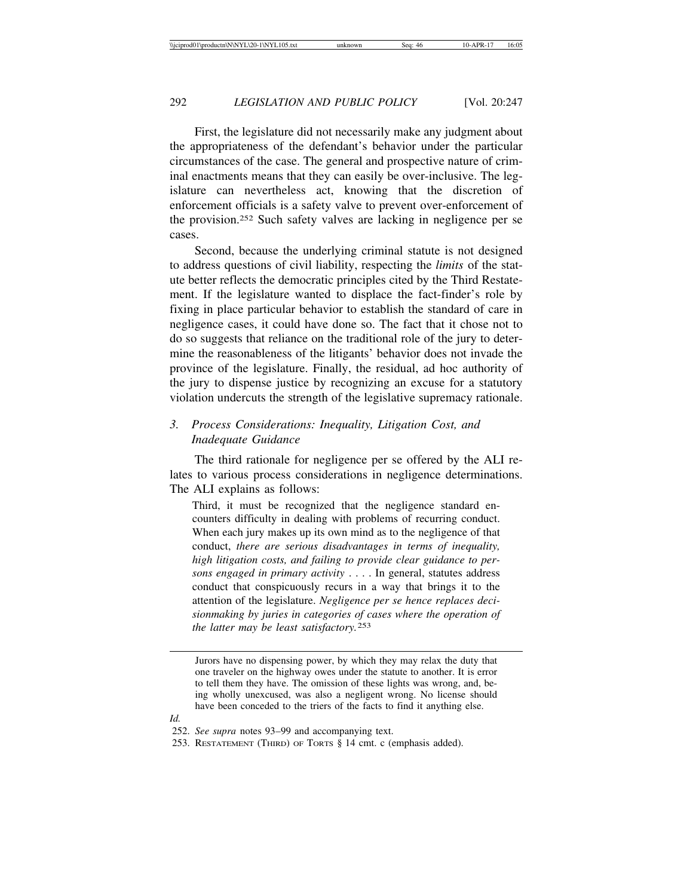First, the legislature did not necessarily make any judgment about the appropriateness of the defendant's behavior under the particular circumstances of the case. The general and prospective nature of criminal enactments means that they can easily be over-inclusive. The legislature can nevertheless act, knowing that the discretion of enforcement officials is a safety valve to prevent over-enforcement of the provision.[252] Such safety valves are lacking in negligence per se cases.

Second, because the underlying criminal statute is not designed to address questions of civil liability, respecting the *limits* of the statute better reflects the democratic principles cited by the Third Restatement. If the legislature wanted to displace the fact-finder's role by fixing in place particular behavior to establish the standard of care in negligence cases, it could have done so. The fact that it chose not to do so suggests that reliance on the traditional role of the jury to determine the reasonableness of the litigants' behavior does not invade the province of the legislature. Finally, the residual, ad hoc authority of the jury to dispense justice by recognizing an excuse for a statutory violation undercuts the strength of the legislative supremacy rationale.

### 3. *Process Considerations: Inequality, Litigation Cost, and Inadequate Guidance*

The third rationale for negligence per se offered by the ALI relates to various process considerations in negligence determinations. The ALI explains as follows:

> Third, it must be recognized that the negligence standard encounters difficulty in dealing with problems of recurring conduct. When each jury makes up its own mind as to the negligence of that conduct, *there are serious disadvantages in terms of inequality, high litigation costs, and failing to provide clear guidance to persons engaged in primary activity* . . . . In general, statutes address conduct that conspicuously recurs in a way that brings it to the attention of the legislature. *Negligence per se hence replaces decisionmaking by juries in categories of cases where the operation of the latter may be least satisfactory.*[253]

---

> Jurors have no dispensing power, by which they may relax the duty that one traveler on the highway owes under the statute to another. It is error to tell them they have. The omission of these lights was wrong, and, being wholly unexcused, was also a negligent wrong. No license should have been conceded to the triers of the facts to find it anything else.

*Id.*

252. *See supra* notes 93–99 and accompanying text.

253. RESTATEMENT (THIRD) OF TORTS § 14 cmt. c (emphasis added).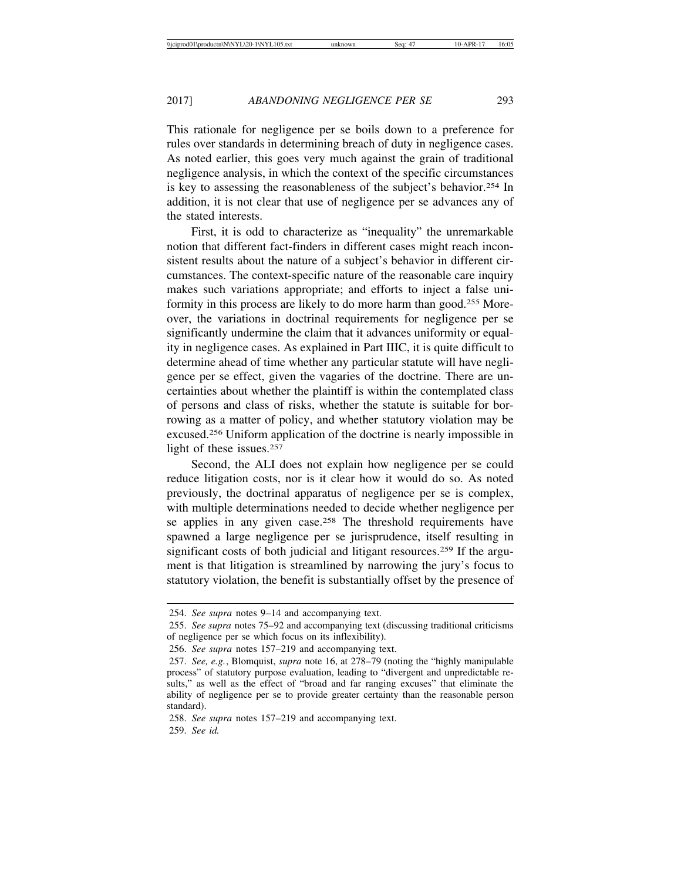This rationale for negligence per se boils down to a preference for rules over standards in determining breach of duty in negligence cases. As noted earlier, this goes very much against the grain of traditional negligence analysis, in which the context of the specific circumstances is key to assessing the reasonableness of the subject's behavior.[254] In addition, it is not clear that use of negligence per se advances any of the stated interests.

First, it is odd to characterize as "inequality" the unremarkable notion that different fact-finders in different cases might reach inconsistent results about the nature of a subject's behavior in different circumstances. The context-specific nature of the reasonable care inquiry makes such variations appropriate; and efforts to inject a false uniformity in this process are likely to do more harm than good.[255] Moreover, the variations in doctrinal requirements for negligence per se significantly undermine the claim that it advances uniformity or equality in negligence cases. As explained in Part IIIC, it is quite difficult to determine ahead of time whether any particular statute will have negligence per se effect, given the vagaries of the doctrine. There are uncertainties about whether the plaintiff is within the contemplated class of persons and class of risks, whether the statute is suitable for borrowing as a matter of policy, and whether statutory violation may be excused.[256] Uniform application of the doctrine is nearly impossible in light of these issues.[257]

Second, the ALI does not explain how negligence per se could reduce litigation costs, nor is it clear how it would do so. As noted previously, the doctrinal apparatus of negligence per se is complex, with multiple determinations needed to decide whether negligence per se applies in any given case.[258] The threshold requirements have spawned a large negligence per se jurisprudence, itself resulting in significant costs of both judicial and litigant resources.[259] If the argument is that litigation is streamlined by narrowing the jury's focus to statutory violation, the benefit is substantially offset by the presence of

---

254. *See supra* notes 9–14 and accompanying text.

255. *See supra* notes 75–92 and accompanying text (discussing traditional criticisms of negligence per se which focus on its inflexibility).

256. *See supra* notes 157–219 and accompanying text.

257. *See, e.g.*, Blomquist, *supra* note 16, at 278–79 (noting the "highly manipulable process" of statutory purpose evaluation, leading to "divergent and unpredictable results," as well as the effect of "broad and far ranging excuses" that eliminate the ability of negligence per se to provide greater certainty than the reasonable person standard).

258. *See supra* notes 157–219 and accompanying text.

259. *See id.*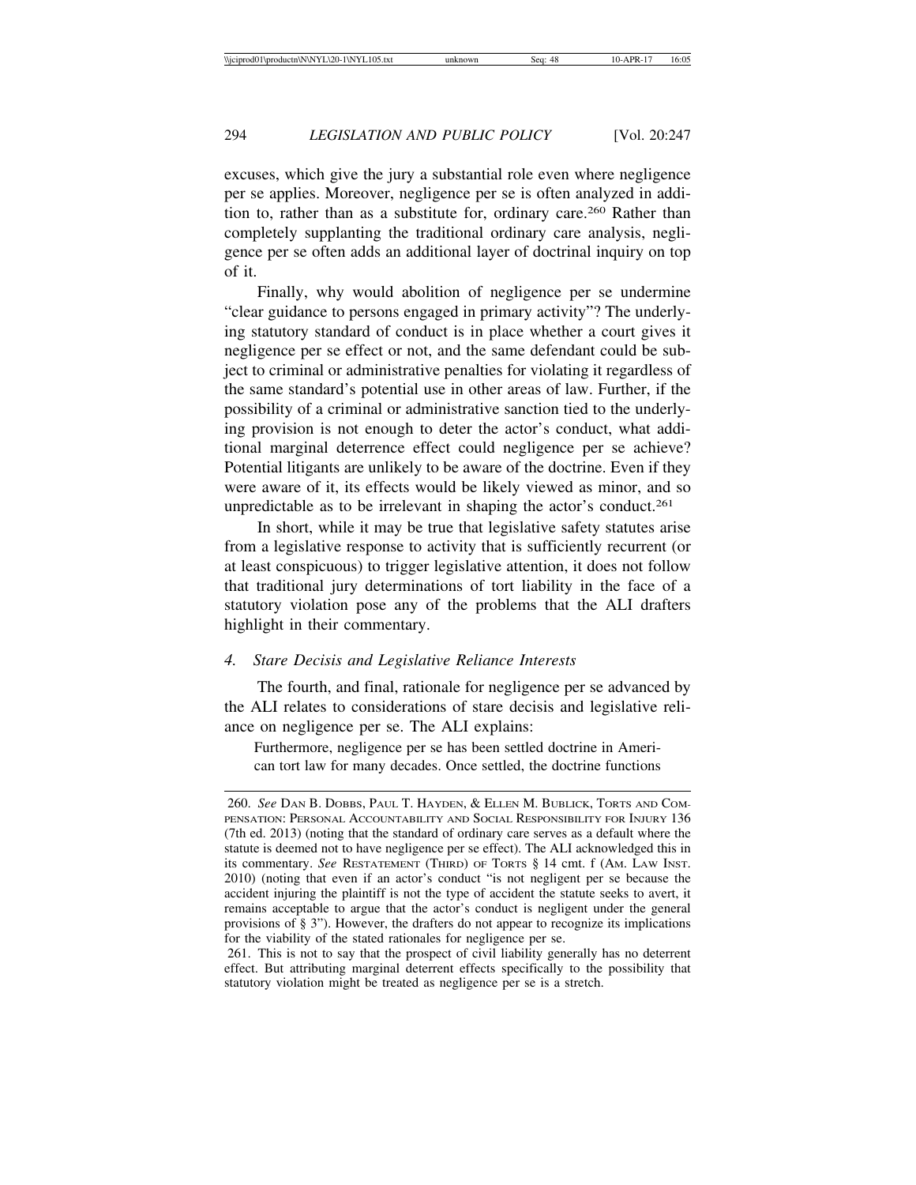excuses, which give the jury a substantial role even where negligence per se applies. Moreover, negligence per se is often analyzed in addition to, rather than as a substitute for, ordinary care.[260] Rather than completely supplanting the traditional ordinary care analysis, negligence per se often adds an additional layer of doctrinal inquiry on top of it.

Finally, why would abolition of negligence per se undermine "clear guidance to persons engaged in primary activity"? The underlying statutory standard of conduct is in place whether a court gives it negligence per se effect or not, and the same defendant could be subject to criminal or administrative penalties for violating it regardless of the same standard's potential use in other areas of law. Further, if the possibility of a criminal or administrative sanction tied to the underlying provision is not enough to deter the actor's conduct, what additional marginal deterrence effect could negligence per se achieve? Potential litigants are unlikely to be aware of the doctrine. Even if they were aware of it, its effects would be likely viewed as minor, and so unpredictable as to be irrelevant in shaping the actor's conduct.[261]

In short, while it may be true that legislative safety statutes arise from a legislative response to activity that is sufficiently recurrent (or at least conspicuous) to trigger legislative attention, it does not follow that traditional jury determinations of tort liability in the face of a statutory violation pose any of the problems that the ALI drafters highlight in their commentary.

### *4. Stare Decisis and Legislative Reliance Interests*

The fourth, and final, rationale for negligence per se advanced by the ALI relates to considerations of stare decisis and legislative reliance on negligence per se. The ALI explains:

> Furthermore, negligence per se has been settled doctrine in American tort law for many decades. Once settled, the doctrine functions

---

260. *See* Dan B. Dobbs, Paul T. Hayden, & Ellen M. Bublick, Torts and Compensation: Personal Accountability and Social Responsibility for Injury 136 (7th ed. 2013) (noting that the standard of ordinary care serves as a default where the statute is deemed not to have negligence per se effect). The ALI acknowledged this in its commentary. *See* Restatement (Third) of Torts § 14 cmt. f (Am. Law Inst. 2010) (noting that even if an actor's conduct "is not negligent per se because the accident injuring the plaintiff is not the type of accident the statute seeks to avert, it remains acceptable to argue that the actor's conduct is negligent under the general provisions of § 3"). However, the drafters do not appear to recognize its implications for the viability of the stated rationales for negligence per se.

261. This is not to say that the prospect of civil liability generally has no deterrent effect. But attributing marginal deterrent effects specifically to the possibility that statutory violation might be treated as negligence per se is a stretch.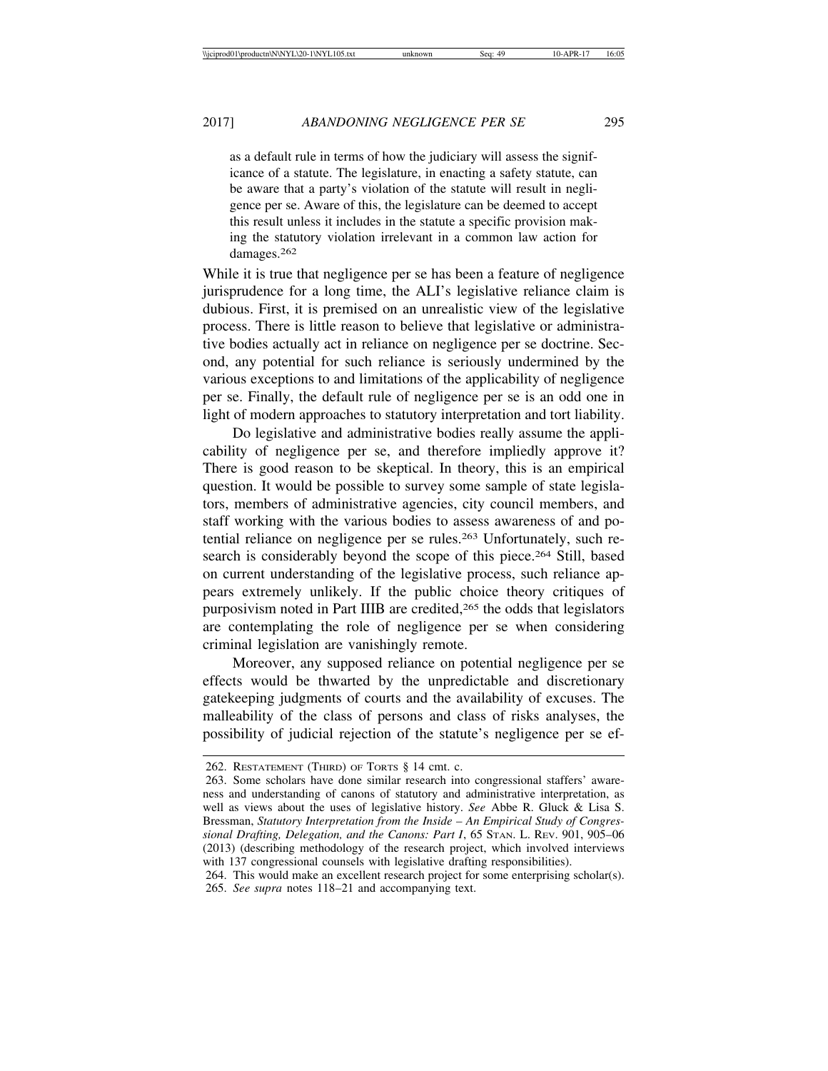as a default rule in terms of how the judiciary will assess the significance of a statute. The legislature, in enacting a safety statute, can be aware that a party's violation of the statute will result in negligence per se. Aware of this, the legislature can be deemed to accept this result unless it includes in the statute a specific provision making the statutory violation irrelevant in a common law action for damages.[262]

While it is true that negligence per se has been a feature of negligence jurisprudence for a long time, the ALI's legislative reliance claim is dubious. First, it is premised on an unrealistic view of the legislative process. There is little reason to believe that legislative or administrative bodies actually act in reliance on negligence per se doctrine. Second, any potential for such reliance is seriously undermined by the various exceptions to and limitations of the applicability of negligence per se. Finally, the default rule of negligence per se is an odd one in light of modern approaches to statutory interpretation and tort liability.

Do legislative and administrative bodies really assume the applicability of negligence per se, and therefore impliedly approve it? There is good reason to be skeptical. In theory, this is an empirical question. It would be possible to survey some sample of state legislators, members of administrative agencies, city council members, and staff working with the various bodies to assess awareness of and potential reliance on negligence per se rules.[263] Unfortunately, such research is considerably beyond the scope of this piece.[264] Still, based on current understanding of the legislative process, such reliance appears extremely unlikely. If the public choice theory critiques of purposivism noted in Part IIIB are credited,[265] the odds that legislators are contemplating the role of negligence per se when considering criminal legislation are vanishingly remote.

Moreover, any supposed reliance on potential negligence per se effects would be thwarted by the unpredictable and discretionary gatekeeping judgments of courts and the availability of excuses. The malleability of the class of persons and class of risks analyses, the possibility of judicial rejection of the statute's negligence per se ef-

---

262. RESTATEMENT (THIRD) OF TORTS § 14 cmt. c.

263. Some scholars have done similar research into congressional staffers' awareness and understanding of canons of statutory and administrative interpretation, as well as views about the uses of legislative history. *See* Abbe R. Gluck & Lisa S. Bressman, *Statutory Interpretation from the Inside – An Empirical Study of Congressional Drafting, Delegation, and the Canons: Part I*, 65 STAN. L. REV. 901, 905–06 (2013) (describing methodology of the research project, which involved interviews with 137 congressional counsels with legislative drafting responsibilities).

264. This would make an excellent research project for some enterprising scholar(s).

265. *See supra* notes 118–21 and accompanying text.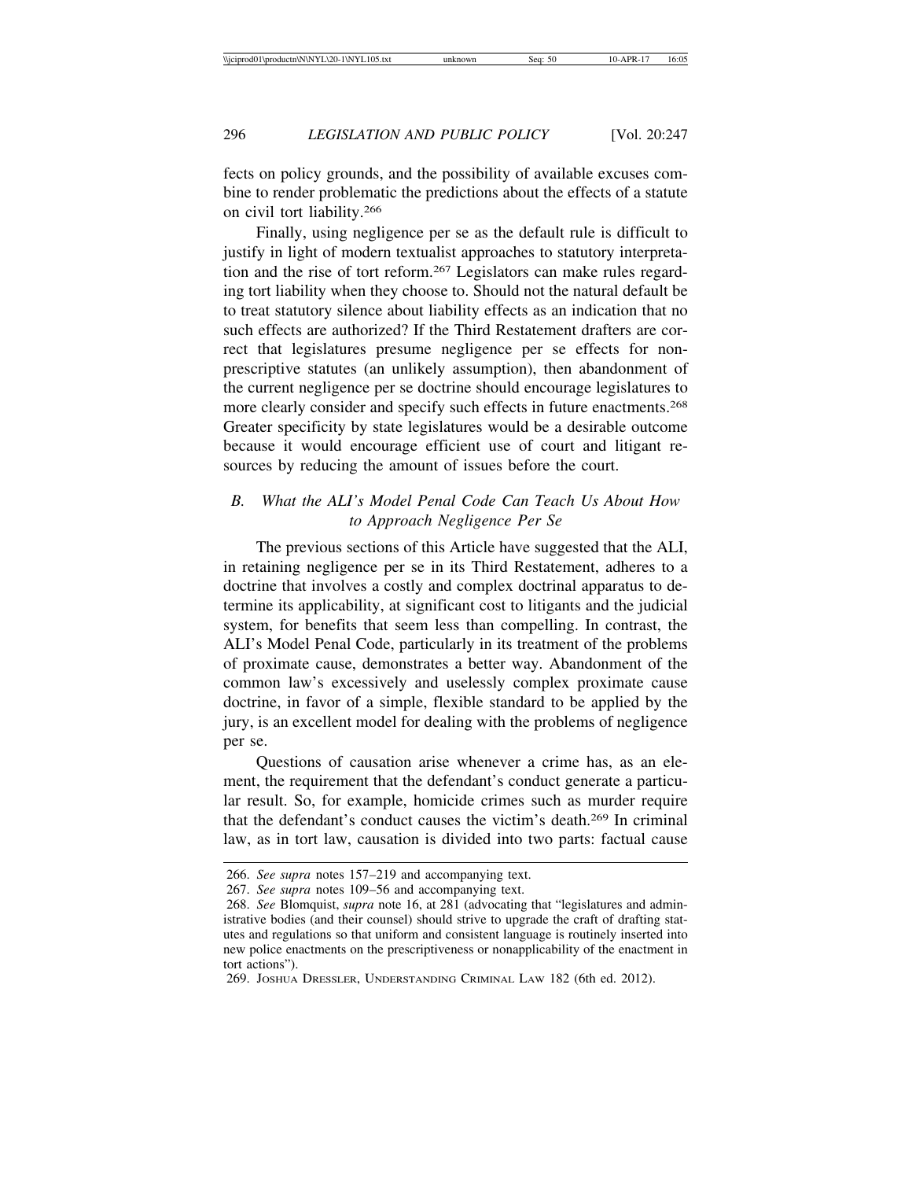fects on policy grounds, and the possibility of available excuses combine to render problematic the predictions about the effects of a statute on civil tort liability.[266]

Finally, using negligence per se as the default rule is difficult to justify in light of modern textualist approaches to statutory interpretation and the rise of tort reform.[267] Legislators can make rules regarding tort liability when they choose to. Should not the natural default be to treat statutory silence about liability effects as an indication that no such effects are authorized? If the Third Restatement drafters are correct that legislatures presume negligence per se effects for nonprescriptive statutes (an unlikely assumption), then abandonment of the current negligence per se doctrine should encourage legislatures to more clearly consider and specify such effects in future enactments.[268] Greater specificity by state legislatures would be a desirable outcome because it would encourage efficient use of court and litigant resources by reducing the amount of issues before the court.

### *B. What the ALI's Model Penal Code Can Teach Us About How to Approach Negligence Per Se*

The previous sections of this Article have suggested that the ALI, in retaining negligence per se in its Third Restatement, adheres to a doctrine that involves a costly and complex doctrinal apparatus to determine its applicability, at significant cost to litigants and the judicial system, for benefits that seem less than compelling. In contrast, the ALI's Model Penal Code, particularly in its treatment of the problems of proximate cause, demonstrates a better way. Abandonment of the common law's excessively and uselessly complex proximate cause doctrine, in favor of a simple, flexible standard to be applied by the jury, is an excellent model for dealing with the problems of negligence per se.

Questions of causation arise whenever a crime has, as an element, the requirement that the defendant's conduct generate a particular result. So, for example, homicide crimes such as murder require that the defendant's conduct causes the victim's death.[269] In criminal law, as in tort law, causation is divided into two parts: factual cause

---

266. *See supra* notes 157–219 and accompanying text.

267. *See supra* notes 109–56 and accompanying text.

268. *See* Blomquist, *supra* note 16, at 281 (advocating that "legislatures and administrative bodies (and their counsel) should strive to upgrade the craft of drafting statutes and regulations so that uniform and consistent language is routinely inserted into new police enactments on the prescriptiveness or nonapplicability of the enactment in tort actions").

269. JOSHUA DRESSLER, UNDERSTANDING CRIMINAL LAW 182 (6th ed. 2012).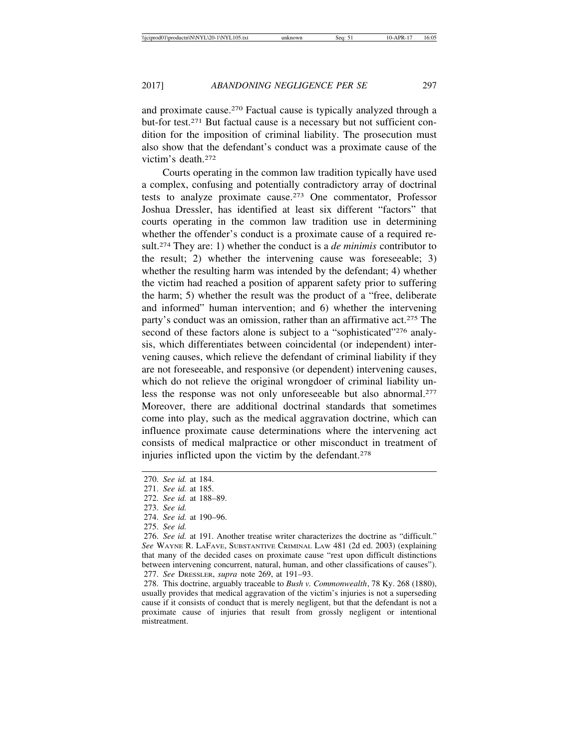and proximate cause.[270] Factual cause is typically analyzed through a but-for test.[271] But factual cause is a necessary but not sufficient condition for the imposition of criminal liability. The prosecution must also show that the defendant's conduct was a proximate cause of the victim's death.[272]

Courts operating in the common law tradition typically have used a complex, confusing and potentially contradictory array of doctrinal tests to analyze proximate cause.[273] One commentator, Professor Joshua Dressler, has identified at least six different "factors" that courts operating in the common law tradition use in determining whether the offender's conduct is a proximate cause of a required result.[274] They are: 1) whether the conduct is a *de minimis* contributor to the result; 2) whether the intervening cause was foreseeable; 3) whether the resulting harm was intended by the defendant; 4) whether the victim had reached a position of apparent safety prior to suffering the harm; 5) whether the result was the product of a "free, deliberate and informed" human intervention; and 6) whether the intervening party's conduct was an omission, rather than an affirmative act.[275] The second of these factors alone is subject to a "sophisticated"[276] analysis, which differentiates between coincidental (or independent) intervening causes, which relieve the defendant of criminal liability if they are not foreseeable, and responsive (or dependent) intervening causes, which do not relieve the original wrongdoer of criminal liability unless the response was not only unforeseeable but also abnormal.[277] Moreover, there are additional doctrinal standards that sometimes come into play, such as the medical aggravation doctrine, which can influence proximate cause determinations where the intervening act consists of medical malpractice or other misconduct in treatment of injuries inflicted upon the victim by the defendant.[278]

---

270. *See id.* at 184.
271. *See id.* at 185.
272. *See id.* at 188–89.
273. *See id.*
274. *See id.* at 190–96.
275. *See id.*
276. *See id.* at 191. Another treatise writer characterizes the doctrine as "difficult." *See* WAYNE R. LAFAVE, SUBSTANTIVE CRIMINAL LAW 481 (2d ed. 2003) (explaining that many of the decided cases on proximate cause "rest upon difficult distinctions between intervening concurrent, natural, human, and other classifications of causes").
277. *See* DRESSLER, *supra* note 269, at 191–93.
278. This doctrine, arguably traceable to *Bush v. Commonwealth*, 78 Ky. 268 (1880), usually provides that medical aggravation of the victim's injuries is not a superseding cause if it consists of conduct that is merely negligent, but that the defendant is not a proximate cause of injuries that result from grossly negligent or intentional mistreatment.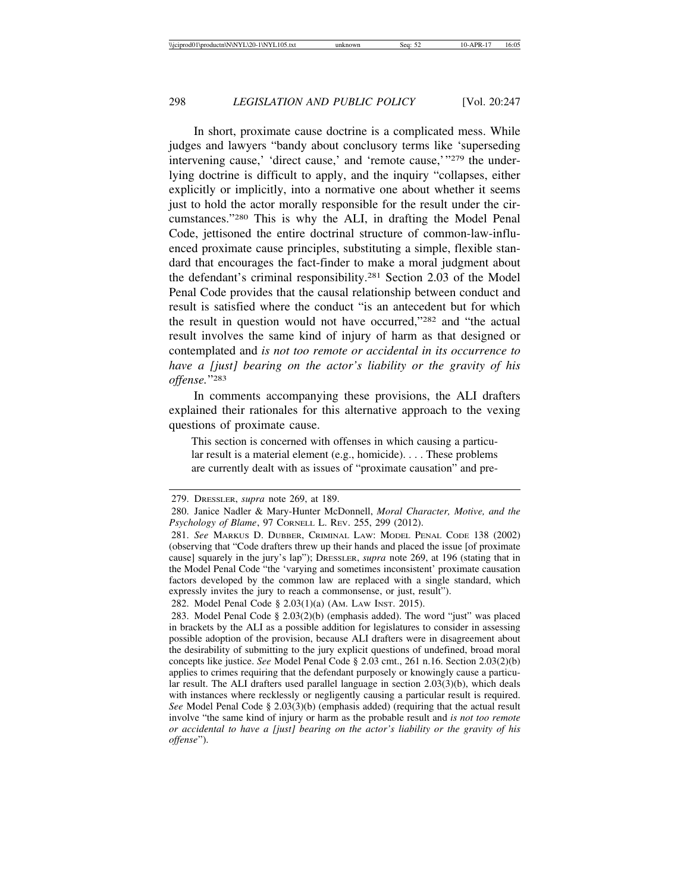In short, proximate cause doctrine is a complicated mess. While judges and lawyers "bandy about conclusory terms like 'superseding intervening cause,' 'direct cause,' and 'remote cause,'"[279] the underlying doctrine is difficult to apply, and the inquiry "collapses, either explicitly or implicitly, into a normative one about whether it seems just to hold the actor morally responsible for the result under the circumstances."[280] This is why the ALI, in drafting the Model Penal Code, jettisoned the entire doctrinal structure of common-law-influenced proximate cause principles, substituting a simple, flexible standard that encourages the fact-finder to make a moral judgment about the defendant's criminal responsibility.[281] Section 2.03 of the Model Penal Code provides that the causal relationship between conduct and result is satisfied where the conduct "is an antecedent but for which the result in question would not have occurred,"[282] and "the actual result involves the same kind of injury of harm as that designed or contemplated and *is not too remote or accidental in its occurrence to have a [just] bearing on the actor's liability or the gravity of his offense.*"[283]

In comments accompanying these provisions, the ALI drafters explained their rationales for this alternative approach to the vexing questions of proximate cause.

> This section is concerned with offenses in which causing a particular result is a material element (e.g., homicide). . . . These problems are currently dealt with as issues of "proximate causation" and pre-

---

279. DRESSLER, *supra* note 269, at 189.

280. Janice Nadler & Mary-Hunter McDonnell, *Moral Character, Motive, and the Psychology of Blame*, 97 CORNELL L. REV. 255, 299 (2012).

281. *See* MARKUS D. DUBBER, CRIMINAL LAW: MODEL PENAL CODE 138 (2002) (observing that "Code drafters threw up their hands and placed the issue [of proximate cause] squarely in the jury's lap"); DRESSLER, *supra* note 269, at 196 (stating that in the Model Penal Code "the 'varying and sometimes inconsistent' proximate causation factors developed by the common law are replaced with a single standard, which expressly invites the jury to reach a commonsense, or just, result").

282. Model Penal Code § 2.03(1)(a) (AM. LAW INST. 2015).

283. Model Penal Code § 2.03(2)(b) (emphasis added). The word "just" was placed in brackets by the ALI as a possible addition for legislatures to consider in assessing possible adoption of the provision, because ALI drafters were in disagreement about the desirability of submitting to the jury explicit questions of undefined, broad moral concepts like justice. *See* Model Penal Code § 2.03 cmt., 261 n.16. Section 2.03(2)(b) applies to crimes requiring that the defendant purposely or knowingly cause a particular result. The ALI drafters used parallel language in section 2.03(3)(b), which deals with instances where recklessly or negligently causing a particular result is required. *See* Model Penal Code § 2.03(3)(b) (emphasis added) (requiring that the actual result involve "the same kind of injury or harm as the probable result and *is not too remote or accidental to have a [just] bearing on the actor's liability or the gravity of his offense*").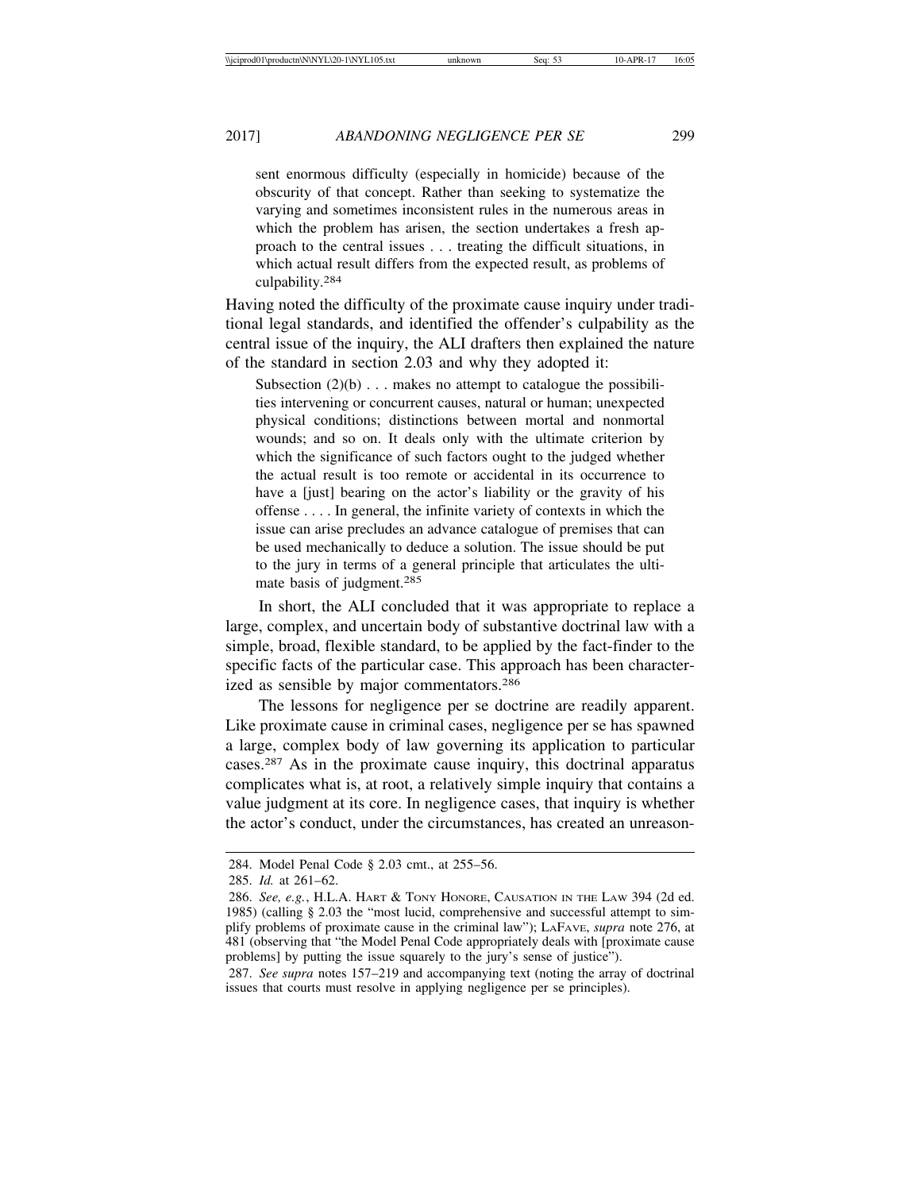> sent enormous difficulty (especially in homicide) because of the obscurity of that concept. Rather than seeking to systematize the varying and sometimes inconsistent rules in the numerous areas in which the problem has arisen, the section undertakes a fresh approach to the central issues . . . treating the difficult situations, in which actual result differs from the expected result, as problems of culpability.[284]

Having noted the difficulty of the proximate cause inquiry under traditional legal standards, and identified the offender's culpability as the central issue of the inquiry, the ALI drafters then explained the nature of the standard in section 2.03 and why they adopted it:

> Subsection (2)(b) . . . makes no attempt to catalogue the possibilities intervening or concurrent causes, natural or human; unexpected physical conditions; distinctions between mortal and nonmortal wounds; and so on. It deals only with the ultimate criterion by which the significance of such factors ought to the judged whether the actual result is too remote or accidental in its occurrence to have a [just] bearing on the actor's liability or the gravity of his offense . . . . In general, the infinite variety of contexts in which the issue can arise precludes an advance catalogue of premises that can be used mechanically to deduce a solution. The issue should be put to the jury in terms of a general principle that articulates the ultimate basis of judgment.[285]

In short, the ALI concluded that it was appropriate to replace a large, complex, and uncertain body of substantive doctrinal law with a simple, broad, flexible standard, to be applied by the fact-finder to the specific facts of the particular case. This approach has been characterized as sensible by major commentators.[286]

The lessons for negligence per se doctrine are readily apparent. Like proximate cause in criminal cases, negligence per se has spawned a large, complex body of law governing its application to particular cases.[287] As in the proximate cause inquiry, this doctrinal apparatus complicates what is, at root, a relatively simple inquiry that contains a value judgment at its core. In negligence cases, that inquiry is whether the actor's conduct, under the circumstances, has created an unreason-

284. Model Penal Code § 2.03 cmt., at 255–56.

285. *Id.* at 261–62.

286. *See, e.g.*, H.L.A. Hart & Tony Honore, Causation in the Law 394 (2d ed. 1985) (calling § 2.03 the "most lucid, comprehensive and successful attempt to simplify problems of proximate cause in the criminal law"); LaFave, *supra* note 276, at 481 (observing that "the Model Penal Code appropriately deals with [proximate cause problems] by putting the issue squarely to the jury's sense of justice").

287. *See supra* notes 157–219 and accompanying text (noting the array of doctrinal issues that courts must resolve in applying negligence per se principles).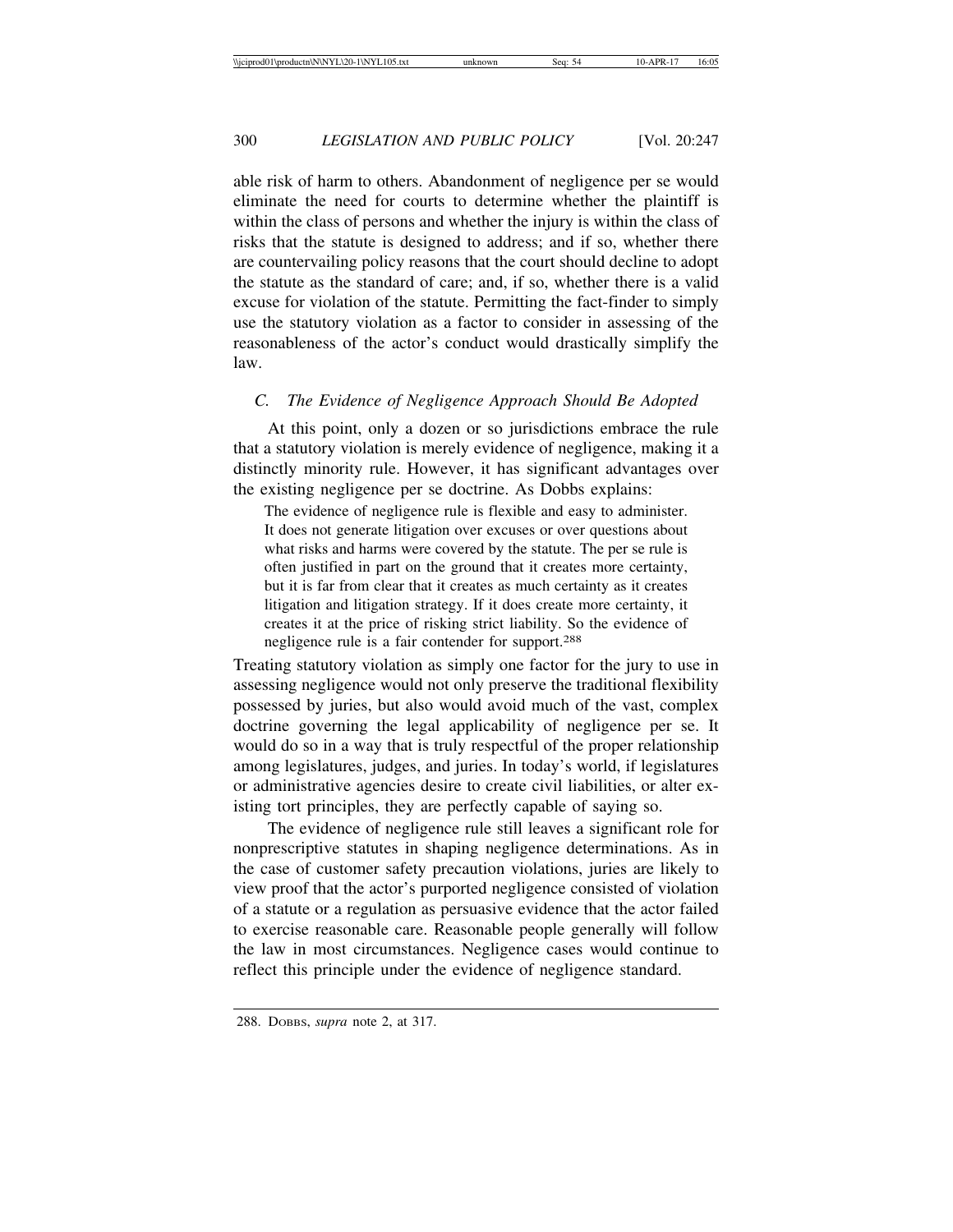able risk of harm to others. Abandonment of negligence per se would eliminate the need for courts to determine whether the plaintiff is within the class of persons and whether the injury is within the class of risks that the statute is designed to address; and if so, whether there are countervailing policy reasons that the court should decline to adopt the statute as the standard of care; and, if so, whether there is a valid excuse for violation of the statute. Permitting the fact-finder to simply use the statutory violation as a factor to consider in assessing of the reasonableness of the actor's conduct would drastically simplify the law.

### *C. The Evidence of Negligence Approach Should Be Adopted*

At this point, only a dozen or so jurisdictions embrace the rule that a statutory violation is merely evidence of negligence, making it a distinctly minority rule. However, it has significant advantages over the existing negligence per se doctrine. As Dobbs explains:

> The evidence of negligence rule is flexible and easy to administer. It does not generate litigation over excuses or over questions about what risks and harms were covered by the statute. The per se rule is often justified in part on the ground that it creates more certainty, but it is far from clear that it creates as much certainty as it creates litigation and litigation strategy. If it does create more certainty, it creates it at the price of risking strict liability. So the evidence of negligence rule is a fair contender for support.[288]

Treating statutory violation as simply one factor for the jury to use in assessing negligence would not only preserve the traditional flexibility possessed by juries, but also would avoid much of the vast, complex doctrine governing the legal applicability of negligence per se. It would do so in a way that is truly respectful of the proper relationship among legislatures, judges, and juries. In today's world, if legislatures or administrative agencies desire to create civil liabilities, or alter existing tort principles, they are perfectly capable of saying so.

The evidence of negligence rule still leaves a significant role for nonprescriptive statutes in shaping negligence determinations. As in the case of customer safety precaution violations, juries are likely to view proof that the actor's purported negligence consisted of violation of a statute or a regulation as persuasive evidence that the actor failed to exercise reasonable care. Reasonable people generally will follow the law in most circumstances. Negligence cases would continue to reflect this principle under the evidence of negligence standard.

---

288. DOBBS, *supra* note 2, at 317.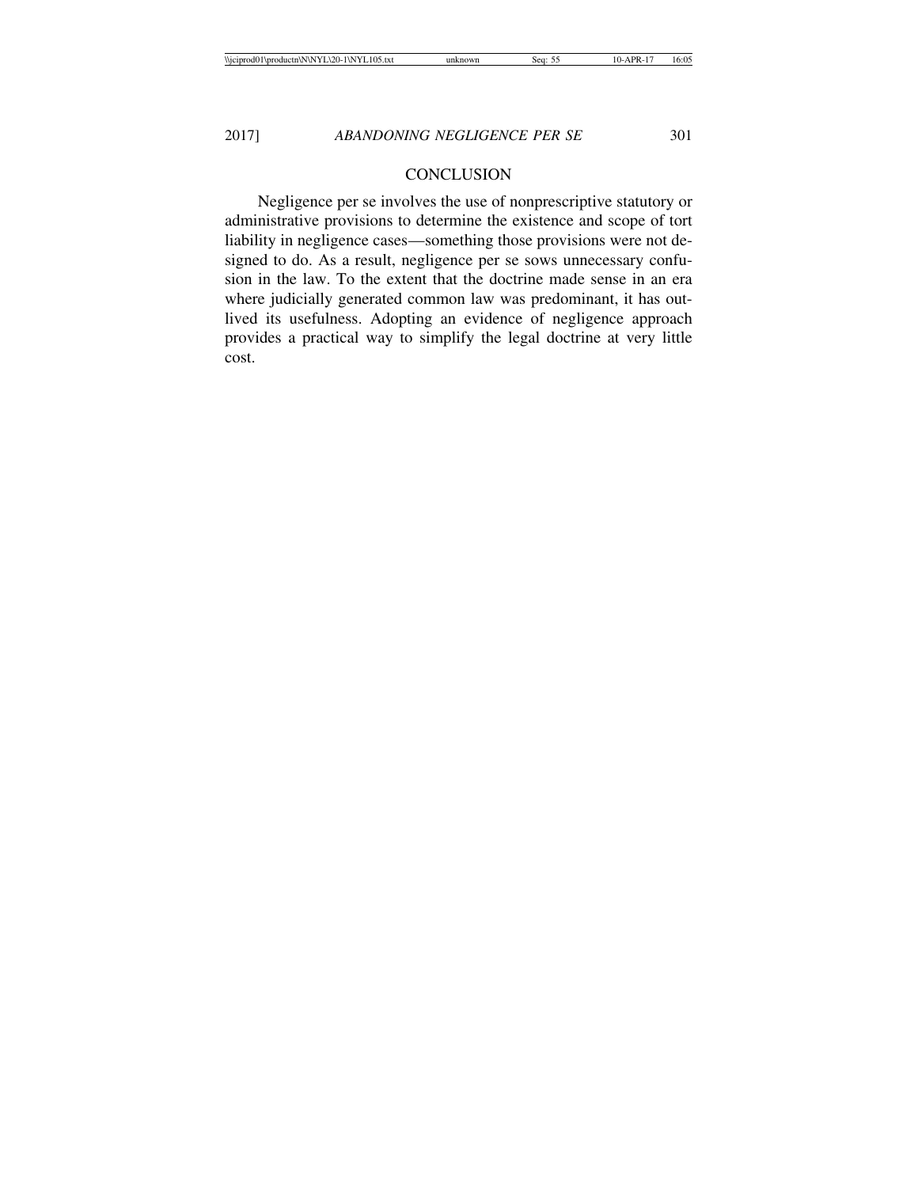## CONCLUSION

Negligence per se involves the use of nonprescriptive statutory or administrative provisions to determine the existence and scope of tort liability in negligence cases—something those provisions were not designed to do. As a result, negligence per se sows unnecessary confusion in the law. To the extent that the doctrine made sense in an era where judicially generated common law was predominant, it has outlived its usefulness. Adopting an evidence of negligence approach provides a practical way to simplify the legal doctrine at very little cost.